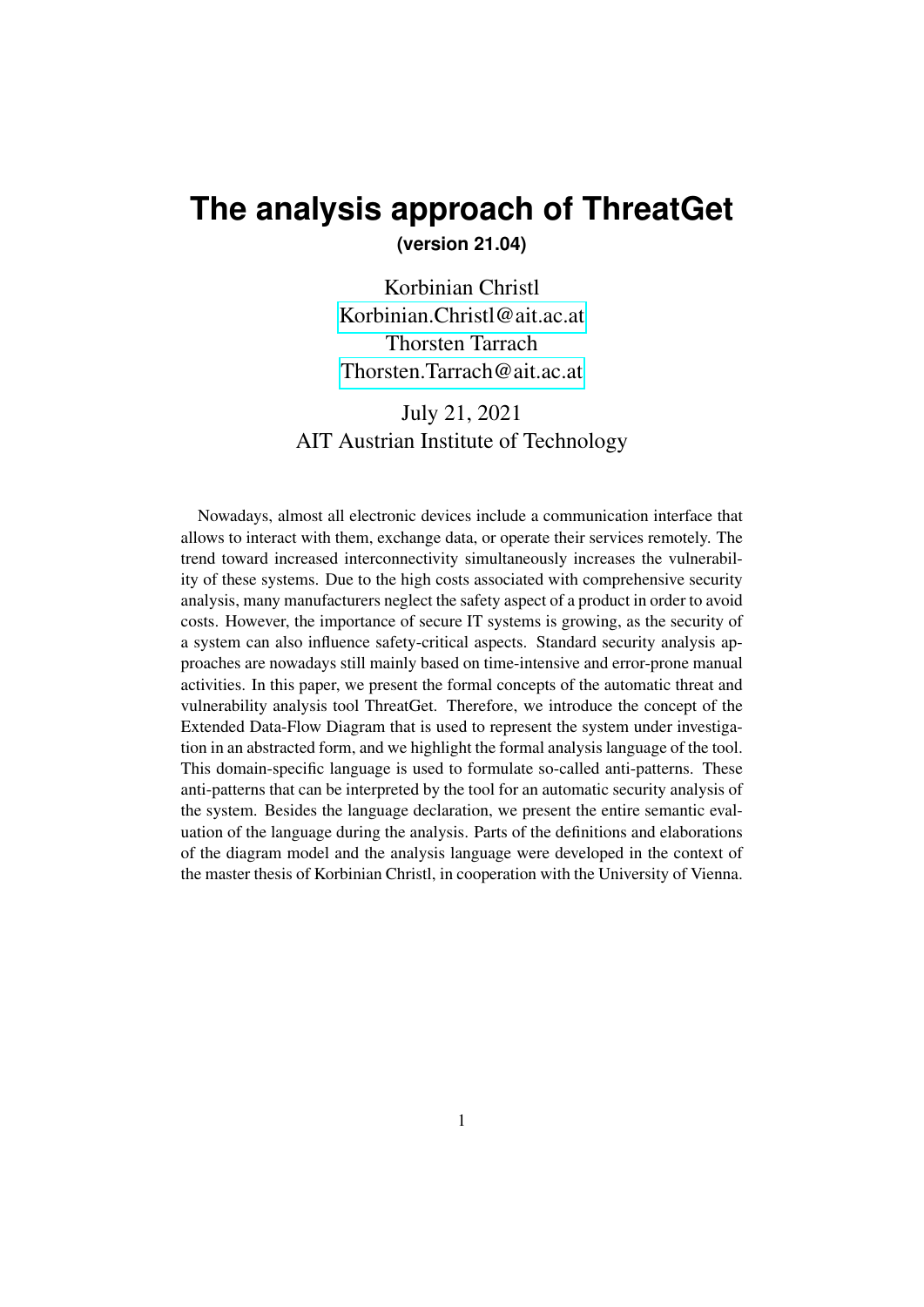# The analysis approach of ThreatGet

**(version 21.04)**

Korbinian Christl
Korbinian.Christl@ait.ac.at
Thorsten Tarrach
Thorsten.Tarrach@ait.ac.at

July 21, 2021
AIT Austrian Institute of Technology

Nowadays, almost all electronic devices include a communication interface that allows to interact with them, exchange data, or operate their services remotely. The trend toward increased interconnectivity simultaneously increases the vulnerability of these systems. Due to the high costs associated with comprehensive security analysis, many manufacturers neglect the safety aspect of a product in order to avoid costs. However, the importance of secure IT systems is growing, as the security of a system can also influence safety-critical aspects. Standard security analysis approaches are nowadays still mainly based on time-intensive and error-prone manual activities. In this paper, we present the formal concepts of the automatic threat and vulnerability analysis tool ThreatGet. Therefore, we introduce the concept of the Extended Data-Flow Diagram that is used to represent the system under investigation in an abstracted form, and we highlight the formal analysis language of the tool. This domain-specific language is used to formulate so-called anti-patterns. These anti-patterns that can be interpreted by the tool for an automatic security analysis of the system. Besides the language declaration, we present the entire semantic evaluation of the language during the analysis. Parts of the definitions and elaborations of the diagram model and the analysis language were developed in the context of the master thesis of Korbinian Christl, in cooperation with the University of Vienna.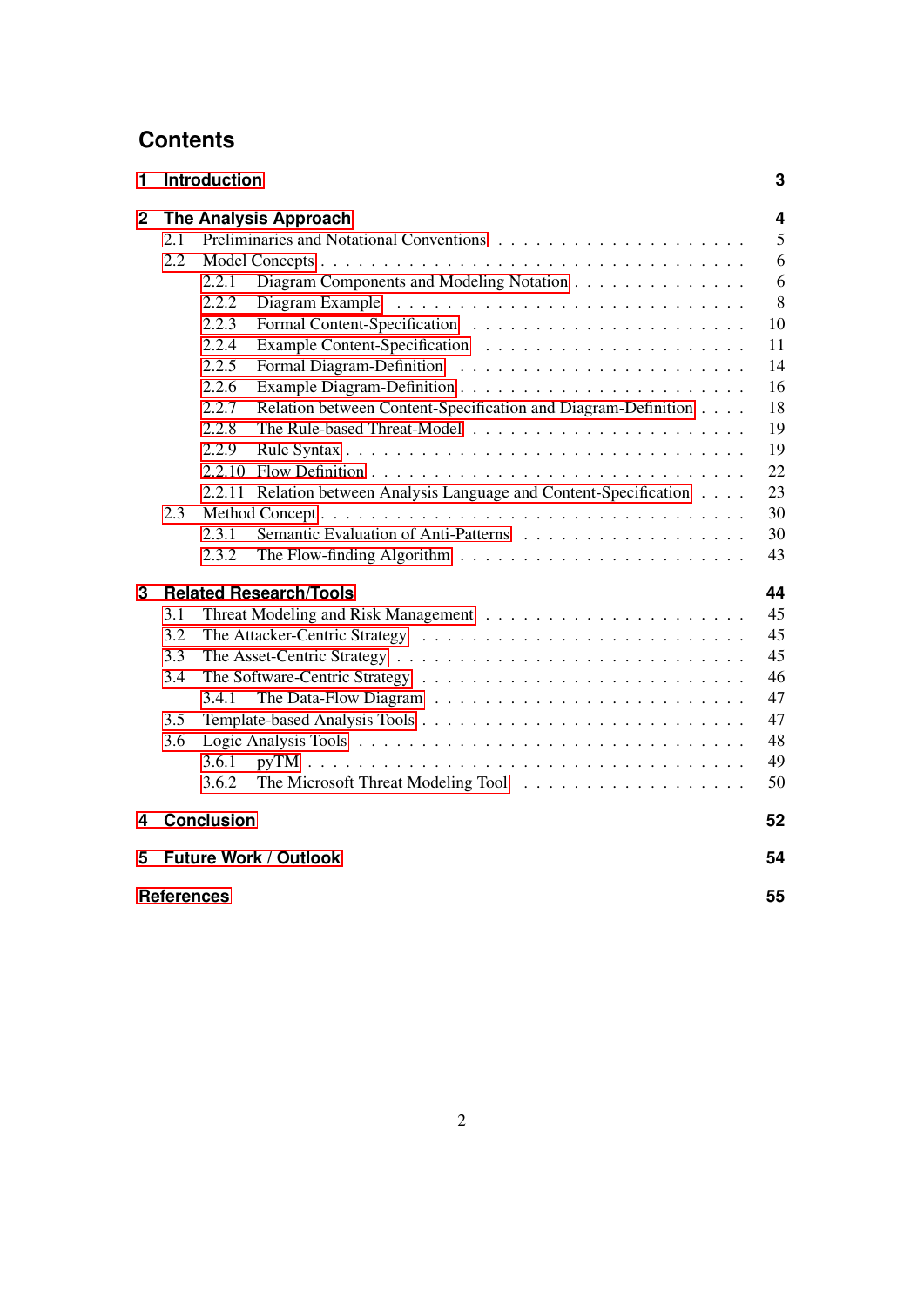# Contents

**1 Introduction** **3**

**2 The Analysis Approach** **4**

- 2.1 Preliminaries and Notational Conventions . . . . . 5
- 2.2 Model Concepts . . . . . 6
  - 2.2.1 Diagram Components and Modeling Notation . . . . . 6
  - 2.2.2 Diagram Example . . . . . 8
  - 2.2.3 Formal Content-Specification . . . . . 10
  - 2.2.4 Example Content-Specification . . . . . 11
  - 2.2.5 Formal Diagram-Definition . . . . . 14
  - 2.2.6 Example Diagram-Definition . . . . . 16
  - 2.2.7 Relation between Content-Specification and Diagram-Definition . . . . . 18
  - 2.2.8 The Rule-based Threat-Model . . . . . 19
  - 2.2.9 Rule Syntax . . . . . 19
  - 2.2.10 Flow Definition . . . . . 22
  - 2.2.11 Relation between Analysis Language and Content-Specification . . . . . 23
- 2.3 Method Concept . . . . . 30
  - 2.3.1 Semantic Evaluation of Anti-Patterns . . . . . 30
  - 2.3.2 The Flow-finding Algorithm . . . . . 43

**3 Related Research/Tools** **44**

- 3.1 Threat Modeling and Risk Management . . . . . 45
- 3.2 The Attacker-Centric Strategy . . . . . 45
- 3.3 The Asset-Centric Strategy . . . . . 45
- 3.4 The Software-Centric Strategy . . . . . 46
  - 3.4.1 The Data-Flow Diagram . . . . . 47
- 3.5 Template-based Analysis Tools . . . . . 47
- 3.6 Logic Analysis Tools . . . . . 48
  - 3.6.1 pyTM . . . . . 49
  - 3.6.2 The Microsoft Threat Modeling Tool . . . . . 50

**4 Conclusion** **52**

**5 Future Work / Outlook** **54**

**References** **55**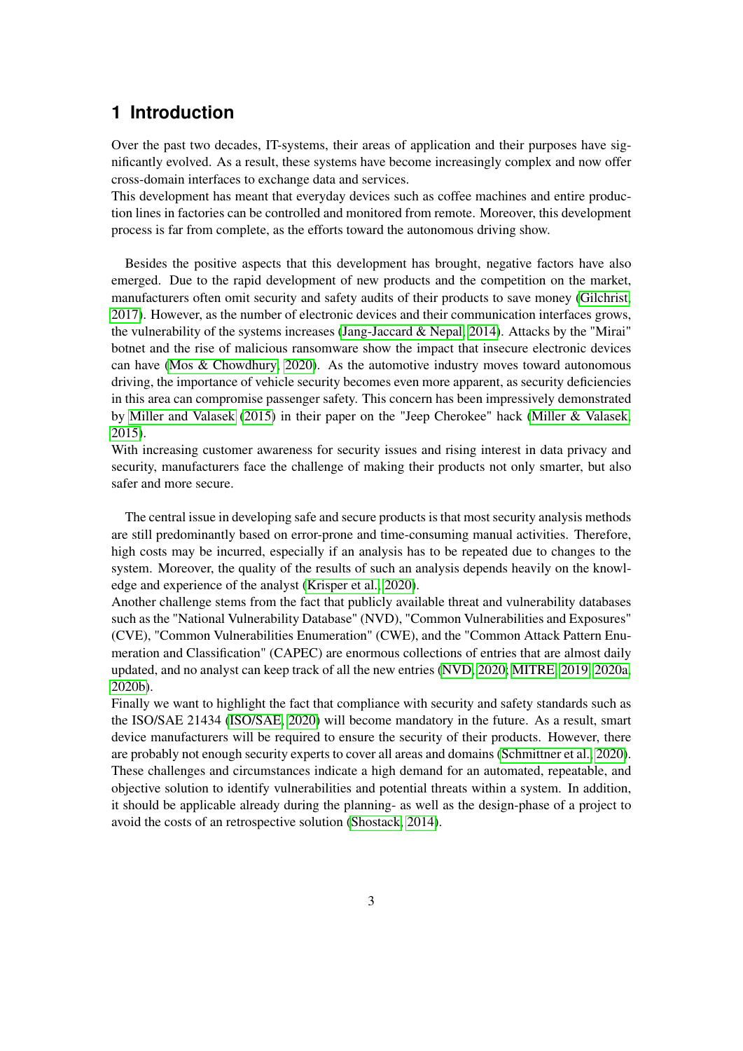# 1 Introduction

Over the past two decades, IT-systems, their areas of application and their purposes have significantly evolved. As a result, these systems have become increasingly complex and now offer cross-domain interfaces to exchange data and services.
This development has meant that everyday devices such as coffee machines and entire production lines in factories can be controlled and monitored from remote. Moreover, this development process is far from complete, as the efforts toward the autonomous driving show.

Besides the positive aspects that this development has brought, negative factors have also emerged. Due to the rapid development of new products and the competition on the market, manufacturers often omit security and safety audits of their products to save money (Gilchrist, 2017). However, as the number of electronic devices and their communication interfaces grows, the vulnerability of the systems increases (Jang-Jaccard & Nepal, 2014). Attacks by the "Mirai" botnet and the rise of malicious ransomware show the impact that insecure electronic devices can have (Mos & Chowdhury, 2020). As the automotive industry moves toward autonomous driving, the importance of vehicle security becomes even more apparent, as security deficiencies in this area can compromise passenger safety. This concern has been impressively demonstrated by Miller and Valasek (2015) in their paper on the "Jeep Cherokee" hack (Miller & Valasek, 2015).
With increasing customer awareness for security issues and rising interest in data privacy and security, manufacturers face the challenge of making their products not only smarter, but also safer and more secure.

The central issue in developing safe and secure products is that most security analysis methods are still predominantly based on error-prone and time-consuming manual activities. Therefore, high costs may be incurred, especially if an analysis has to be repeated due to changes to the system. Moreover, the quality of the results of such an analysis depends heavily on the knowledge and experience of the analyst (Krisper et al., 2020).
Another challenge stems from the fact that publicly available threat and vulnerability databases such as the "National Vulnerability Database" (NVD), "Common Vulnerabilities and Exposures" (CVE), "Common Vulnerabilities Enumeration" (CWE), and the "Common Attack Pattern Enumeration and Classification" (CAPEC) are enormous collections of entries that are almost daily updated, and no analyst can keep track of all the new entries (NVD, 2020; MITRE, 2019, 2020a, 2020b).
Finally we want to highlight the fact that compliance with security and safety standards such as the ISO/SAE 21434 (ISO/SAE, 2020) will become mandatory in the future. As a result, smart device manufacturers will be required to ensure the security of their products. However, there are probably not enough security experts to cover all areas and domains (Schmittner et al., 2020).
These challenges and circumstances indicate a high demand for an automated, repeatable, and objective solution to identify vulnerabilities and potential threats within a system. In addition, it should be applicable already during the planning- as well as the design-phase of a project to avoid the costs of an retrospective solution (Shostack, 2014).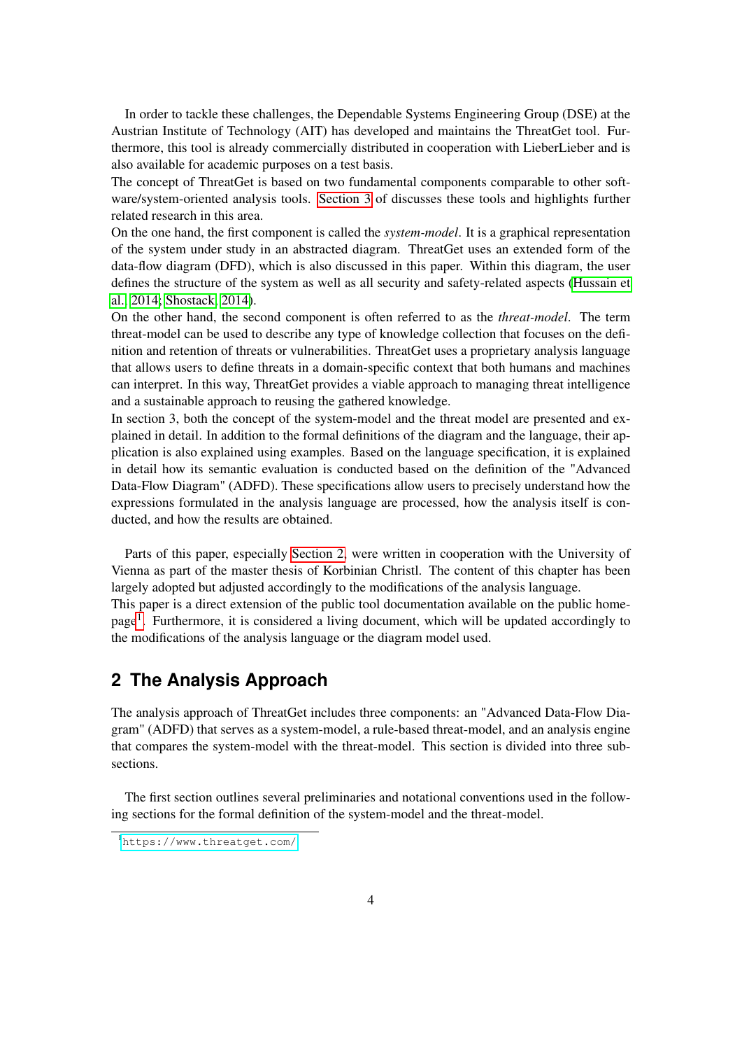In order to tackle these challenges, the Dependable Systems Engineering Group (DSE) at the Austrian Institute of Technology (AIT) has developed and maintains the ThreatGet tool. Furthermore, this tool is already commercially distributed in cooperation with LieberLieber and is also available for academic purposes on a test basis.

The concept of ThreatGet is based on two fundamental components comparable to other software/system-oriented analysis tools. Section 3 of discusses these tools and highlights further related research in this area.

On the one hand, the first component is called the *system-model*. It is a graphical representation of the system under study in an abstracted diagram. ThreatGet uses an extended form of the data-flow diagram (DFD), which is also discussed in this paper. Within this diagram, the user defines the structure of the system as well as all security and safety-related aspects (Hussain et al. 2014; Shostack 2014).

On the other hand, the second component is often referred to as the *threat-model*. The term threat-model can be used to describe any type of knowledge collection that focuses on the definition and retention of threats or vulnerabilities. ThreatGet uses a proprietary analysis language that allows users to define threats in a domain-specific context that both humans and machines can interpret. In this way, ThreatGet provides a viable approach to managing threat intelligence and a sustainable approach to reusing the gathered knowledge.

In section 3, both the concept of the system-model and the threat model are presented and explained in detail. In addition to the formal definitions of the diagram and the language, their application is also explained using examples. Based on the language specification, it is explained in detail how its semantic evaluation is conducted based on the definition of the "Advanced Data-Flow Diagram" (ADFD). These specifications allow users to precisely understand how the expressions formulated in the analysis language are processed, how the analysis itself is conducted, and how the results are obtained.

Parts of this paper, especially Section 2, were written in cooperation with the University of Vienna as part of the master thesis of Korbinian Christl. The content of this chapter has been largely adopted but adjusted accordingly to the modifications of the analysis language.

This paper is a direct extension of the public tool documentation available on the public homepage[1]. Furthermore, it is considered a living document, which will be updated accordingly to the modifications of the analysis language or the diagram model used.

## 2 The Analysis Approach

The analysis approach of ThreatGet includes three components: an "Advanced Data-Flow Diagram" (ADFD) that serves as a system-model, a rule-based threat-model, and an analysis engine that compares the system-model with the threat-model. This section is divided into three subsections.

The first section outlines several preliminaries and notational conventions used in the following sections for the formal definition of the system-model and the threat-model.

[1] https://www.threatget.com/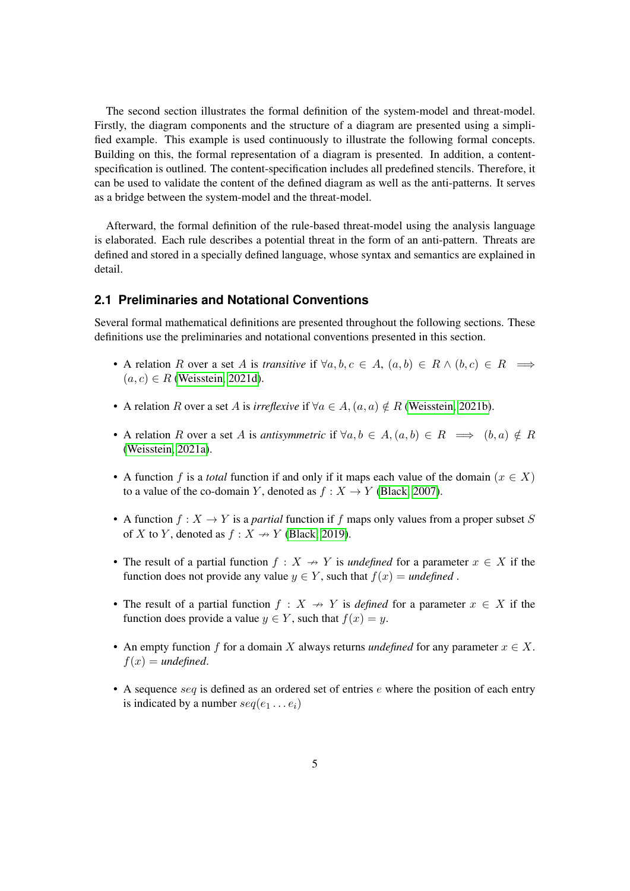The second section illustrates the formal definition of the system-model and threat-model. Firstly, the diagram components and the structure of a diagram are presented using a simplified example. This example is used continuously to illustrate the following formal concepts. Building on this, the formal representation of a diagram is presented. In addition, a content-specification is outlined. The content-specification includes all predefined stencils. Therefore, it can be used to validate the content of the defined diagram as well as the anti-patterns. It serves as a bridge between the system-model and the threat-model.

Afterward, the formal definition of the rule-based threat-model using the analysis language is elaborated. Each rule describes a potential threat in the form of an anti-pattern. Threats are defined and stored in a specially defined language, whose syntax and semantics are explained in detail.

## 2.1 Preliminaries and Notational Conventions

Several formal mathematical definitions are presented throughout the following sections. These definitions use the preliminaries and notational conventions presented in this section.

- A relation $R$ over a set $A$ is *transitive* if $\forall a, b, c \in A,\ (a, b) \in R \wedge (b, c) \in R \implies (a, c) \in R$ (Weisstein, 2021d).
- A relation $R$ over a set $A$ is *irreflexive* if $\forall a \in A, (a, a) \notin R$ (Weisstein, 2021b).
- A relation $R$ over a set $A$ is *antisymmetric* if $\forall a, b \in A, (a, b) \in R \implies (b, a) \notin R$ (Weisstein, 2021a).
- A function $f$ is a *total* function if and only if it maps each value of the domain $(x \in X)$ to a value of the co-domain $Y$, denoted as $f : X \rightarrow Y$ (Black, 2007).
- A function $f : X \rightarrow Y$ is a *partial* function if $f$ maps only values from a proper subset $S$ of $X$ to $Y$, denoted as $f : X \nrightarrow Y$ (Black, 2019).
- The result of a partial function $f : X \nrightarrow Y$ is *undefined* for a parameter $x \in X$ if the function does not provide any value $y \in Y$, such that $f(x) =$ *undefined* .
- The result of a partial function $f : X \nrightarrow Y$ is *defined* for a parameter $x \in X$ if the function does provide a value $y \in Y$, such that $f(x) = y$.
- An empty function $f$ for a domain $X$ always returns *undefined* for any parameter $x \in X$. $f(x) =$ *undefined*.
- A sequence $seq$ is defined as an ordered set of entries $e$ where the position of each entry is indicated by a number $seq(e_1 \ldots e_i)$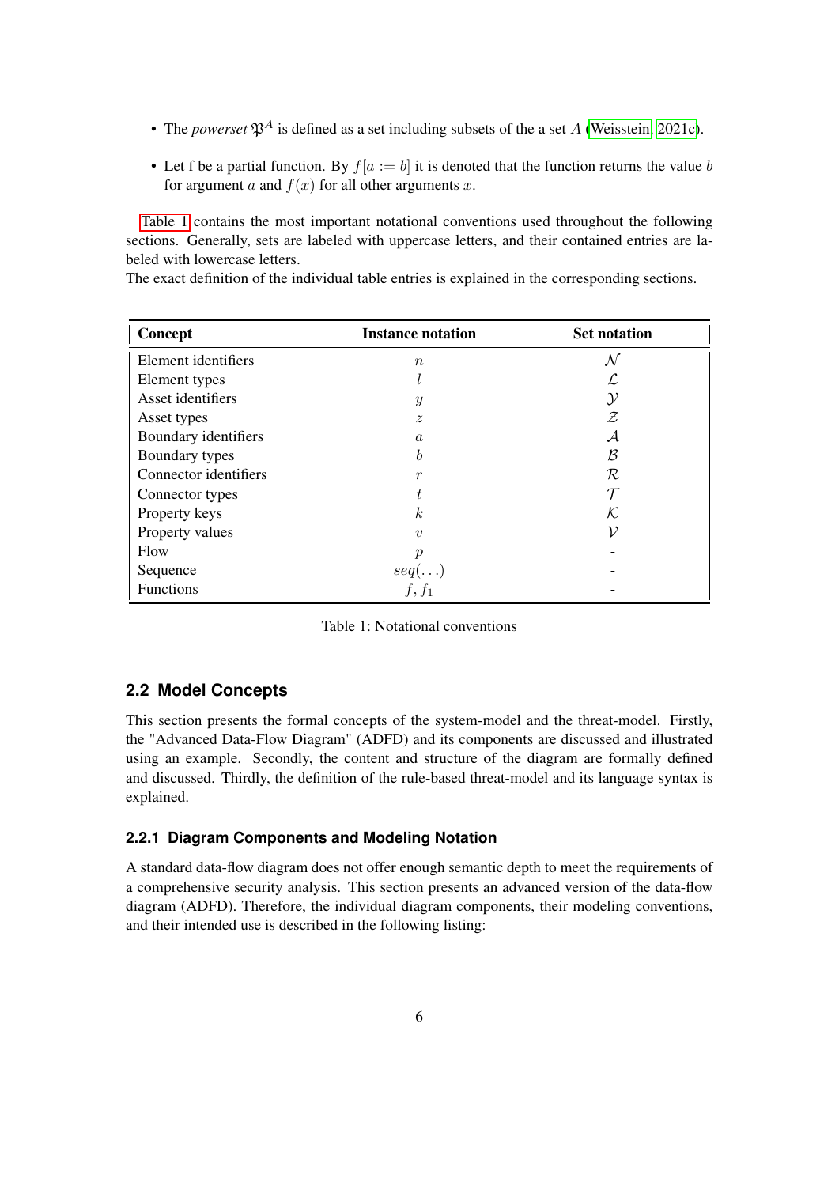- The *powerset* $\mathfrak{P}^A$ is defined as a set including subsets of the a set $A$ (Weisstein, 2021c).
- Let f be a partial function. By $f[a := b]$ it is denoted that the function returns the value $b$ for argument $a$ and $f(x)$ for all other arguments $x$.

Table 1 contains the most important notational conventions used throughout the following sections. Generally, sets are labeled with uppercase letters, and their contained entries are labeled with lowercase letters.
The exact definition of the individual table entries is explained in the corresponding sections.

| Concept | Instance notation | Set notation |
|---|---|---|
| Element identifiers | $n$ | $\mathcal{N}$ |
| Element types | $l$ | $\mathcal{L}$ |
| Asset identifiers | $y$ | $\mathcal{Y}$ |
| Asset types | $z$ | $\mathcal{Z}$ |
| Boundary identifiers | $a$ | $\mathcal{A}$ |
| Boundary types | $b$ | $\mathcal{B}$ |
| Connector identifiers | $r$ | $\mathcal{R}$ |
| Connector types | $t$ | $\mathcal{T}$ |
| Property keys | $k$ | $\mathcal{K}$ |
| Property values | $v$ | $\mathcal{V}$ |
| Flow | $p$ | - |
| Sequence | $seq(\ldots)$ | - |
| Functions | $f, f_1$ | - |

Table 1: Notational conventions

## 2.2 Model Concepts

This section presents the formal concepts of the system-model and the threat-model. Firstly, the "Advanced Data-Flow Diagram" (ADFD) and its components are discussed and illustrated using an example. Secondly, the content and structure of the diagram are formally defined and discussed. Thirdly, the definition of the rule-based threat-model and its language syntax is explained.

### 2.2.1 Diagram Components and Modeling Notation

A standard data-flow diagram does not offer enough semantic depth to meet the requirements of a comprehensive security analysis. This section presents an advanced version of the data-flow diagram (ADFD). Therefore, the individual diagram components, their modeling conventions, and their intended use is described in the following listing: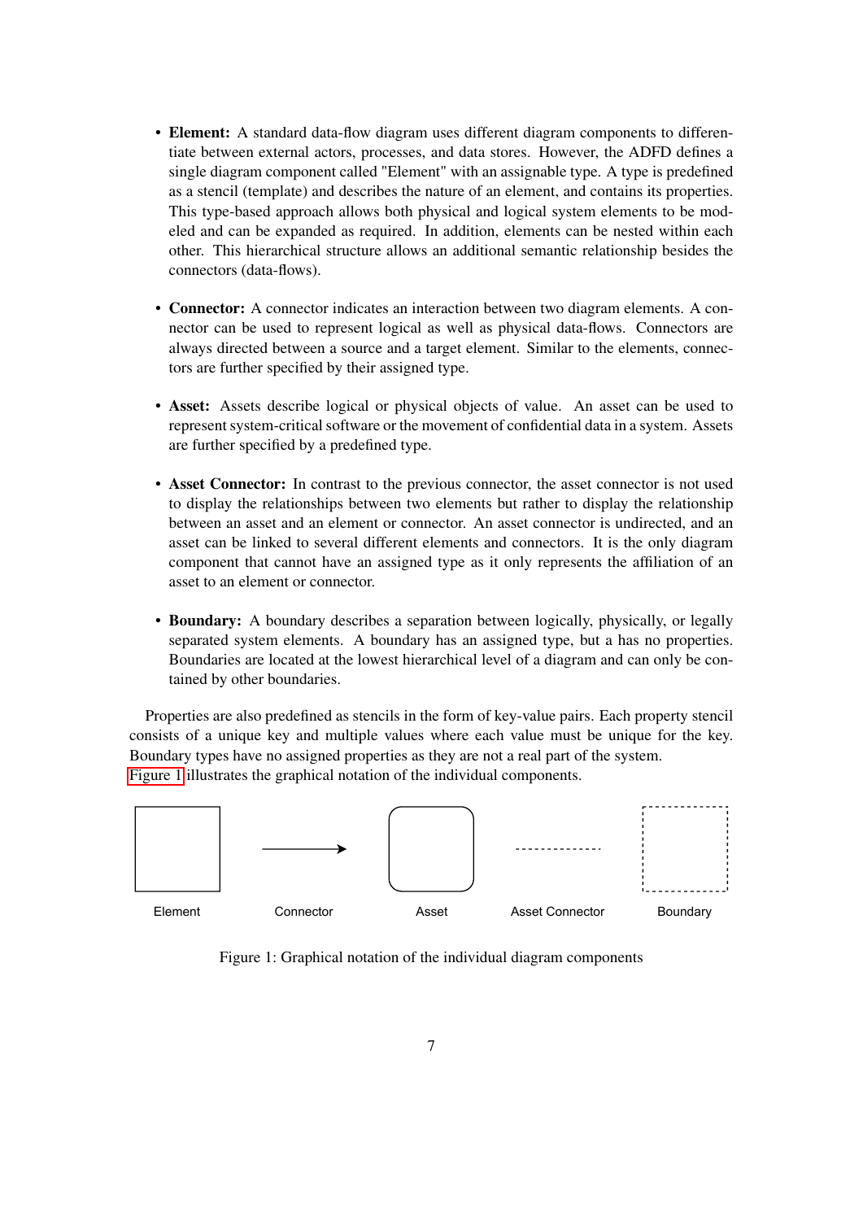- **Element:** A standard data-flow diagram uses different diagram components to differentiate between external actors, processes, and data stores. However, the ADFD defines a single diagram component called "Element" with an assignable type. A type is predefined as a stencil (template) and describes the nature of an element, and contains its properties. This type-based approach allows both physical and logical system elements to be modeled and can be expanded as required. In addition, elements can be nested within each other. This hierarchical structure allows an additional semantic relationship besides the connectors (data-flows).

- **Connector:** A connector indicates an interaction between two diagram elements. A connector can be used to represent logical as well as physical data-flows. Connectors are always directed between a source and a target element. Similar to the elements, connectors are further specified by their assigned type.

- **Asset:** Assets describe logical or physical objects of value. An asset can be used to represent system-critical software or the movement of confidential data in a system. Assets are further specified by a predefined type.

- **Asset Connector:** In contrast to the previous connector, the asset connector is not used to display the relationships between two elements but rather to display the relationship between an asset and an element or connector. An asset connector is undirected, and an asset can be linked to several different elements and connectors. It is the only diagram component that cannot have an assigned type as it only represents the affiliation of an asset to an element or connector.

- **Boundary:** A boundary describes a separation between logically, physically, or legally separated system elements. A boundary has an assigned type, but a has no properties. Boundaries are located at the lowest hierarchical level of a diagram and can only be contained by other boundaries.

Properties are also predefined as stencils in the form of key-value pairs. Each property stencil consists of a unique key and multiple values where each value must be unique for the key. Boundary types have no assigned properties as they are not a real part of the system. Figure 1 illustrates the graphical notation of the individual components.

Element Connector Asset Asset Connector Boundary

Figure 1: Graphical notation of the individual diagram components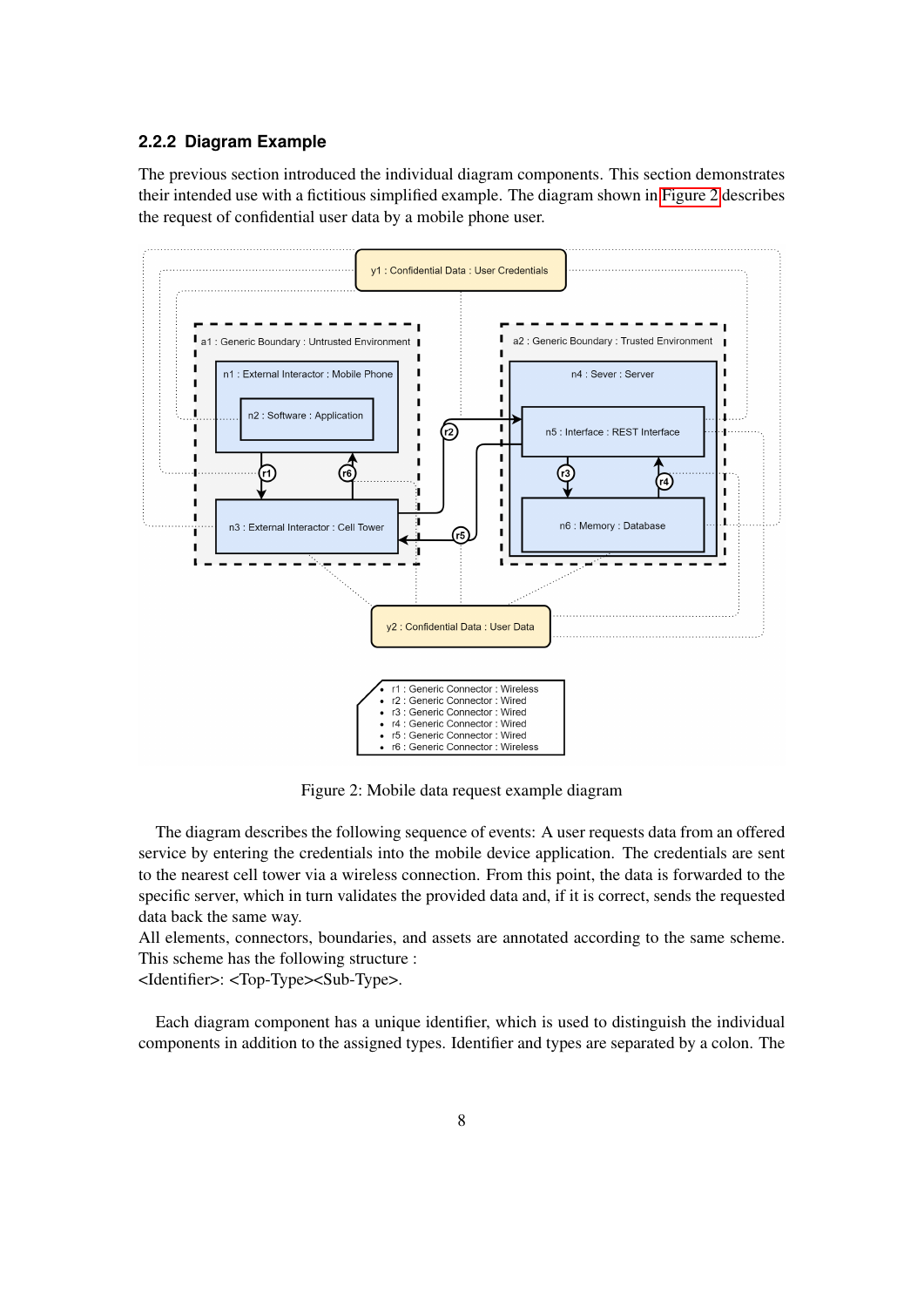### 2.2.2 Diagram Example

The previous section introduced the individual diagram components. This section demonstrates their intended use with a fictitious simplified example. The diagram shown in Figure 2 describes the request of confidential user data by a mobile phone user.

Figure 2: Mobile data request example diagram

The diagram describes the following sequence of events: A user requests data from an offered service by entering the credentials into the mobile device application. The credentials are sent to the nearest cell tower via a wireless connection. From this point, the data is forwarded to the specific server, which in turn validates the provided data and, if it is correct, sends the requested data back the same way.
All elements, connectors, boundaries, and assets are annotated according to the same scheme. This scheme has the following structure :
<Identifier>: <Top-Type><Sub-Type>.

Each diagram component has a unique identifier, which is used to distinguish the individual components in addition to the assigned types. Identifier and types are separated by a colon. The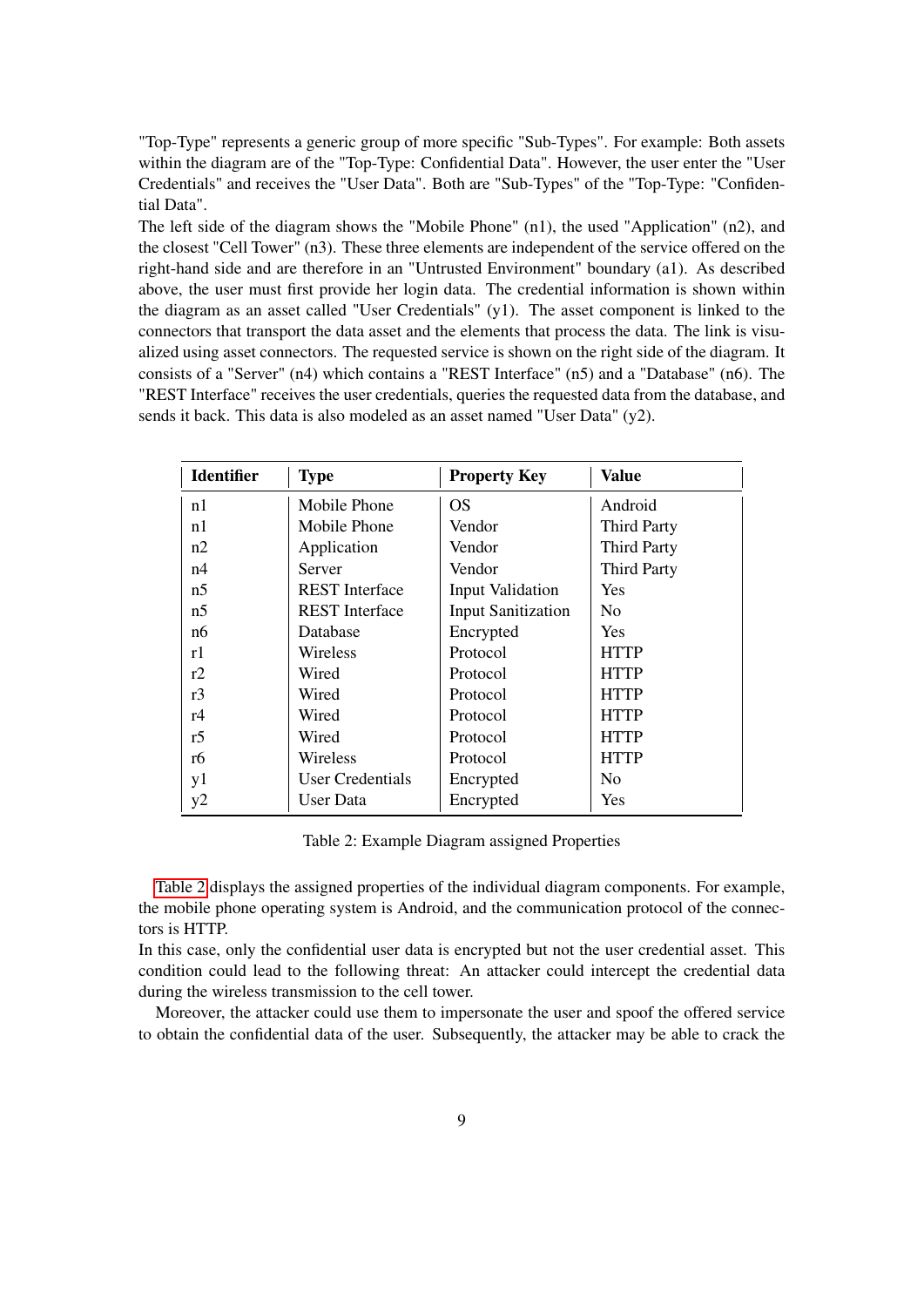"Top-Type" represents a generic group of more specific "Sub-Types". For example: Both assets within the diagram are of the "Top-Type: Confidential Data". However, the user enter the "User Credentials" and receives the "User Data". Both are "Sub-Types" of the "Top-Type: "Confidential Data".

The left side of the diagram shows the "Mobile Phone" (n1), the used "Application" (n2), and the closest "Cell Tower" (n3). These three elements are independent of the service offered on the right-hand side and are therefore in an "Untrusted Environment" boundary (a1). As described above, the user must first provide her login data. The credential information is shown within the diagram as an asset called "User Credentials" (y1). The asset component is linked to the connectors that transport the data asset and the elements that process the data. The link is visualized using asset connectors. The requested service is shown on the right side of the diagram. It consists of a "Server" (n4) which contains a "REST Interface" (n5) and a "Database" (n6). The "REST Interface" receives the user credentials, queries the requested data from the database, and sends it back. This data is also modeled as an asset named "User Data" (y2).

| Identifier | Type | Property Key | Value |
|---|---|---|---|
| n1 | Mobile Phone | OS | Android |
| n1 | Mobile Phone | Vendor | Third Party |
| n2 | Application | Vendor | Third Party |
| n4 | Server | Vendor | Third Party |
| n5 | REST Interface | Input Validation | Yes |
| n5 | REST Interface | Input Sanitization | No |
| n6 | Database | Encrypted | Yes |
| r1 | Wireless | Protocol | HTTP |
| r2 | Wired | Protocol | HTTP |
| r3 | Wired | Protocol | HTTP |
| r4 | Wired | Protocol | HTTP |
| r5 | Wired | Protocol | HTTP |
| r6 | Wireless | Protocol | HTTP |
| y1 | User Credentials | Encrypted | No |
| y2 | User Data | Encrypted | Yes |

Table 2: Example Diagram assigned Properties

Table 2 displays the assigned properties of the individual diagram components. For example, the mobile phone operating system is Android, and the communication protocol of the connectors is HTTP.

In this case, only the confidential user data is encrypted but not the user credential asset. This condition could lead to the following threat: An attacker could intercept the credential data during the wireless transmission to the cell tower.

Moreover, the attacker could use them to impersonate the user and spoof the offered service to obtain the confidential data of the user. Subsequently, the attacker may be able to crack the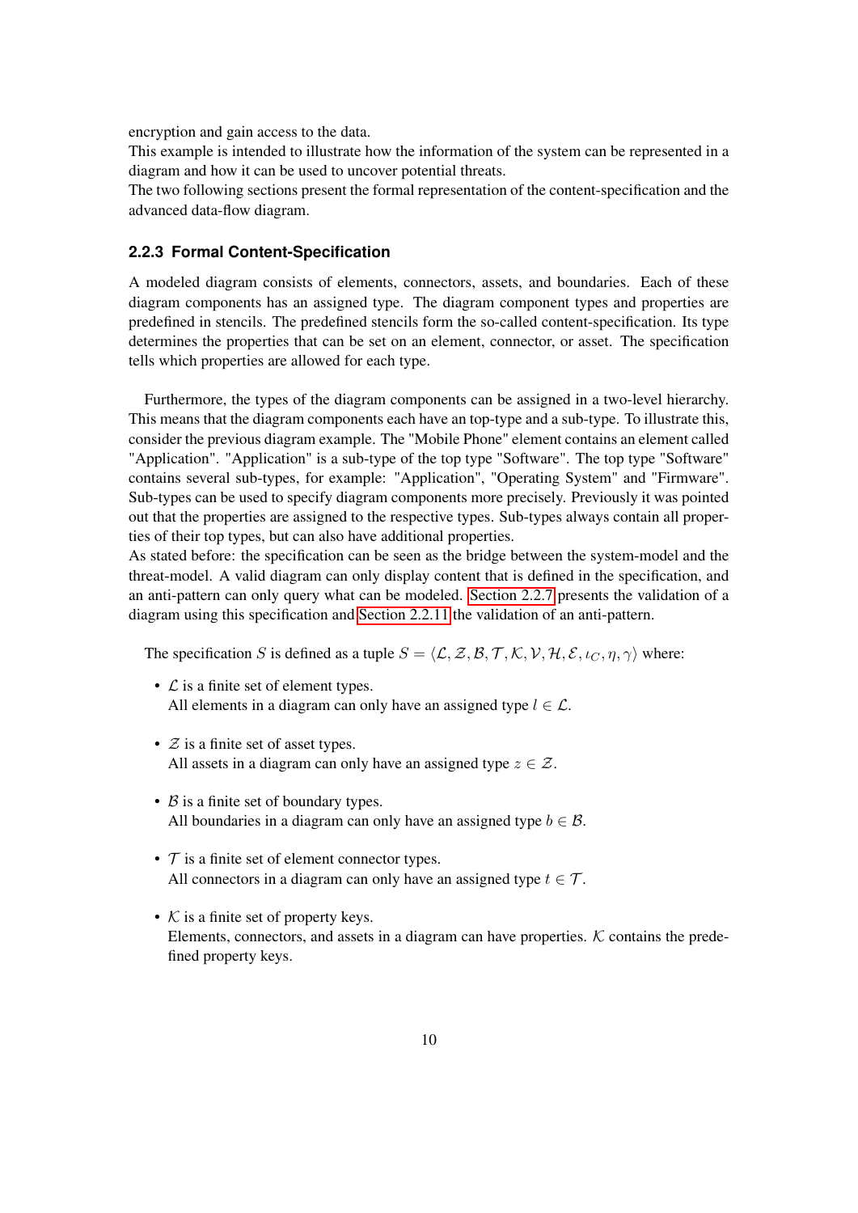encryption and gain access to the data.
This example is intended to illustrate how the information of the system can be represented in a diagram and how it can be used to uncover potential threats.
The two following sections present the formal representation of the content-specification and the advanced data-flow diagram.

### 2.2.3 Formal Content-Specification

A modeled diagram consists of elements, connectors, assets, and boundaries. Each of these diagram components has an assigned type. The diagram component types and properties are predefined in stencils. The predefined stencils form the so-called content-specification. Its type determines the properties that can be set on an element, connector, or asset. The specification tells which properties are allowed for each type.

Furthermore, the types of the diagram components can be assigned in a two-level hierarchy. This means that the diagram components each have an top-type and a sub-type. To illustrate this, consider the previous diagram example. The "Mobile Phone" element contains an element called "Application". "Application" is a sub-type of the top type "Software". The top type "Software" contains several sub-types, for example: "Application", "Operating System" and "Firmware". Sub-types can be used to specify diagram components more precisely. Previously it was pointed out that the properties are assigned to the respective types. Sub-types always contain all properties of their top types, but can also have additional properties.
As stated before: the specification can be seen as the bridge between the system-model and the threat-model. A valid diagram can only display content that is defined in the specification, and an anti-pattern can only query what can be modeled. Section 2.2.7 presents the validation of a diagram using this specification and Section 2.2.11 the validation of an anti-pattern.

The specification $S$ is defined as a tuple $S = \langle \mathcal{L}, \mathcal{Z}, \mathcal{B}, \mathcal{T}, \mathcal{K}, \mathcal{V}, \mathcal{H}, \mathcal{E}, \iota_C, \eta, \gamma \rangle$ where:

- $\mathcal{L}$ is a finite set of element types.
  All elements in a diagram can only have an assigned type $l \in \mathcal{L}$.
- $\mathcal{Z}$ is a finite set of asset types.
  All assets in a diagram can only have an assigned type $z \in \mathcal{Z}$.
- $\mathcal{B}$ is a finite set of boundary types.
  All boundaries in a diagram can only have an assigned type $b \in \mathcal{B}$.
- $\mathcal{T}$ is a finite set of element connector types.
  All connectors in a diagram can only have an assigned type $t \in \mathcal{T}$.
- $\mathcal{K}$ is a finite set of property keys.
  Elements, connectors, and assets in a diagram can have properties. $\mathcal{K}$ contains the predefined property keys.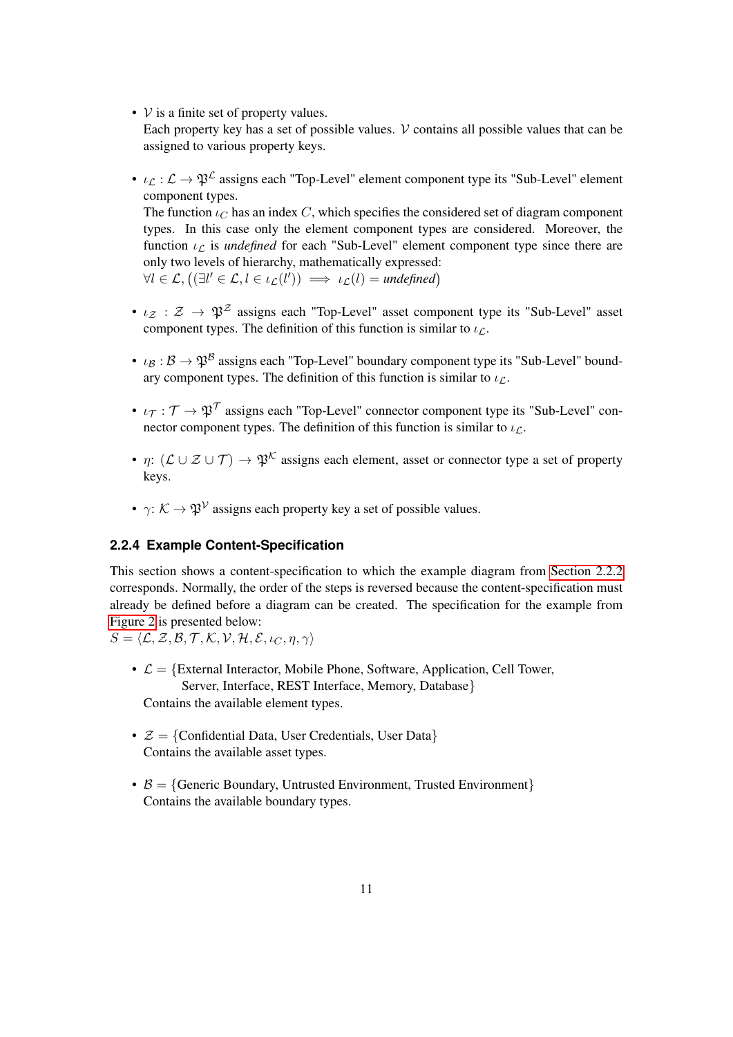- $\mathcal{V}$ is a finite set of property values.
  Each property key has a set of possible values. $\mathcal{V}$ contains all possible values that can be assigned to various property keys.

- $\iota_{\mathcal{L}} : \mathcal{L} \rightarrow \mathfrak{P}^{\mathcal{L}}$ assigns each "Top-Level" element component type its "Sub-Level" element component types.
  The function $\iota_C$ has an index $C$, which specifies the considered set of diagram component types. In this case only the element component types are considered. Moreover, the function $\iota_{\mathcal{L}}$ is *undefined* for each "Sub-Level" element component type since there are only two levels of hierarchy, mathematically expressed:
  $\forall l \in \mathcal{L}, \big((\exists l' \in \mathcal{L}, l \in \iota_{\mathcal{L}}(l')) \implies \iota_{\mathcal{L}}(l) = \textit{undefined}\big)$

- $\iota_{\mathcal{Z}} : \mathcal{Z} \rightarrow \mathfrak{P}^{\mathcal{Z}}$ assigns each "Top-Level" asset component type its "Sub-Level" asset component types. The definition of this function is similar to $\iota_{\mathcal{L}}$.

- $\iota_{\mathcal{B}} : \mathcal{B} \rightarrow \mathfrak{P}^{\mathcal{B}}$ assigns each "Top-Level" boundary component type its "Sub-Level" boundary component types. The definition of this function is similar to $\iota_{\mathcal{L}}$.

- $\iota_{\mathcal{T}} : \mathcal{T} \rightarrow \mathfrak{P}^{\mathcal{T}}$ assigns each "Top-Level" connector component type its "Sub-Level" connector component types. The definition of this function is similar to $\iota_{\mathcal{L}}$.

- $\eta$: $(\mathcal{L} \cup \mathcal{Z} \cup \mathcal{T}) \rightarrow \mathfrak{P}^{\mathcal{K}}$ assigns each element, asset or connector type a set of property keys.

- $\gamma$: $\mathcal{K} \rightarrow \mathfrak{P}^{\mathcal{V}}$ assigns each property key a set of possible values.

### 2.2.4 Example Content-Specification

This section shows a content-specification to which the example diagram from Section 2.2.2 corresponds. Normally, the order of the steps is reversed because the content-specification must already be defined before a diagram can be created. The specification for the example from Figure 2 is presented below:
$S = \langle \mathcal{L}, \mathcal{Z}, \mathcal{B}, \mathcal{T}, \mathcal{K}, \mathcal{V}, \mathcal{H}, \mathcal{E}, \iota_C, \eta, \gamma \rangle$

- $\mathcal{L} =$ {External Interactor, Mobile Phone, Software, Application, Cell Tower, Server, Interface, REST Interface, Memory, Database}
  Contains the available element types.

- $\mathcal{Z} =$ {Confidential Data, User Credentials, User Data}
  Contains the available asset types.

- $\mathcal{B} =$ {Generic Boundary, Untrusted Environment, Trusted Environment}
  Contains the available boundary types.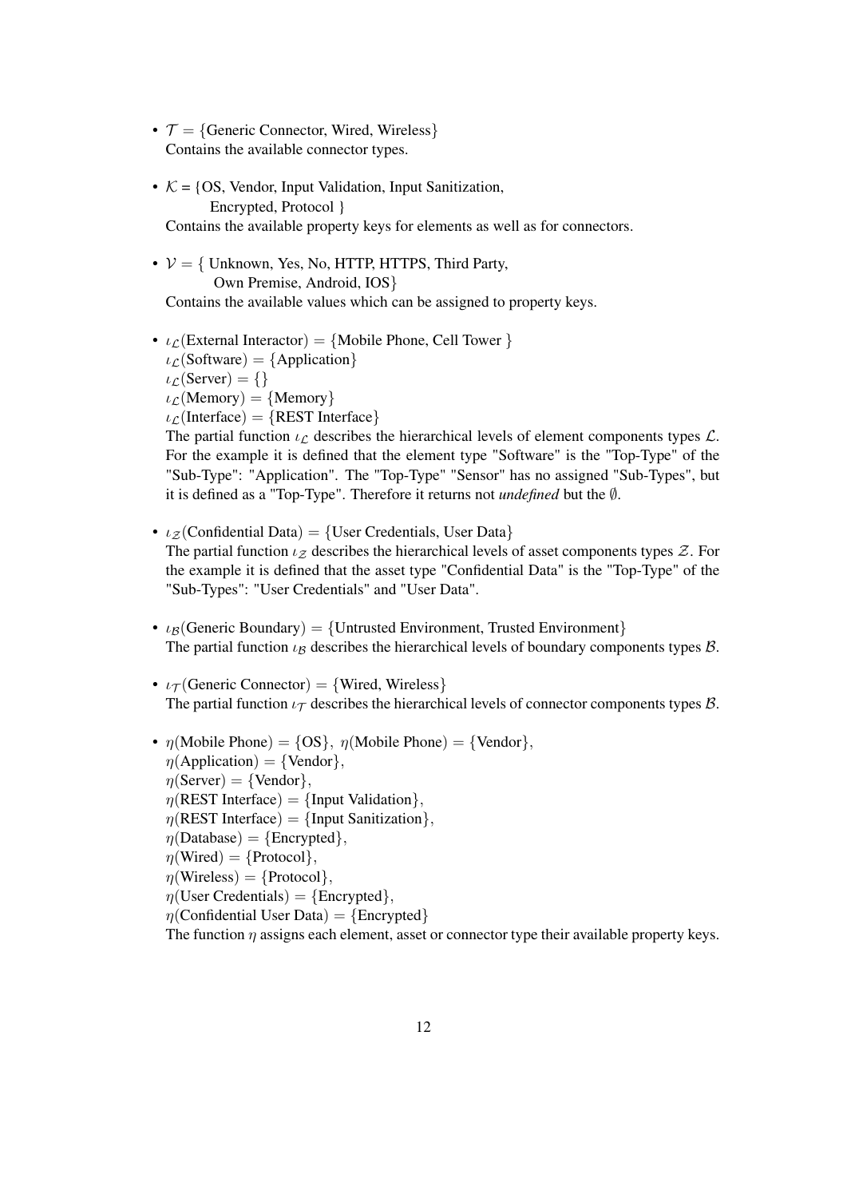- $\mathcal{T} = \{$Generic Connector, Wired, Wireless$\}$
  Contains the available connector types.

- $\mathcal{K}$ = {OS, Vendor, Input Validation, Input Sanitization,
  Encrypted, Protocol }
  Contains the available property keys for elements as well as for connectors.

- $\mathcal{V} = \{$ Unknown, Yes, No, HTTP, HTTPS, Third Party,
  Own Premise, Android, IOS$\}$
  Contains the available values which can be assigned to property keys.

- $\iota_{\mathcal{L}}$(External Interactor) $= \{$Mobile Phone, Cell Tower $\}$
  $\iota_{\mathcal{L}}$(Software) $= \{$Application$\}$
  $\iota_{\mathcal{L}}$(Server) $= \{\}$
  $\iota_{\mathcal{L}}$(Memory) $= \{$Memory$\}$
  $\iota_{\mathcal{L}}$(Interface) $= \{$REST Interface$\}$
  The partial function $\iota_{\mathcal{L}}$ describes the hierarchical levels of element components types $\mathcal{L}$. For the example it is defined that the element type "Software" is the "Top-Type" of the "Sub-Type": "Application". The "Top-Type" "Sensor" has no assigned "Sub-Types", but it is defined as a "Top-Type". Therefore it returns not *undefined* but the $\emptyset$.

- $\iota_{\mathcal{Z}}$(Confidential Data) $= \{$User Credentials, User Data$\}$
  The partial function $\iota_{\mathcal{Z}}$ describes the hierarchical levels of asset components types $\mathcal{Z}$. For the example it is defined that the asset type "Confidential Data" is the "Top-Type" of the "Sub-Types": "User Credentials" and "User Data".

- $\iota_{\mathcal{B}}$(Generic Boundary) $= \{$Untrusted Environment, Trusted Environment$\}$
  The partial function $\iota_{\mathcal{B}}$ describes the hierarchical levels of boundary components types $\mathcal{B}$.

- $\iota_{\mathcal{T}}$(Generic Connector) $= \{$Wired, Wireless$\}$
  The partial function $\iota_{\mathcal{T}}$ describes the hierarchical levels of connector components types $\mathcal{B}$.

- $\eta$(Mobile Phone) $= \{$OS$\}$, $\eta$(Mobile Phone) $= \{$Vendor$\}$,
  $\eta$(Application) $= \{$Vendor$\}$,
  $\eta$(Server) $= \{$Vendor$\}$,
  $\eta$(REST Interface) $= \{$Input Validation$\}$,
  $\eta$(REST Interface) $= \{$Input Sanitization$\}$,
  $\eta$(Database) $= \{$Encrypted$\}$,
  $\eta$(Wired) $= \{$Protocol$\}$,
  $\eta$(Wireless) $= \{$Protocol$\}$,
  $\eta$(User Credentials) $= \{$Encrypted$\}$,
  $\eta$(Confidential User Data) $= \{$Encrypted$\}$
  The function $\eta$ assigns each element, asset or connector type their available property keys.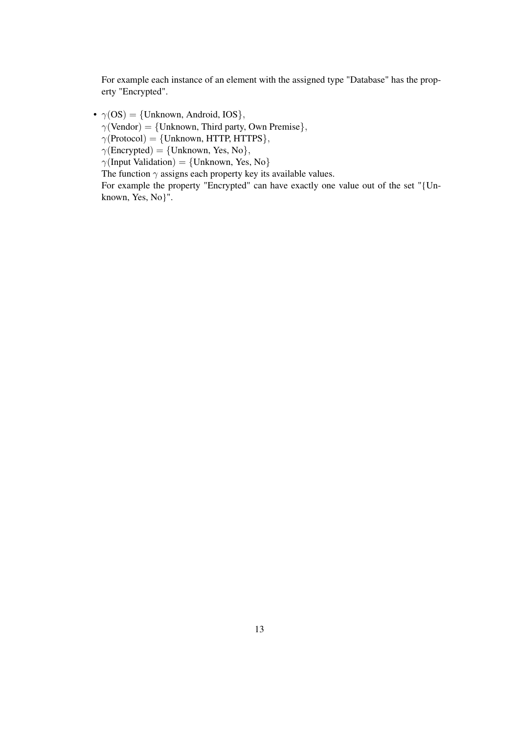For example each instance of an element with the assigned type "Database" has the property "Encrypted".

- $\gamma(\text{OS}) = \{\text{Unknown, Android, IOS}\}$,
  $\gamma(\text{Vendor}) = \{\text{Unknown, Third party, Own Premise}\}$,
  $\gamma(\text{Protocol}) = \{\text{Unknown, HTTP, HTTPS}\}$,
  $\gamma(\text{Encrypted}) = \{\text{Unknown, Yes, No}\}$,
  $\gamma(\text{Input Validation}) = \{\text{Unknown, Yes, No}\}$
  The function $\gamma$ assigns each property key its available values.
  For example the property "Encrypted" can have exactly one value out of the set "{Unknown, Yes, No}".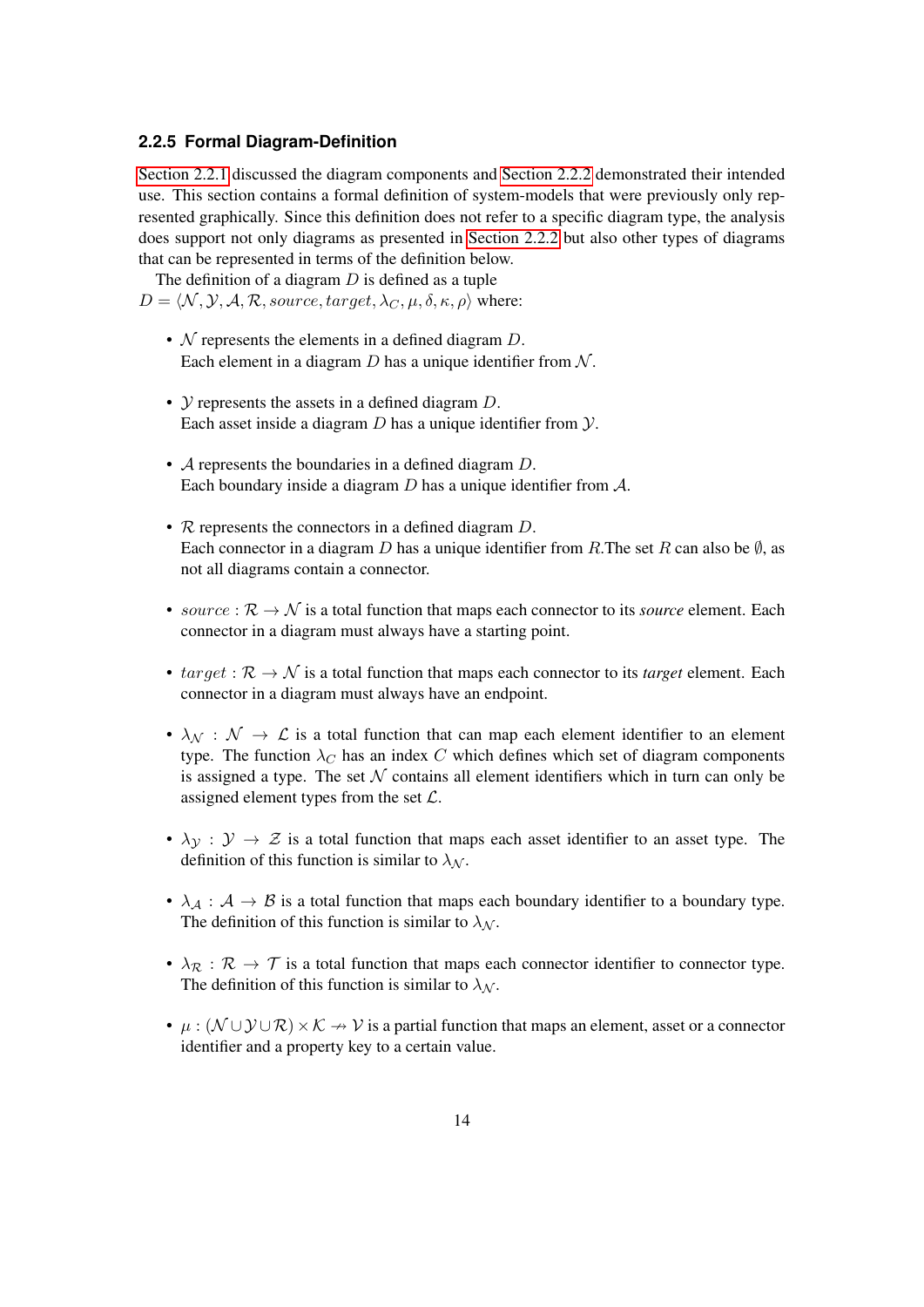### 2.2.5 Formal Diagram-Definition

Section 2.2.1 discussed the diagram components and Section 2.2.2 demonstrated their intended use. This section contains a formal definition of system-models that were previously only represented graphically. Since this definition does not refer to a specific diagram type, the analysis does support not only diagrams as presented in Section 2.2.2 but also other types of diagrams that can be represented in terms of the definition below.

The definition of a diagram $D$ is defined as a tuple $D = \langle \mathcal{N}, \mathcal{Y}, \mathcal{A}, \mathcal{R}, source, target, \lambda_C, \mu, \delta, \kappa, \rho \rangle$ where:

- $\mathcal{N}$ represents the elements in a defined diagram $D$.
  Each element in a diagram $D$ has a unique identifier from $\mathcal{N}$.

- $\mathcal{Y}$ represents the assets in a defined diagram $D$.
  Each asset inside a diagram $D$ has a unique identifier from $\mathcal{Y}$.

- $\mathcal{A}$ represents the boundaries in a defined diagram $D$.
  Each boundary inside a diagram $D$ has a unique identifier from $\mathcal{A}$.

- $\mathcal{R}$ represents the connectors in a defined diagram $D$.
  Each connector in a diagram $D$ has a unique identifier from $R$.The set $R$ can also be $\emptyset$, as not all diagrams contain a connector.

- $source : \mathcal{R} \rightarrow \mathcal{N}$ is a total function that maps each connector to its *source* element. Each connector in a diagram must always have a starting point.

- $target : \mathcal{R} \rightarrow \mathcal{N}$ is a total function that maps each connector to its *target* element. Each connector in a diagram must always have an endpoint.

- $\lambda_{\mathcal{N}} : \mathcal{N} \rightarrow \mathcal{L}$ is a total function that can map each element identifier to an element type. The function $\lambda_C$ has an index $C$ which defines which set of diagram components is assigned a type. The set $\mathcal{N}$ contains all element identifiers which in turn can only be assigned element types from the set $\mathcal{L}$.

- $\lambda_{\mathcal{Y}} : \mathcal{Y} \rightarrow \mathcal{Z}$ is a total function that maps each asset identifier to an asset type. The definition of this function is similar to $\lambda_{\mathcal{N}}$.

- $\lambda_{\mathcal{A}} : \mathcal{A} \rightarrow \mathcal{B}$ is a total function that maps each boundary identifier to a boundary type. The definition of this function is similar to $\lambda_{\mathcal{N}}$.

- $\lambda_{\mathcal{R}} : \mathcal{R} \rightarrow \mathcal{T}$ is a total function that maps each connector identifier to connector type. The definition of this function is similar to $\lambda_{\mathcal{N}}$.

- $\mu : (\mathcal{N} \cup \mathcal{Y} \cup \mathcal{R}) \times \mathcal{K} \nrightarrow \mathcal{V}$ is a partial function that maps an element, asset or a connector identifier and a property key to a certain value.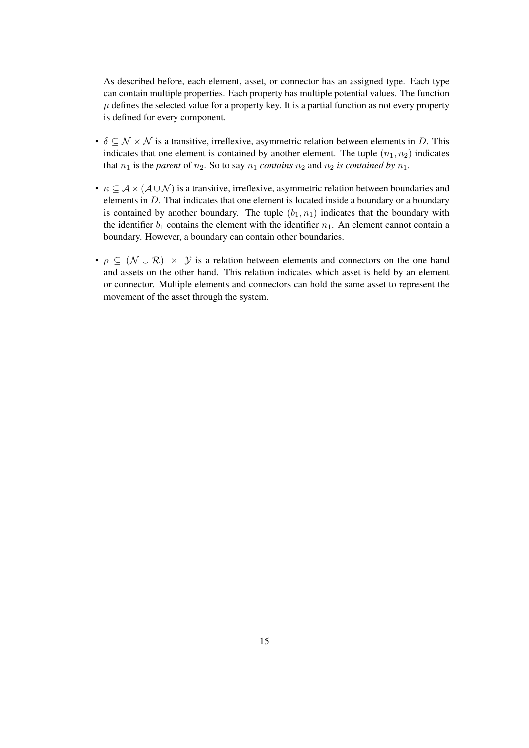As described before, each element, asset, or connector has an assigned type. Each type can contain multiple properties. Each property has multiple potential values. The function $\mu$ defines the selected value for a property key. It is a partial function as not every property is defined for every component.

- $\delta \subseteq \mathcal{N} \times \mathcal{N}$ is a transitive, irreflexive, asymmetric relation between elements in $D$. This indicates that one element is contained by another element. The tuple $(n_1, n_2)$ indicates that $n_1$ is the *parent* of $n_2$. So to say $n_1$ *contains* $n_2$ and $n_2$ *is contained by* $n_1$.

- $\kappa \subseteq \mathcal{A} \times (\mathcal{A} \cup \mathcal{N})$ is a transitive, irreflexive, asymmetric relation between boundaries and elements in $D$. That indicates that one element is located inside a boundary or a boundary is contained by another boundary. The tuple $(b_1, n_1)$ indicates that the boundary with the identifier $b_1$ contains the element with the identifier $n_1$. An element cannot contain a boundary. However, a boundary can contain other boundaries.

- $\rho \subseteq (\mathcal{N} \cup \mathcal{R}) \times \mathcal{Y}$ is a relation between elements and connectors on the one hand and assets on the other hand. This relation indicates which asset is held by an element or connector. Multiple elements and connectors can hold the same asset to represent the movement of the asset through the system.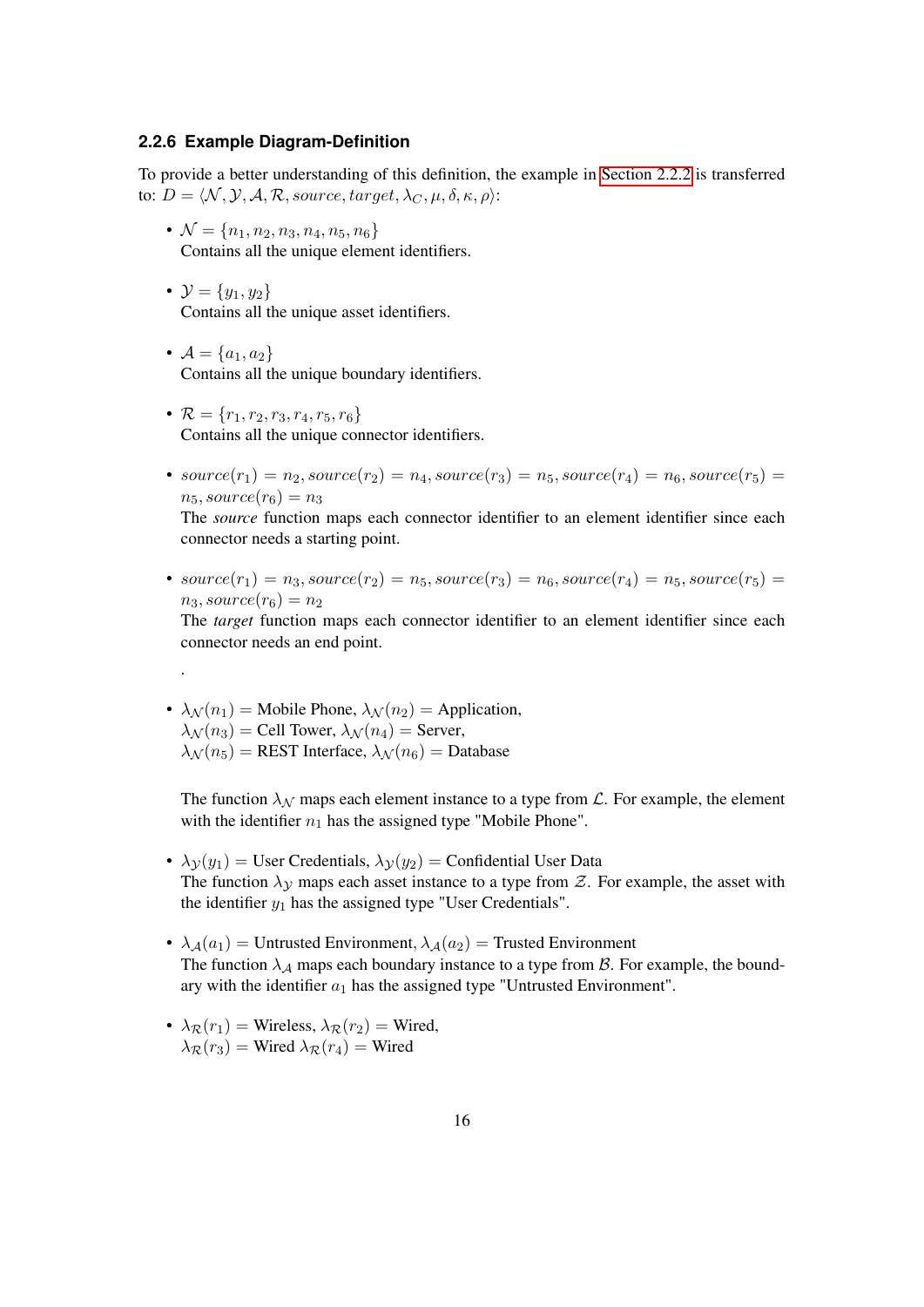### 2.2.6 Example Diagram-Definition

To provide a better understanding of this definition, the example in Section 2.2.2 is transferred to: $D = \langle \mathcal{N}, \mathcal{Y}, \mathcal{A}, \mathcal{R}, source, target, \lambda_C, \mu, \delta, \kappa, \rho \rangle$:

- $\mathcal{N} = \{n_1, n_2, n_3, n_4, n_5, n_6\}$
  Contains all the unique element identifiers.

- $\mathcal{Y} = \{y_1, y_2\}$
  Contains all the unique asset identifiers.

- $\mathcal{A} = \{a_1, a_2\}$
  Contains all the unique boundary identifiers.

- $\mathcal{R} = \{r_1, r_2, r_3, r_4, r_5, r_6\}$
  Contains all the unique connector identifiers.

- $source(r_1) = n_2, source(r_2) = n_4, source(r_3) = n_5, source(r_4) = n_6, source(r_5) = n_5, source(r_6) = n_3$
  The *source* function maps each connector identifier to an element identifier since each connector needs a starting point.

- $source(r_1) = n_3, source(r_2) = n_5, source(r_3) = n_6, source(r_4) = n_5, source(r_5) = n_3, source(r_6) = n_2$
  The *target* function maps each connector identifier to an element identifier since each connector needs an end point.

  .

- $\lambda_{\mathcal{N}}(n_1) =$ Mobile Phone, $\lambda_{\mathcal{N}}(n_2) =$ Application,
  $\lambda_{\mathcal{N}}(n_3) =$ Cell Tower, $\lambda_{\mathcal{N}}(n_4) =$ Server,
  $\lambda_{\mathcal{N}}(n_5) =$ REST Interface, $\lambda_{\mathcal{N}}(n_6) =$ Database

  The function $\lambda_{\mathcal{N}}$ maps each element instance to a type from $\mathcal{L}$. For example, the element with the identifier $n_1$ has the assigned type "Mobile Phone".

- $\lambda_{\mathcal{Y}}(y_1) =$ User Credentials, $\lambda_{\mathcal{Y}}(y_2) =$ Confidential User Data
  The function $\lambda_{\mathcal{Y}}$ maps each asset instance to a type from $\mathcal{Z}$. For example, the asset with the identifier $y_1$ has the assigned type "User Credentials".

- $\lambda_{\mathcal{A}}(a_1) =$ Untrusted Environment, $\lambda_{\mathcal{A}}(a_2) =$ Trusted Environment
  The function $\lambda_{\mathcal{A}}$ maps each boundary instance to a type from $\mathcal{B}$. For example, the boundary with the identifier $a_1$ has the assigned type "Untrusted Environment".

- $\lambda_{\mathcal{R}}(r_1) =$ Wireless, $\lambda_{\mathcal{R}}(r_2) =$ Wired,
  $\lambda_{\mathcal{R}}(r_3) =$ Wired $\lambda_{\mathcal{R}}(r_4) =$ Wired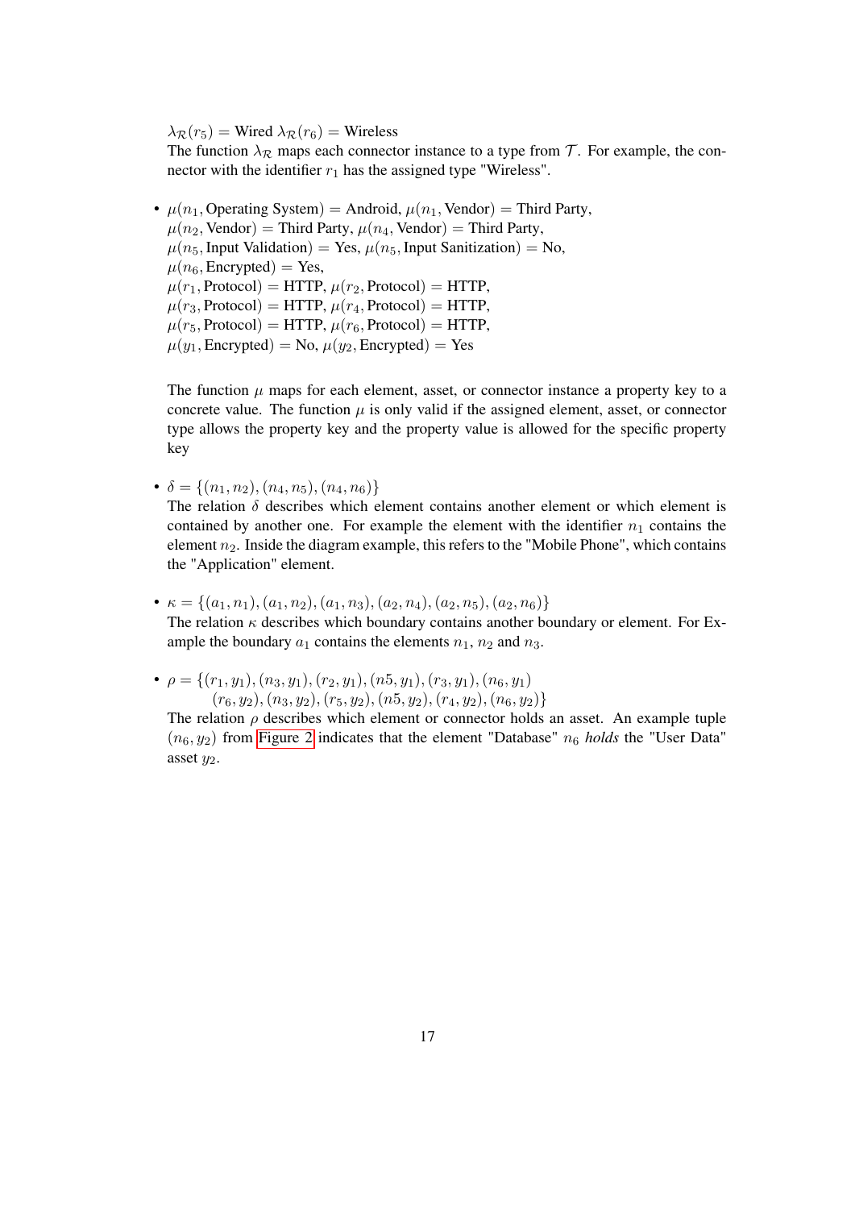$\lambda_{\mathcal{R}}(r_5) = \text{Wired}$ $\lambda_{\mathcal{R}}(r_6) = \text{Wireless}$
The function $\lambda_{\mathcal{R}}$ maps each connector instance to a type from $\mathcal{T}$. For example, the connector with the identifier $r_1$ has the assigned type "Wireless".

- $\mu(n_1, \text{Operating System}) = \text{Android}$, $\mu(n_1, \text{Vendor}) = \text{Third Party}$,
  $\mu(n_2, \text{Vendor}) = \text{Third Party}$, $\mu(n_4, \text{Vendor}) = \text{Third Party}$,
  $\mu(n_5, \text{Input Validation}) = \text{Yes}$, $\mu(n_5, \text{Input Sanitization}) = \text{No}$,
  $\mu(n_6, \text{Encrypted}) = \text{Yes}$,
  $\mu(r_1, \text{Protocol}) = \text{HTTP}$, $\mu(r_2, \text{Protocol}) = \text{HTTP}$,
  $\mu(r_3, \text{Protocol}) = \text{HTTP}$, $\mu(r_4, \text{Protocol}) = \text{HTTP}$,
  $\mu(r_5, \text{Protocol}) = \text{HTTP}$, $\mu(r_6, \text{Protocol}) = \text{HTTP}$,
  $\mu(y_1, \text{Encrypted}) = \text{No}$, $\mu(y_2, \text{Encrypted}) = \text{Yes}$

  The function $\mu$ maps for each element, asset, or connector instance a property key to a concrete value. The function $\mu$ is only valid if the assigned element, asset, or connector type allows the property key and the property value is allowed for the specific property key

- $\delta = \{(n_1, n_2), (n_4, n_5), (n_4, n_6)\}$
  The relation $\delta$ describes which element contains another element or which element is contained by another one. For example the element with the identifier $n_1$ contains the element $n_2$. Inside the diagram example, this refers to the "Mobile Phone", which contains the "Application" element.

- $\kappa = \{(a_1, n_1), (a_1, n_2), (a_1, n_3), (a_2, n_4), (a_2, n_5), (a_2, n_6)\}$
  The relation $\kappa$ describes which boundary contains another boundary or element. For Example the boundary $a_1$ contains the elements $n_1$, $n_2$ and $n_3$.

- $\rho = \{(r_1, y_1), (n_3, y_1), (r_2, y_1), (n5, y_1), (r_3, y_1), (n_6, y_1)$
  $(r_6, y_2), (n_3, y_2), (r_5, y_2), (n5, y_2), (r_4, y_2), (n_6, y_2)\}$
  The relation $\rho$ describes which element or connector holds an asset. An example tuple $(n_6, y_2)$ from Figure 2 indicates that the element "Database" $n_6$ *holds* the "User Data" asset $y_2$.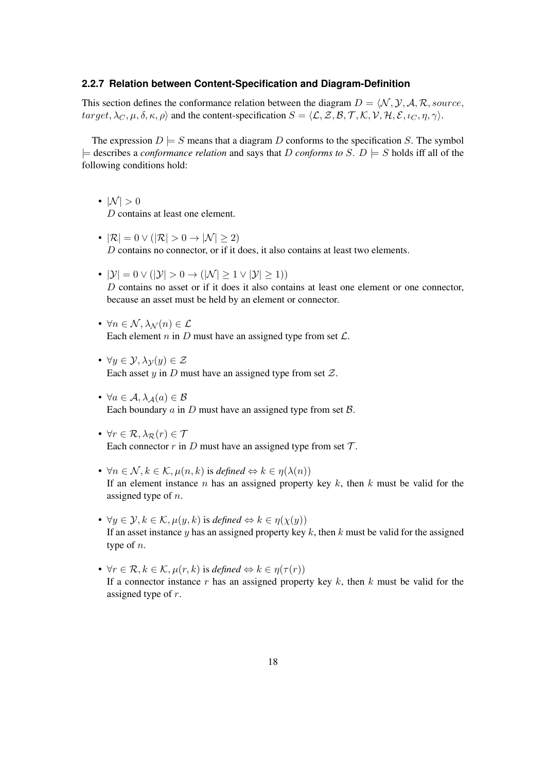### 2.2.7 Relation between Content-Specification and Diagram-Definition

This section defines the conformance relation between the diagram $D = \langle \mathcal{N}, \mathcal{Y}, \mathcal{A}, \mathcal{R}, source, target, \lambda_C, \mu, \delta, \kappa, \rho \rangle$ and the content-specification $S = \langle \mathcal{L}, \mathcal{Z}, \mathcal{B}, \mathcal{T}, \mathcal{K}, \mathcal{V}, \mathcal{H}, \mathcal{E}, \iota_C, \eta, \gamma \rangle$.

The expression $D \models S$ means that a diagram $D$ conforms to the specification $S$. The symbol $\models$ describes a *conformance relation* and says that $D$ *conforms to* $S$. $D \models S$ holds iff all of the following conditions hold:

- $|\mathcal{N}| > 0$
  $D$ contains at least one element.
- $|\mathcal{R}| = 0 \vee (|\mathcal{R}| > 0 \rightarrow |\mathcal{N}| \geq 2)$
  $D$ contains no connector, or if it does, it also contains at least two elements.
- $|\mathcal{Y}| = 0 \vee (|\mathcal{Y}| > 0 \rightarrow (|\mathcal{N}| \geq 1 \vee |\mathcal{Y}| \geq 1))$
  $D$ contains no asset or if it does it also contains at least one element or one connector, because an asset must be held by an element or connector.
- $\forall n \in \mathcal{N}, \lambda_{\mathcal{N}}(n) \in \mathcal{L}$
  Each element $n$ in $D$ must have an assigned type from set $\mathcal{L}$.
- $\forall y \in \mathcal{Y}, \lambda_{\mathcal{Y}}(y) \in \mathcal{Z}$
  Each asset $y$ in $D$ must have an assigned type from set $\mathcal{Z}$.
- $\forall a \in \mathcal{A}, \lambda_{\mathcal{A}}(a) \in \mathcal{B}$
  Each boundary $a$ in $D$ must have an assigned type from set $\mathcal{B}$.
- $\forall r \in \mathcal{R}, \lambda_{\mathcal{R}}(r) \in \mathcal{T}$
  Each connector $r$ in $D$ must have an assigned type from set $\mathcal{T}$.
- $\forall n \in \mathcal{N}, k \in \mathcal{K}, \mu(n, k)$ is *defined* $\Leftrightarrow k \in \eta(\lambda(n))$
  If an element instance $n$ has an assigned property key $k$, then $k$ must be valid for the assigned type of $n$.
- $\forall y \in \mathcal{Y}, k \in \mathcal{K}, \mu(y, k)$ is *defined* $\Leftrightarrow k \in \eta(\chi(y))$
  If an asset instance $y$ has an assigned property key $k$, then $k$ must be valid for the assigned type of $n$.
- $\forall r \in \mathcal{R}, k \in \mathcal{K}, \mu(r, k)$ is *defined* $\Leftrightarrow k \in \eta(\tau(r))$
  If a connector instance $r$ has an assigned property key $k$, then $k$ must be valid for the assigned type of $r$.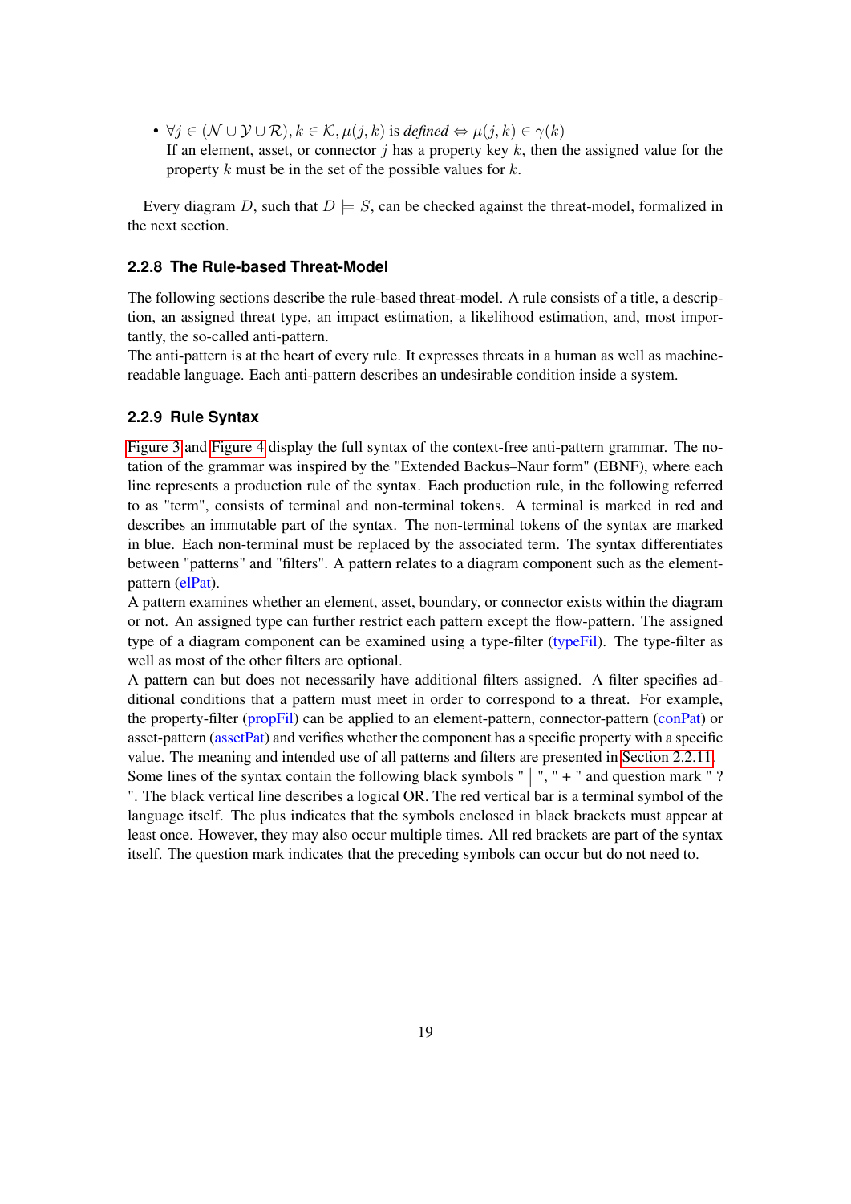- $\forall j \in (\mathcal{N} \cup \mathcal{Y} \cup \mathcal{R}), k \in \mathcal{K}, \mu(j,k)$ is *defined* $\Leftrightarrow \mu(j,k) \in \gamma(k)$
  If an element, asset, or connector $j$ has a property key $k$, then the assigned value for the property $k$ must be in the set of the possible values for $k$.

Every diagram $D$, such that $D \models S$, can be checked against the threat-model, formalized in the next section.

### 2.2.8 The Rule-based Threat-Model

The following sections describe the rule-based threat-model. A rule consists of a title, a description, an assigned threat type, an impact estimation, a likelihood estimation, and, most importantly, the so-called anti-pattern.
The anti-pattern is at the heart of every rule. It expresses threats in a human as well as machine-readable language. Each anti-pattern describes an undesirable condition inside a system.

### 2.2.9 Rule Syntax

Figure 3 and Figure 4 display the full syntax of the context-free anti-pattern grammar. The notation of the grammar was inspired by the "Extended Backus–Naur form" (EBNF), where each line represents a production rule of the syntax. Each production rule, in the following referred to as "term", consists of terminal and non-terminal tokens. A terminal is marked in red and describes an immutable part of the syntax. The non-terminal tokens of the syntax are marked in blue. Each non-terminal must be replaced by the associated term. The syntax differentiates between "patterns" and "filters". A pattern relates to a diagram component such as the element-pattern (elPat).
A pattern examines whether an element, asset, boundary, or connector exists within the diagram or not. An assigned type can further restrict each pattern except the flow-pattern. The assigned type of a diagram component can be examined using a type-filter (typeFil). The type-filter as well as most of the other filters are optional.
A pattern can but does not necessarily have additional filters assigned. A filter specifies additional conditions that a pattern must meet in order to correspond to a threat. For example, the property-filter (propFil) can be applied to an element-pattern, connector-pattern (conPat) or asset-pattern (assetPat) and verifies whether the component has a specific property with a specific value. The meaning and intended use of all patterns and filters are presented in Section 2.2.11.
Some lines of the syntax contain the following black symbols " | ", " + " and question mark " ? ". The black vertical line describes a logical OR. The red vertical bar is a terminal symbol of the language itself. The plus indicates that the symbols enclosed in black brackets must appear at least once. However, they may also occur multiple times. All red brackets are part of the syntax itself. The question mark indicates that the preceding symbols can occur but do not need to.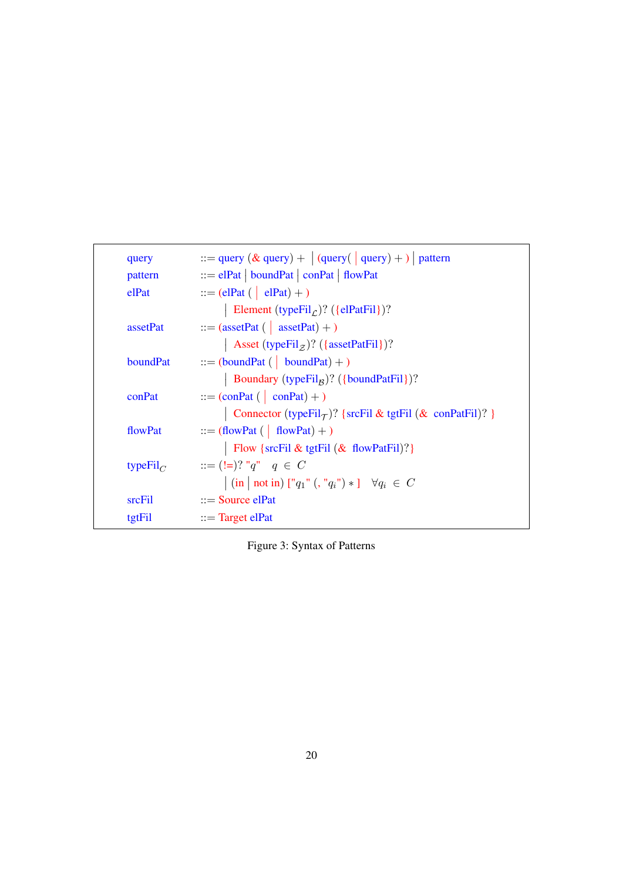```
query      ::= query (& query) + | (query( | query) + ) | pattern
pattern    ::= elPat | boundPat | conPat | flowPat
elPat      ::= (elPat ( | elPat) + )
             | Element (typeFil_L)? ({elPatFil})?
assetPat   ::= (assetPat ( | assetPat) + )
             | Asset (typeFil_Z)? ({assetPatFil})?
boundPat   ::= (boundPat ( | boundPat) + )
             | Boundary (typeFil_B)? ({boundPatFil})?
conPat     ::= (conPat ( | conPat) + )
             | Connector (typeFil_T)? {srcFil & tgtFil (& conPatFil)? }
flowPat    ::= (flowPat ( | flowPat) + )
             | Flow {srcFil & tgtFil (& flowPatFil)?}
typeFil_C  ::= (!=)? "q"    q ∈ C
             | (in | not in) ["q_1" (, "q_i") * ]   ∀q_i ∈ C
srcFil     ::= Source elPat
tgtFil     ::= Target elPat
```

Figure 3: Syntax of Patterns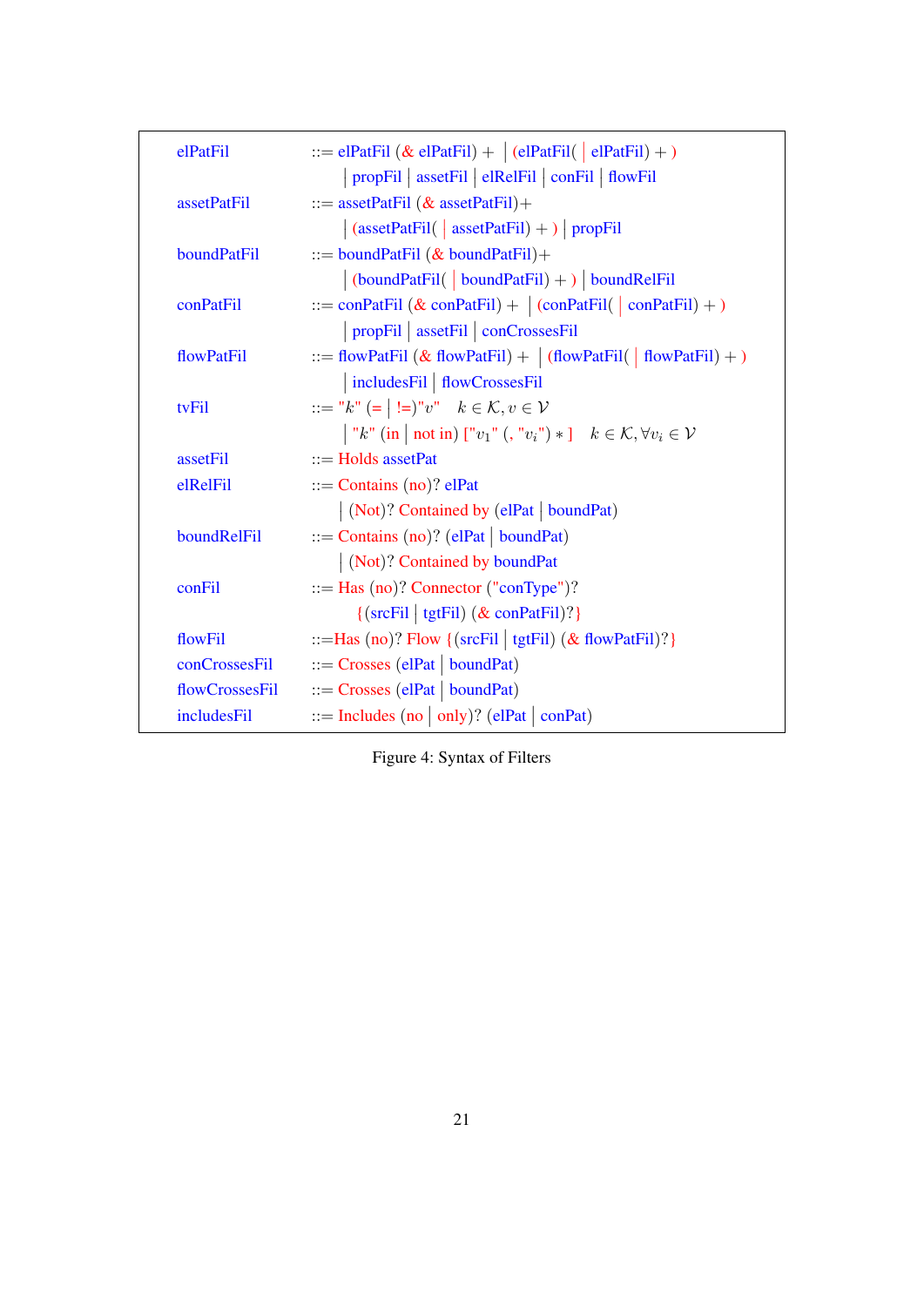```
elPatFil         ::= elPatFil (& elPatFil) + | (elPatFil( | elPatFil) + )
                   | propFil | assetFil | elRelFil | conFil | flowFil
assetPatFil      ::= assetPatFil (& assetPatFil)+
                   | (assetPatFil( | assetPatFil) + ) | propFil
boundPatFil      ::= boundPatFil (& boundPatFil)+
                   | (boundPatFil( | boundPatFil) + ) | boundRelFil
conPatFil        ::= conPatFil (& conPatFil) + | (conPatFil( | conPatFil) + )
                   | propFil | assetFil | conCrossesFil
flowPatFil       ::= flowPatFil (& flowPatFil) + | (flowPatFil( | flowPatFil) + )
                   | includesFil | flowCrossesFil
tvFil            ::= "k" (= | !=)"v"    k ∈ K, v ∈ V
                   | "k" (in | not in) ["v1" (, "vi") * ]    k ∈ K, ∀vi ∈ V
assetFil         ::= Holds assetPat
elRelFil         ::= Contains (no)? elPat
                   | (Not)? Contained by (elPat | boundPat)
boundRelFil      ::= Contains (no)? (elPat | boundPat)
                   | (Not)? Contained by boundPat
conFil           ::= Has (no)? Connector ("conType")?
                     {(srcFil | tgtFil) (& conPatFil)?}
flowFil          ::= Has (no)? Flow {(srcFil | tgtFil) (& flowPatFil)?}
conCrossesFil    ::= Crosses (elPat | boundPat)
flowCrossesFil   ::= Crosses (elPat | boundPat)
includesFil      ::= Includes (no | only)? (elPat | conPat)
```

Figure 4: Syntax of Filters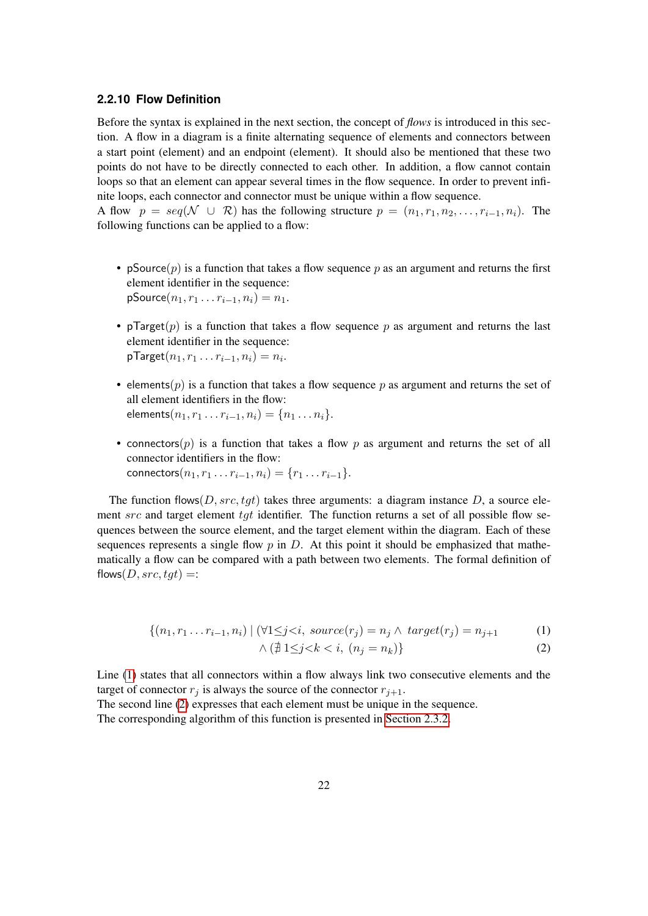### 2.2.10 Flow Definition

Before the syntax is explained in the next section, the concept of *flows* is introduced in this section. A flow in a diagram is a finite alternating sequence of elements and connectors between a start point (element) and an endpoint (element). It should also be mentioned that these two points do not have to be directly connected to each other. In addition, a flow cannot contain loops so that an element can appear several times in the flow sequence. In order to prevent infinite loops, each connector and connector must be unique within a flow sequence.
A flow $p = seq(\mathcal{N} \cup \mathcal{R})$ has the following structure $p = (n_1, r_1, n_2, \ldots, r_{i-1}, n_i)$. The following functions can be applied to a flow:

- $\mathsf{pSource}(p)$ is a function that takes a flow sequence $p$ as an argument and returns the first element identifier in the sequence:
  $\mathsf{pSource}(n_1, r_1 \ldots r_{i-1}, n_i) = n_1$.
- $\mathsf{pTarget}(p)$ is a function that takes a flow sequence $p$ as argument and returns the last element identifier in the sequence:
  $\mathsf{pTarget}(n_1, r_1 \ldots r_{i-1}, n_i) = n_i$.
- $\mathsf{elements}(p)$ is a function that takes a flow sequence $p$ as argument and returns the set of all element identifiers in the flow:
  $\mathsf{elements}(n_1, r_1 \ldots r_{i-1}, n_i) = \{n_1 \ldots n_i\}$.
- $\mathsf{connectors}(p)$ is a function that takes a flow $p$ as argument and returns the set of all connector identifiers in the flow:
  $\mathsf{connectors}(n_1, r_1 \ldots r_{i-1}, n_i) = \{r_1 \ldots r_{i-1}\}$.

The function $\mathsf{flows}(D, src, tgt)$ takes three arguments: a diagram instance $D$, a source element $src$ and target element $tgt$ identifier. The function returns a set of all possible flow sequences between the source element, and the target element within the diagram. Each of these sequences represents a single flow $p$ in $D$. At this point it should be emphasized that mathematically a flow can be compared with a path between two elements. The formal definition of $\mathsf{flows}(D, src, tgt) =$:

$$\{(n_1, r_1 \ldots r_{i-1}, n_i) \mid (\forall 1 \leq j < i,\ source(r_j) = n_j \wedge\ target(r_j) = n_{j+1} \tag{1}$$

$$\wedge\ (\nexists\, 1 \leq j < k < i,\ (n_j = n_k)\} \tag{2}$$

Line (1) states that all connectors within a flow always link two consecutive elements and the target of connector $r_j$ is always the source of the connector $r_{j+1}$.
The second line (2) expresses that each element must be unique in the sequence.
The corresponding algorithm of this function is presented in Section 2.3.2.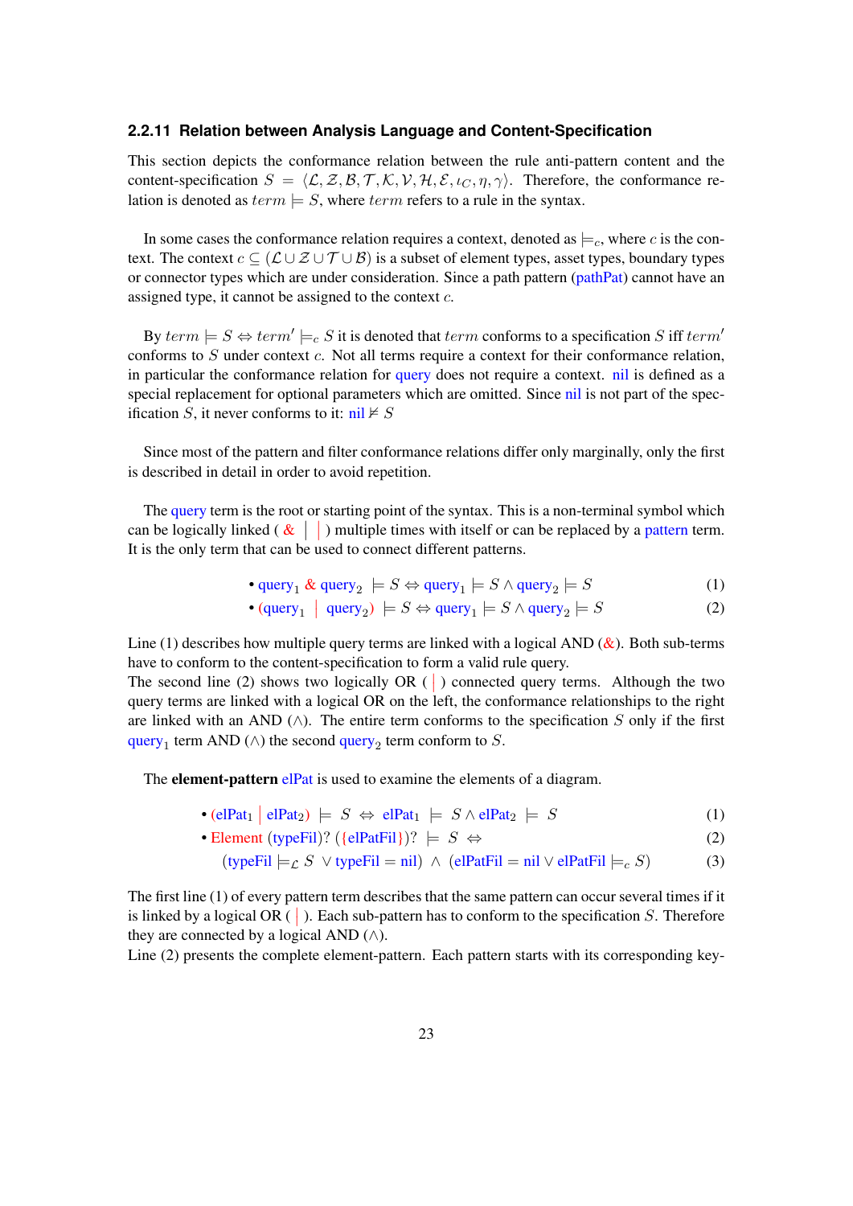### 2.2.11 Relation between Analysis Language and Content-Specification

This section depicts the conformance relation between the rule anti-pattern content and the content-specification $S = \langle \mathcal{L}, \mathcal{Z}, \mathcal{B}, \mathcal{T}, \mathcal{K}, \mathcal{V}, \mathcal{H}, \mathcal{E}, \iota_C, \eta, \gamma \rangle$. Therefore, the conformance relation is denoted as $term \models S$, where $term$ refers to a rule in the syntax.

In some cases the conformance relation requires a context, denoted as $\models_c$, where $c$ is the context. The context $c \subseteq (\mathcal{L} \cup \mathcal{Z} \cup \mathcal{T} \cup \mathcal{B})$ is a subset of element types, asset types, boundary types or connector types which are under consideration. Since a path pattern (pathPat) cannot have an assigned type, it cannot be assigned to the context $c$.

By $term \models S \Leftrightarrow term' \models_c S$ it is denoted that $term$ conforms to a specification $S$ iff $term'$ conforms to $S$ under context $c$. Not all terms require a context for their conformance relation, in particular the conformance relation for query does not require a context. nil is defined as a special replacement for optional parameters which are omitted. Since nil is not part of the specification $S$, it never conforms to it: nil $\not\models S$

Since most of the pattern and filter conformance relations differ only marginally, only the first is described in detail in order to avoid repetition.

The query term is the root or starting point of the syntax. This is a non-terminal symbol which can be logically linked ( & | | ) multiple times with itself or can be replaced by a pattern term. It is the only term that can be used to connect different patterns.

- $\text{query}_1 \;\&\; \text{query}_2 \models S \Leftrightarrow \text{query}_1 \models S \wedge \text{query}_2 \models S$ (1)
- $(\text{query}_1 \mid \text{query}_2) \models S \Leftrightarrow \text{query}_1 \models S \wedge \text{query}_2 \models S$ (2)

Line (1) describes how multiple query terms are linked with a logical AND (&). Both sub-terms have to conform to the content-specification to form a valid rule query.
The second line (2) shows two logically OR ( | ) connected query terms. Although the two query terms are linked with a logical OR on the left, the conformance relationships to the right are linked with an AND ($\wedge$). The entire term conforms to the specification $S$ only if the first $\text{query}_1$ term AND ($\wedge$) the second $\text{query}_2$ term conform to $S$.

The **element-pattern** elPat is used to examine the elements of a diagram.

- $(\text{elPat}_1 \mid \text{elPat}_2) \models S \Leftrightarrow \text{elPat}_1 \models S \wedge \text{elPat}_2 \models S$ (1)
- $\text{Element (typeFil)? (\{elPatFil\})?} \models S \Leftrightarrow$ (2)

  $(\text{typeFil} \models_{\mathcal{L}} S \vee \text{typeFil} = \text{nil}) \wedge (\text{elPatFil} = \text{nil} \vee \text{elPatFil} \models_c S)$ (3)

The first line (1) of every pattern term describes that the same pattern can occur several times if it is linked by a logical OR ( | ). Each sub-pattern has to conform to the specification $S$. Therefore they are connected by a logical AND ($\wedge$).
Line (2) presents the complete element-pattern. Each pattern starts with its corresponding key-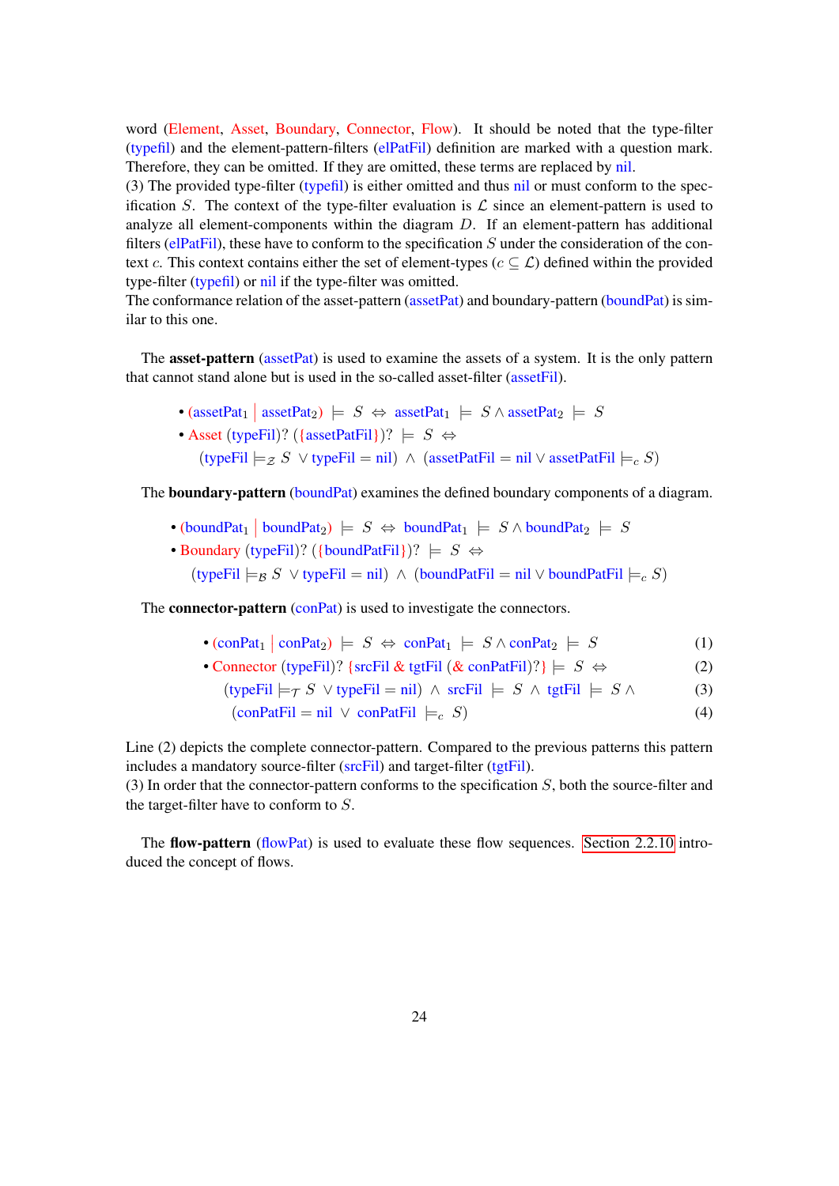word (Element, Asset, Boundary, Connector, Flow). It should be noted that the type-filter (typefil) and the element-pattern-filters (elPatFil) definition are marked with a question mark. Therefore, they can be omitted. If they are omitted, these terms are replaced by nil.
(3) The provided type-filter (typefil) is either omitted and thus nil or must conform to the specification $S$. The context of the type-filter evaluation is $\mathcal{L}$ since an element-pattern is used to analyze all element-components within the diagram $D$. If an element-pattern has additional filters (elPatFil), these have to conform to the specification $S$ under the consideration of the context $c$. This context contains either the set of element-types ($c \subseteq \mathcal{L}$) defined within the provided type-filter (typefil) or nil if the type-filter was omitted.
The conformance relation of the asset-pattern (assetPat) and boundary-pattern (boundPat) is similar to this one.

The **asset-pattern** (assetPat) is used to examine the assets of a system. It is the only pattern that cannot stand alone but is used in the so-called asset-filter (assetFil).

- $(\text{assetPat}_1 \mid \text{assetPat}_2) \models S \Leftrightarrow \text{assetPat}_1 \models S \land \text{assetPat}_2 \models S$
- $\text{Asset}\ (\text{typeFil})?\ (\{\text{assetPatFil}\})? \models S \Leftrightarrow$
  $(\text{typeFil} \models_{\mathcal{Z}} S \lor \text{typeFil} = \text{nil}) \land (\text{assetPatFil} = \text{nil} \lor \text{assetPatFil} \models_c S)$

The **boundary-pattern** (boundPat) examines the defined boundary components of a diagram.

- $(\text{boundPat}_1 \mid \text{boundPat}_2) \models S \Leftrightarrow \text{boundPat}_1 \models S \land \text{boundPat}_2 \models S$
- $\text{Boundary}\ (\text{typeFil})?\ (\{\text{boundPatFil}\})? \models S \Leftrightarrow$
  $(\text{typeFil} \models_{\mathcal{B}} S \lor \text{typeFil} = \text{nil}) \land (\text{boundPatFil} = \text{nil} \lor \text{boundPatFil} \models_c S)$

The **connector-pattern** (conPat) is used to investigate the connectors.

$$\bullet\ (\text{conPat}_1 \mid \text{conPat}_2) \models S \Leftrightarrow \text{conPat}_1 \models S \land \text{conPat}_2 \models S \tag{1}$$

$$\bullet\ \text{Connector}\ (\text{typeFil})?\ \{\text{srcFil}\ \&\ \text{tgtFil}\ (\&\ \text{conPatFil})?\} \models S \Leftrightarrow \tag{2}$$

$$(\text{typeFil} \models_{\mathcal{T}} S \lor \text{typeFil} = \text{nil}) \land \text{srcFil} \models S \land \text{tgtFil} \models S \land \tag{3}$$

$$(\text{conPatFil} = \text{nil} \lor \text{conPatFil} \models_c S) \tag{4}$$

Line (2) depicts the complete connector-pattern. Compared to the previous patterns this pattern includes a mandatory source-filter (srcFil) and target-filter (tgtFil).
(3) In order that the connector-pattern conforms to the specification $S$, both the source-filter and the target-filter have to conform to $S$.

The **flow-pattern** (flowPat) is used to evaluate these flow sequences. Section 2.2.10 introduced the concept of flows.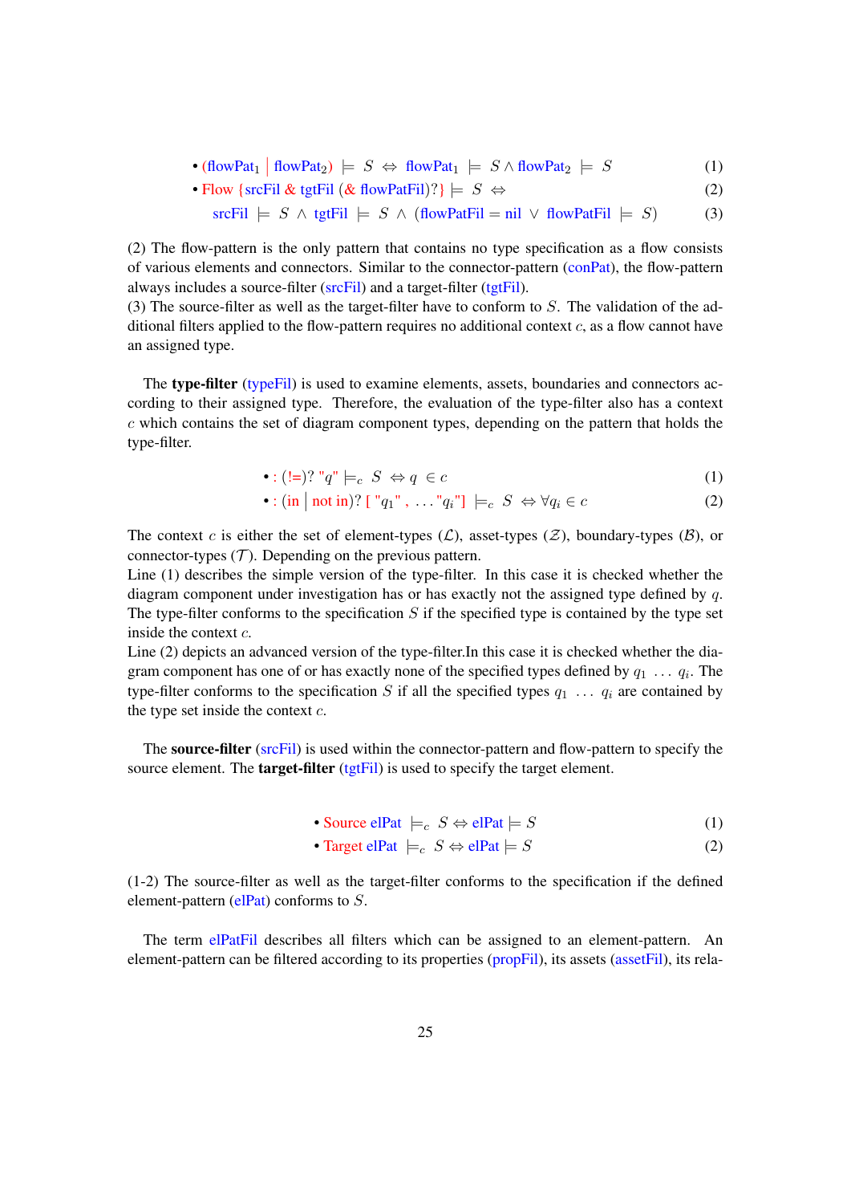- $(\text{flowPat}_1 \mid \text{flowPat}_2) \models S \Leftrightarrow \text{flowPat}_1 \models S \wedge \text{flowPat}_2 \models S$ (1)
- $\text{Flow } \{\text{srcFil } \& \text{ tgtFil } (\& \text{ flowPatFil})?\} \models S \Leftrightarrow$ (2)

  $\text{srcFil} \models S \wedge \text{tgtFil} \models S \wedge (\text{flowPatFil} = \text{nil} \vee \text{flowPatFil} \models S)$ (3)

(2) The flow-pattern is the only pattern that contains no type specification as a flow consists of various elements and connectors. Similar to the connector-pattern (conPat), the flow-pattern always includes a source-filter (srcFil) and a target-filter (tgtFil).
(3) The source-filter as well as the target-filter have to conform to $S$. The validation of the additional filters applied to the flow-pattern requires no additional context $c$, as a flow cannot have an assigned type.

The **type-filter** (typeFil) is used to examine elements, assets, boundaries and connectors according to their assigned type. Therefore, the evaluation of the type-filter also has a context $c$ which contains the set of diagram component types, depending on the pattern that holds the type-filter.

- $: (!=)? \text{"}q\text{"} \models_c S \Leftrightarrow q \in c$ (1)
- $: (\text{in} \mid \text{not in})? \text{ [ "}q_1\text{" , } \ldots \text{"}q_i\text{"]} \models_c S \Leftrightarrow \forall q_i \in c$ (2)

The context $c$ is either the set of element-types ($\mathcal{L}$), asset-types ($\mathcal{Z}$), boundary-types ($\mathcal{B}$), or connector-types ($\mathcal{T}$). Depending on the previous pattern.
Line (1) describes the simple version of the type-filter. In this case it is checked whether the diagram component under investigation has or has exactly not the assigned type defined by $q$. The type-filter conforms to the specification $S$ if the specified type is contained by the type set inside the context $c$.
Line (2) depicts an advanced version of the type-filter.In this case it is checked whether the diagram component has one of or has exactly none of the specified types defined by $q_1 \ldots q_i$. The type-filter conforms to the specification $S$ if all the specified types $q_1 \ldots q_i$ are contained by the type set inside the context $c$.

The **source-filter** (srcFil) is used within the connector-pattern and flow-pattern to specify the source element. The **target-filter** (tgtFil) is used to specify the target element.

- $\text{Source elPat} \models_c S \Leftrightarrow \text{elPat} \models S$ (1)
- $\text{Target elPat} \models_c S \Leftrightarrow \text{elPat} \models S$ (2)

(1-2) The source-filter as well as the target-filter conforms to the specification if the defined element-pattern (elPat) conforms to $S$.

The term elPatFil describes all filters which can be assigned to an element-pattern. An element-pattern can be filtered according to its properties (propFil), its assets (assetFil), its rela-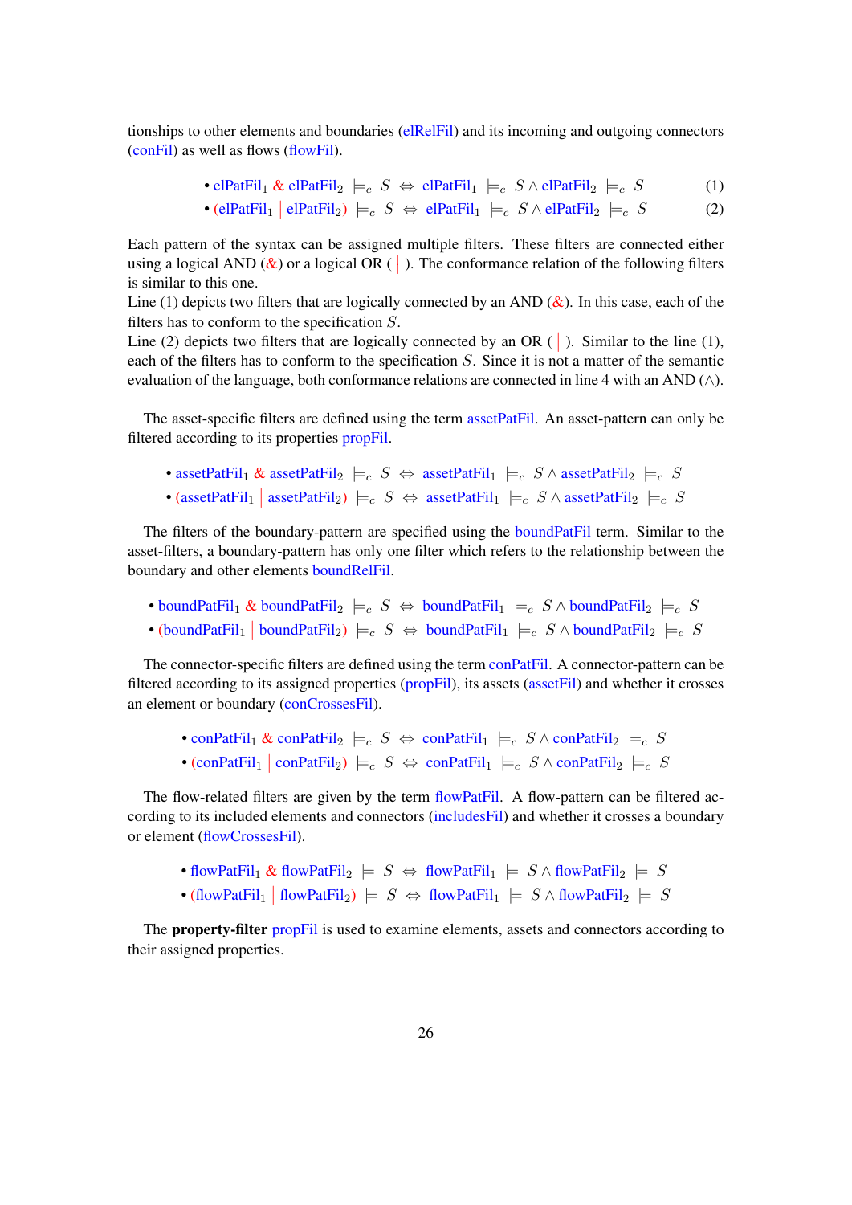tionships to other elements and boundaries (elRelFil) and its incoming and outgoing connectors (conFil) as well as flows (flowFil).

- $\text{elPatFil}_1 \;\&\; \text{elPatFil}_2 \models_c S \Leftrightarrow \text{elPatFil}_1 \models_c S \wedge \text{elPatFil}_2 \models_c S$ (1)
- $(\text{elPatFil}_1 \mid \text{elPatFil}_2) \models_c S \Leftrightarrow \text{elPatFil}_1 \models_c S \wedge \text{elPatFil}_2 \models_c S$ (2)

Each pattern of the syntax can be assigned multiple filters. These filters are connected either using a logical AND (&) or a logical OR ( | ). The conformance relation of the following filters is similar to this one.
Line (1) depicts two filters that are logically connected by an AND (&). In this case, each of the filters has to conform to the specification $S$.
Line (2) depicts two filters that are logically connected by an OR ( | ). Similar to the line (1), each of the filters has to conform to the specification $S$. Since it is not a matter of the semantic evaluation of the language, both conformance relations are connected in line 4 with an AND ($\wedge$).

The asset-specific filters are defined using the term assetPatFil. An asset-pattern can only be filtered according to its properties propFil.

- $\text{assetPatFil}_1 \;\&\; \text{assetPatFil}_2 \models_c S \Leftrightarrow \text{assetPatFil}_1 \models_c S \wedge \text{assetPatFil}_2 \models_c S$
- $(\text{assetPatFil}_1 \mid \text{assetPatFil}_2) \models_c S \Leftrightarrow \text{assetPatFil}_1 \models_c S \wedge \text{assetPatFil}_2 \models_c S$

The filters of the boundary-pattern are specified using the boundPatFil term. Similar to the asset-filters, a boundary-pattern has only one filter which refers to the relationship between the boundary and other elements boundRelFil.

- $\text{boundPatFil}_1 \;\&\; \text{boundPatFil}_2 \models_c S \Leftrightarrow \text{boundPatFil}_1 \models_c S \wedge \text{boundPatFil}_2 \models_c S$
- $(\text{boundPatFil}_1 \mid \text{boundPatFil}_2) \models_c S \Leftrightarrow \text{boundPatFil}_1 \models_c S \wedge \text{boundPatFil}_2 \models_c S$

The connector-specific filters are defined using the term conPatFil. A connector-pattern can be filtered according to its assigned properties (propFil), its assets (assetFil) and whether it crosses an element or boundary (conCrossesFil).

- $\text{conPatFil}_1 \;\&\; \text{conPatFil}_2 \models_c S \Leftrightarrow \text{conPatFil}_1 \models_c S \wedge \text{conPatFil}_2 \models_c S$
- $(\text{conPatFil}_1 \mid \text{conPatFil}_2) \models_c S \Leftrightarrow \text{conPatFil}_1 \models_c S \wedge \text{conPatFil}_2 \models_c S$

The flow-related filters are given by the term flowPatFil. A flow-pattern can be filtered according to its included elements and connectors (includesFil) and whether it crosses a boundary or element (flowCrossesFil).

- $\text{flowPatFil}_1 \;\&\; \text{flowPatFil}_2 \models S \Leftrightarrow \text{flowPatFil}_1 \models S \wedge \text{flowPatFil}_2 \models S$
- $(\text{flowPatFil}_1 \mid \text{flowPatFil}_2) \models S \Leftrightarrow \text{flowPatFil}_1 \models S \wedge \text{flowPatFil}_2 \models S$

The **property-filter** propFil is used to examine elements, assets and connectors according to their assigned properties.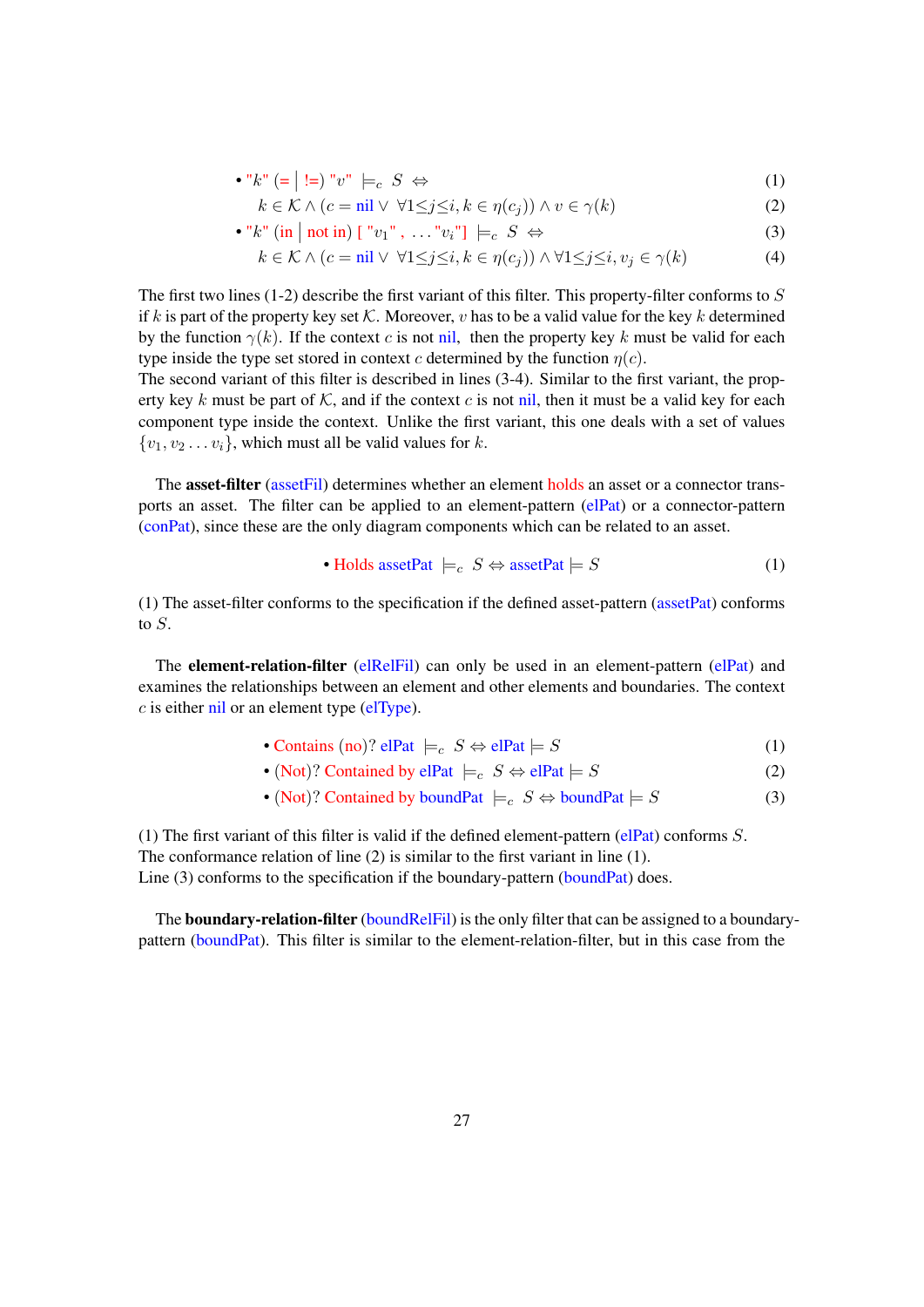- "$k$" (= | !=) "$v$" $\models_c S \Leftrightarrow$ (1)

  $k \in \mathcal{K} \wedge (c = \text{nil} \vee \forall 1 \leq j \leq i, k \in \eta(c_j)) \wedge v \in \gamma(k)$ (2)

- "$k$" (in | not in) [ "$v_1$" , ..."$v_i$"] $\models_c S \Leftrightarrow$ (3)

  $k \in \mathcal{K} \wedge (c = \text{nil} \vee \forall 1 \leq j \leq i, k \in \eta(c_j)) \wedge \forall 1 \leq j \leq i, v_j \in \gamma(k)$ (4)

The first two lines (1-2) describe the first variant of this filter. This property-filter conforms to $S$ if $k$ is part of the property key set $\mathcal{K}$. Moreover, $v$ has to be a valid value for the key $k$ determined by the function $\gamma(k)$. If the context $c$ is not nil, then the property key $k$ must be valid for each type inside the type set stored in context $c$ determined by the function $\eta(c)$.
The second variant of this filter is described in lines (3-4). Similar to the first variant, the property key $k$ must be part of $\mathcal{K}$, and if the context $c$ is not nil, then it must be a valid key for each component type inside the context. Unlike the first variant, this one deals with a set of values $\{v_1, v_2 \dots v_i\}$, which must all be valid values for $k$.

The **asset-filter** (assetFil) determines whether an element holds an asset or a connector transports an asset. The filter can be applied to an element-pattern (elPat) or a connector-pattern (conPat), since these are the only diagram components which can be related to an asset.

- Holds assetPat $\models_c S \Leftrightarrow$ assetPat $\models S$ (1)

(1) The asset-filter conforms to the specification if the defined asset-pattern (assetPat) conforms to $S$.

The **element-relation-filter** (elRelFil) can only be used in an element-pattern (elPat) and examines the relationships between an element and other elements and boundaries. The context $c$ is either nil or an element type (elType).

- Contains (no)? elPat $\models_c S \Leftrightarrow$ elPat $\models S$ (1)
- (Not)? Contained by elPat $\models_c S \Leftrightarrow$ elPat $\models S$ (2)
- (Not)? Contained by boundPat $\models_c S \Leftrightarrow$ boundPat $\models S$ (3)

(1) The first variant of this filter is valid if the defined element-pattern (elPat) conforms $S$.
The conformance relation of line (2) is similar to the first variant in line (1).
Line (3) conforms to the specification if the boundary-pattern (boundPat) does.

The **boundary-relation-filter** (boundRelFil) is the only filter that can be assigned to a boundary-pattern (boundPat). This filter is similar to the element-relation-filter, but in this case from the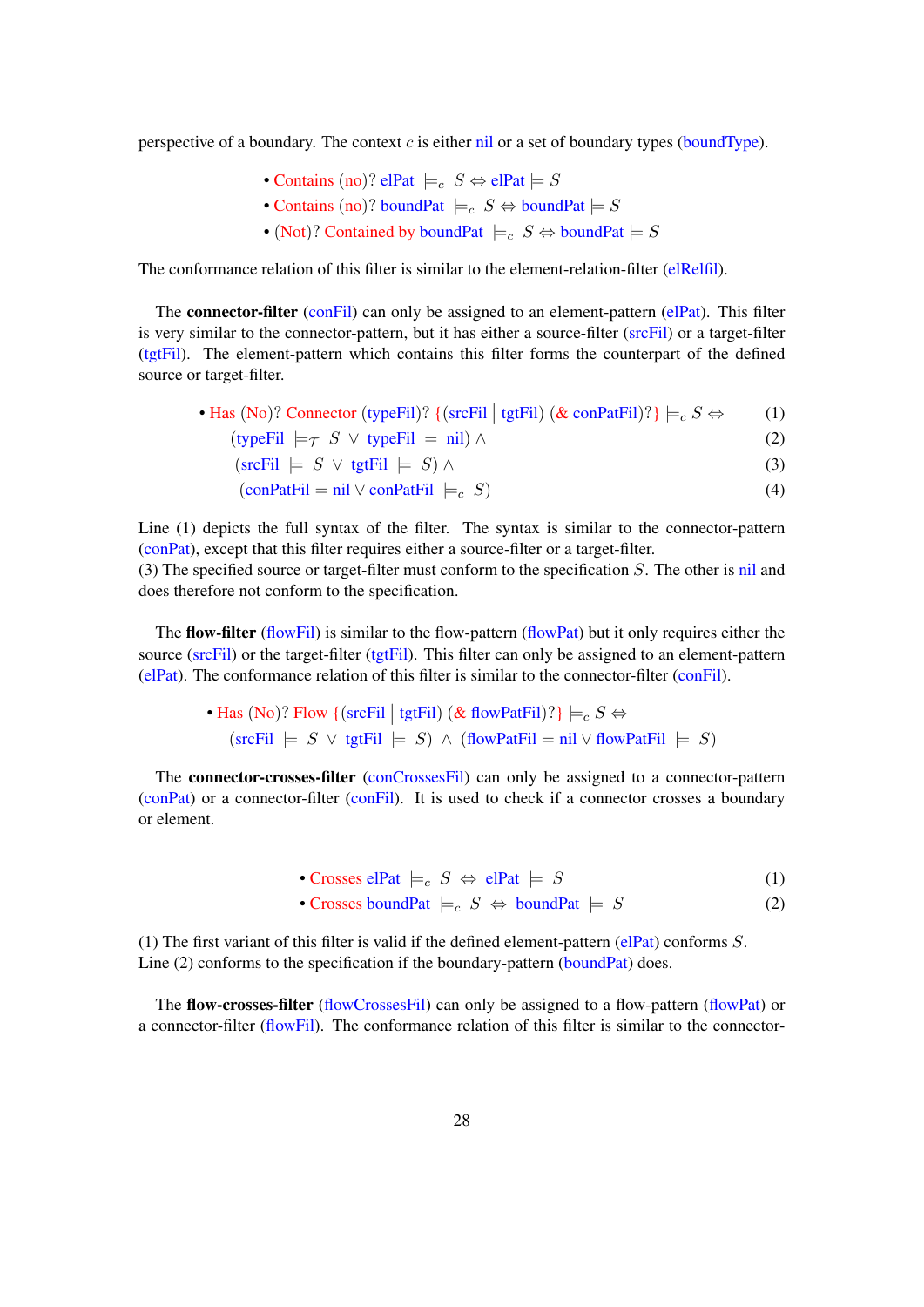perspective of a boundary. The context $c$ is either nil or a set of boundary types (boundType).

- Contains (no)? elPat $\models_c S \Leftrightarrow$ elPat $\models S$
- Contains (no)? boundPat $\models_c S \Leftrightarrow$ boundPat $\models S$
- (Not)? Contained by boundPat $\models_c S \Leftrightarrow$ boundPat $\models S$

The conformance relation of this filter is similar to the element-relation-filter (elRelfil).

The **connector-filter** (conFil) can only be assigned to an element-pattern (elPat). This filter is very similar to the connector-pattern, but it has either a source-filter (srcFil) or a target-filter (tgtFil). The element-pattern which contains this filter forms the counterpart of the defined source or target-filter.

$$\bullet\ \text{Has (No)? Connector (typeFil)? \{(srcFil} \mid \text{tgtFil) (\& conPatFil)?\}} \models_c S \Leftrightarrow \quad (1)$$
$$(\text{typeFil} \models_{\mathcal{T}} S \vee \text{typeFil} = \text{nil}) \wedge \quad (2)$$
$$(\text{srcFil} \models S \vee \text{tgtFil} \models S) \wedge \quad (3)$$
$$(\text{conPatFil} = \text{nil} \vee \text{conPatFil} \models_c S) \quad (4)$$

Line (1) depicts the full syntax of the filter. The syntax is similar to the connector-pattern (conPat), except that this filter requires either a source-filter or a target-filter.
(3) The specified source or target-filter must conform to the specification $S$. The other is nil and does therefore not conform to the specification.

The **flow-filter** (flowFil) is similar to the flow-pattern (flowPat) but it only requires either the source (srcFil) or the target-filter (tgtFil). This filter can only be assigned to an element-pattern (elPat). The conformance relation of this filter is similar to the connector-filter (conFil).

$$\bullet\ \text{Has (No)? Flow \{(srcFil} \mid \text{tgtFil) (\& flowPatFil)?\}} \models_c S \Leftrightarrow$$
$$(\text{srcFil} \models S \vee \text{tgtFil} \models S) \wedge (\text{flowPatFil} = \text{nil} \vee \text{flowPatFil} \models S)$$

The **connector-crosses-filter** (conCrossesFil) can only be assigned to a connector-pattern (conPat) or a connector-filter (conFil). It is used to check if a connector crosses a boundary or element.

$$\bullet\ \text{Crosses elPat} \models_c S \Leftrightarrow \text{elPat} \models S \quad (1)$$
$$\bullet\ \text{Crosses boundPat} \models_c S \Leftrightarrow \text{boundPat} \models S \quad (2)$$

(1) The first variant of this filter is valid if the defined element-pattern (elPat) conforms $S$.
Line (2) conforms to the specification if the boundary-pattern (boundPat) does.

The **flow-crosses-filter** (flowCrossesFil) can only be assigned to a flow-pattern (flowPat) or a connector-filter (flowFil). The conformance relation of this filter is similar to the connector-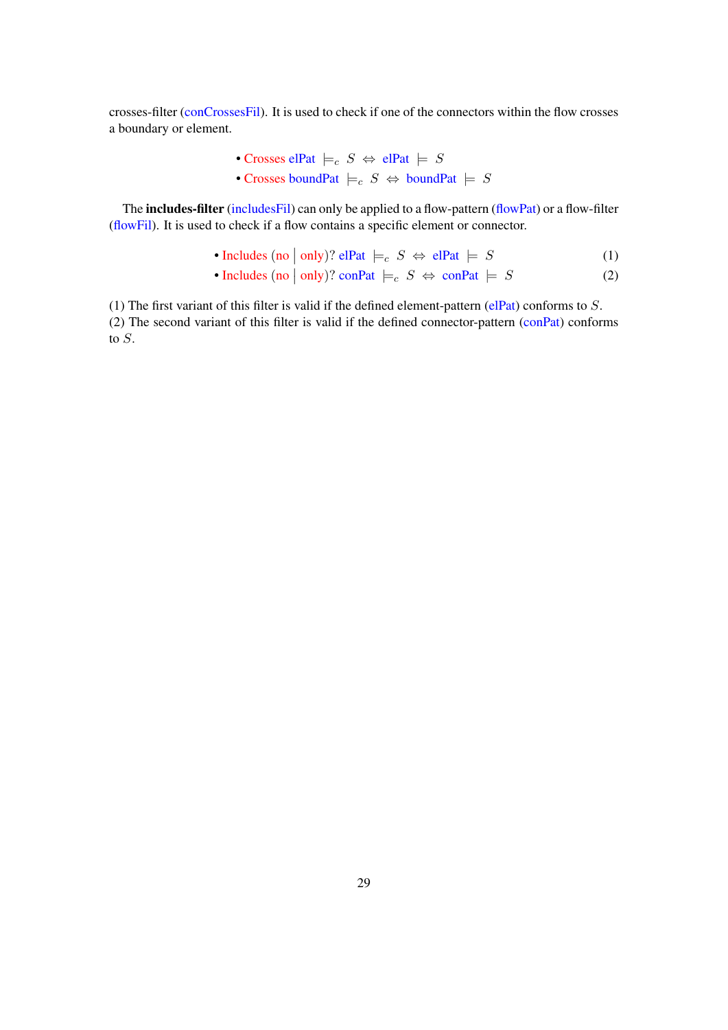crosses-filter (conCrossesFil). It is used to check if one of the connectors within the flow crosses a boundary or element.

- Crosses elPat $\models_c S \Leftrightarrow$ elPat $\models S$
- Crosses boundPat $\models_c S \Leftrightarrow$ boundPat $\models S$

The **includes-filter** (includesFil) can only be applied to a flow-pattern (flowPat) or a flow-filter (flowFil). It is used to check if a flow contains a specific element or connector.

- Includes (no | only)? elPat $\models_c S \Leftrightarrow$ elPat $\models S$ (1)
- Includes (no | only)? conPat $\models_c S \Leftrightarrow$ conPat $\models S$ (2)

(1) The first variant of this filter is valid if the defined element-pattern (elPat) conforms to $S$.
(2) The second variant of this filter is valid if the defined connector-pattern (conPat) conforms to $S$.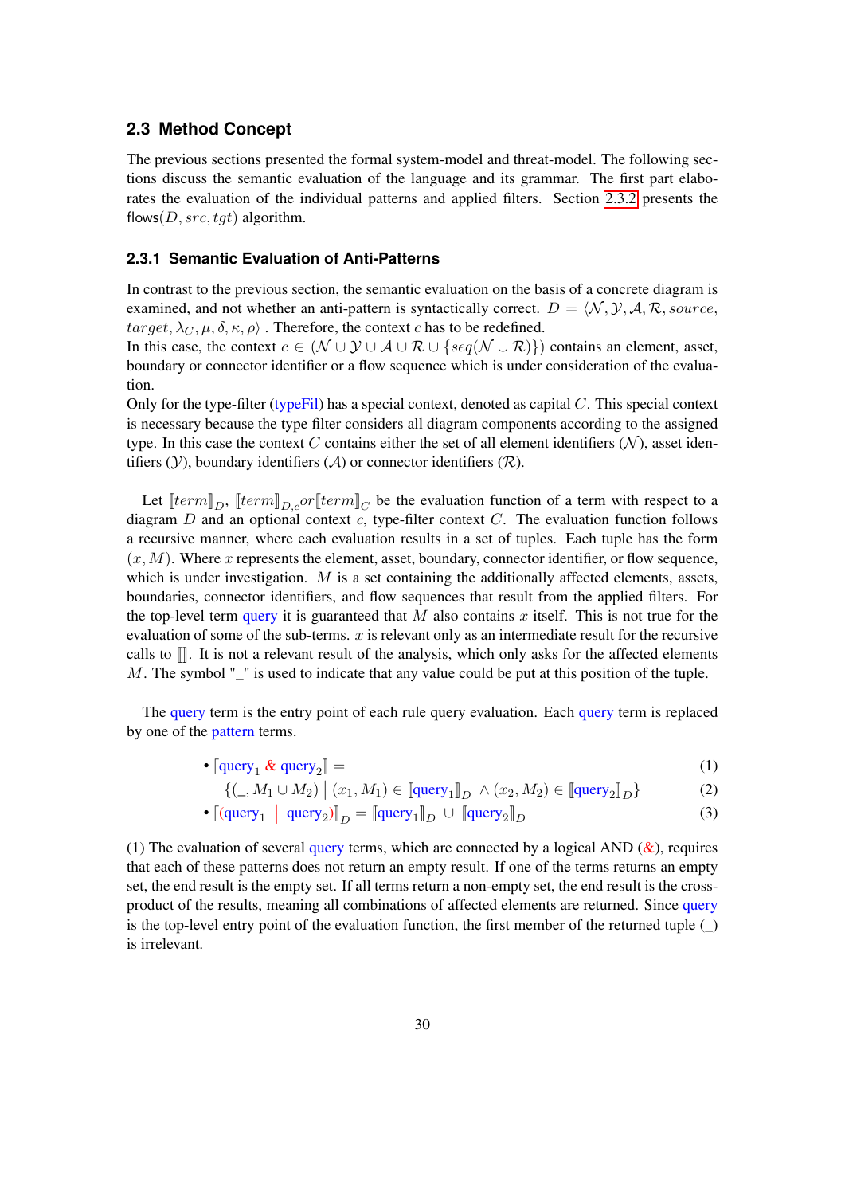## 2.3 Method Concept

The previous sections presented the formal system-model and threat-model. The following sections discuss the semantic evaluation of the language and its grammar. The first part elaborates the evaluation of the individual patterns and applied filters. Section 2.3.2 presents the flows$(D, src, tgt)$ algorithm.

### 2.3.1 Semantic Evaluation of Anti-Patterns

In contrast to the previous section, the semantic evaluation on the basis of a concrete diagram is examined, and not whether an anti-pattern is syntactically correct. $D = \langle \mathcal{N}, \mathcal{Y}, \mathcal{A}, \mathcal{R}, source, target, \lambda_C, \mu, \delta, \kappa, \rho \rangle$ . Therefore, the context $c$ has to be redefined.
In this case, the context $c \in (\mathcal{N} \cup \mathcal{Y} \cup \mathcal{A} \cup \mathcal{R} \cup \{seq(\mathcal{N} \cup \mathcal{R})\})$ contains an element, asset, boundary or connector identifier or a flow sequence which is under consideration of the evaluation.
Only for the type-filter (typeFil) has a special context, denoted as capital $C$. This special context is necessary because the type filter considers all diagram components according to the assigned type. In this case the context $C$ contains either the set of all element identifiers ($\mathcal{N}$), asset identifiers ($\mathcal{Y}$), boundary identifiers ($\mathcal{A}$) or connector identifiers ($\mathcal{R}$).

Let $[\![term]\!]_D$, $[\![term]\!]_{D,c} or [\![term]\!]_C$ be the evaluation function of a term with respect to a diagram $D$ and an optional context $c$, type-filter context $C$. The evaluation function follows a recursive manner, where each evaluation results in a set of tuples. Each tuple has the form $(x, M)$. Where $x$ represents the element, asset, boundary, connector identifier, or flow sequence, which is under investigation. $M$ is a set containing the additionally affected elements, assets, boundaries, connector identifiers, and flow sequences that result from the applied filters. For the top-level term query it is guaranteed that $M$ also contains $x$ itself. This is not true for the evaluation of some of the sub-terms. $x$ is relevant only as an intermediate result for the recursive calls to $[\![]\!]$. It is not a relevant result of the analysis, which only asks for the affected elements $M$. The symbol "_" is used to indicate that any value could be put at this position of the tuple.

The query term is the entry point of each rule query evaluation. Each query term is replaced by one of the pattern terms.

- $[\![\text{query}_1 \ \& \ \text{query}_2]\!] =$ (1)
  $\{(\_, M_1 \cup M_2) \mid (x_1, M_1) \in [\![\text{query}_1]\!]_D \ \wedge (x_2, M_2) \in [\![\text{query}_2]\!]_D\}$ (2)
- $[\![(\text{query}_1 \ | \ \text{query}_2)]\!]_D = [\![\text{query}_1]\!]_D \ \cup \ [\![\text{query}_2]\!]_D$ (3)

(1) The evaluation of several query terms, which are connected by a logical AND (&), requires that each of these patterns does not return an empty result. If one of the terms returns an empty set, the end result is the empty set. If all terms return a non-empty set, the end result is the cross-product of the results, meaning all combinations of affected elements are returned. Since query is the top-level entry point of the evaluation function, the first member of the returned tuple (_) is irrelevant.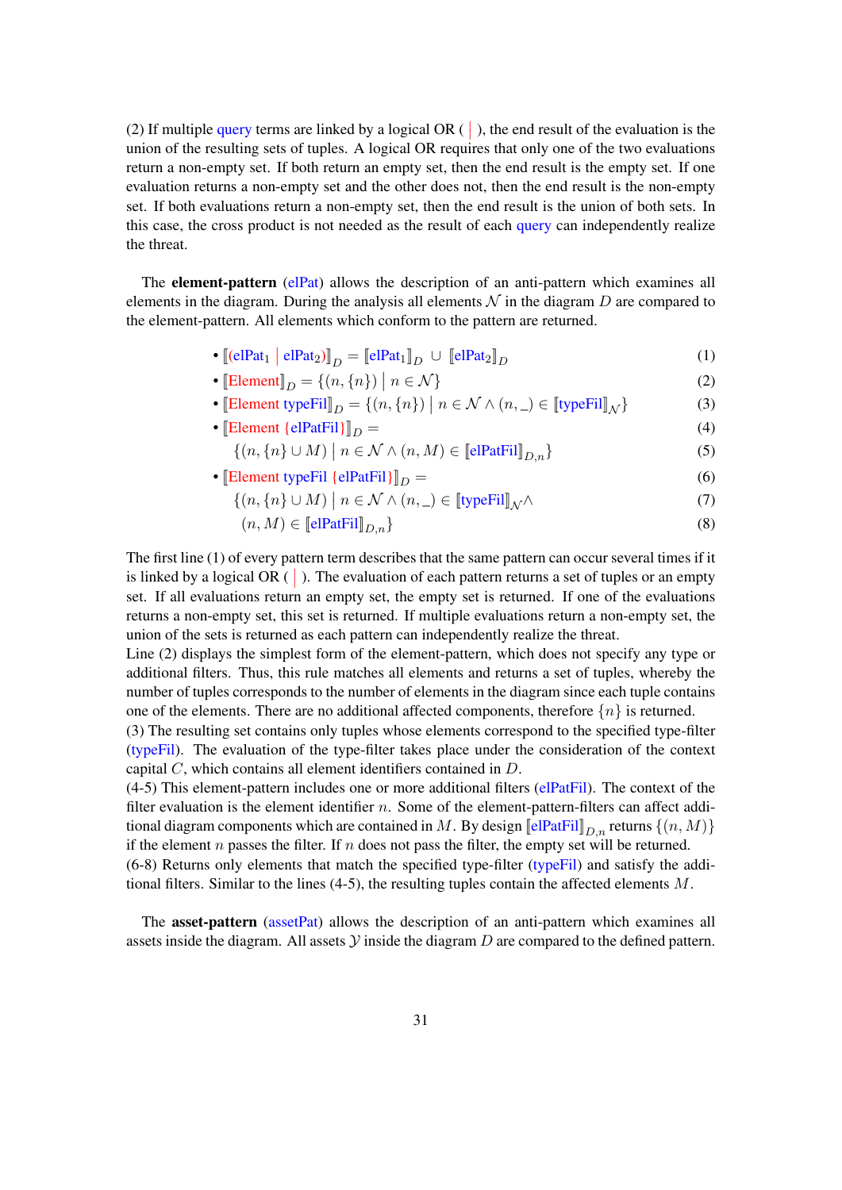(2) If multiple query terms are linked by a logical OR ( | ), the end result of the evaluation is the union of the resulting sets of tuples. A logical OR requires that only one of the two evaluations return a non-empty set. If both return an empty set, then the end result is the empty set. If one evaluation returns a non-empty set and the other does not, then the end result is the non-empty set. If both evaluations return a non-empty set, then the end result is the union of both sets. In this case, the cross product is not needed as the result of each query can independently realize the threat.

The **element-pattern** (elPat) allows the description of an anti-pattern which examines all elements in the diagram. During the analysis all elements $\mathcal{N}$ in the diagram $D$ are compared to the element-pattern. All elements which conform to the pattern are returned.

- $[\![(\text{elPat}_1 \mid \text{elPat}_2)]\!]_D = [\![\text{elPat}_1]\!]_D \cup [\![\text{elPat}_2]\!]_D$ (1)
- $[\![\text{Element}]\!]_D = \{(n, \{n\}) \mid n \in \mathcal{N}\}$ (2)
- $[\![\text{Element typeFil}]\!]_D = \{(n, \{n\}) \mid n \in \mathcal{N} \wedge (n, \_) \in [\![\text{typeFil}]\!]_{\mathcal{N}}\}$ (3)
- $[\![\text{Element } \{\text{elPatFil}\}]\!]_D =$ (4)
  $\{(n, \{n\} \cup M) \mid n \in \mathcal{N} \wedge (n, M) \in [\![\text{elPatFil}]\!]_{D,n}\}$ (5)
- $[\![\text{Element typeFil } \{\text{elPatFil}\}]\!]_D =$ (6)
  $\{(n, \{n\} \cup M) \mid n \in \mathcal{N} \wedge (n, \_) \in [\![\text{typeFil}]\!]_{\mathcal{N}} \wedge$ (7)
  $(n, M) \in [\![\text{elPatFil}]\!]_{D,n}\}$ (8)

The first line (1) of every pattern term describes that the same pattern can occur several times if it is linked by a logical OR ( | ). The evaluation of each pattern returns a set of tuples or an empty set. If all evaluations return an empty set, the empty set is returned. If one of the evaluations returns a non-empty set, this set is returned. If multiple evaluations return a non-empty set, the union of the sets is returned as each pattern can independently realize the threat.
Line (2) displays the simplest form of the element-pattern, which does not specify any type or additional filters. Thus, this rule matches all elements and returns a set of tuples, whereby the number of tuples corresponds to the number of elements in the diagram since each tuple contains one of the elements. There are no additional affected components, therefore $\{n\}$ is returned.
(3) The resulting set contains only tuples whose elements correspond to the specified type-filter (typeFil). The evaluation of the type-filter takes place under the consideration of the context capital $C$, which contains all element identifiers contained in $D$.
(4-5) This element-pattern includes one or more additional filters (elPatFil). The context of the filter evaluation is the element identifier $n$. Some of the element-pattern-filters can affect additional diagram components which are contained in $M$. By design $[\![\text{elPatFil}]\!]_{D,n}$ returns $\{(n, M)\}$ if the element $n$ passes the filter. If $n$ does not pass the filter, the empty set will be returned.
(6-8) Returns only elements that match the specified type-filter (typeFil) and satisfy the additional filters. Similar to the lines (4-5), the resulting tuples contain the affected elements $M$.

The **asset-pattern** (assetPat) allows the description of an anti-pattern which examines all assets inside the diagram. All assets $\mathcal{Y}$ inside the diagram $D$ are compared to the defined pattern.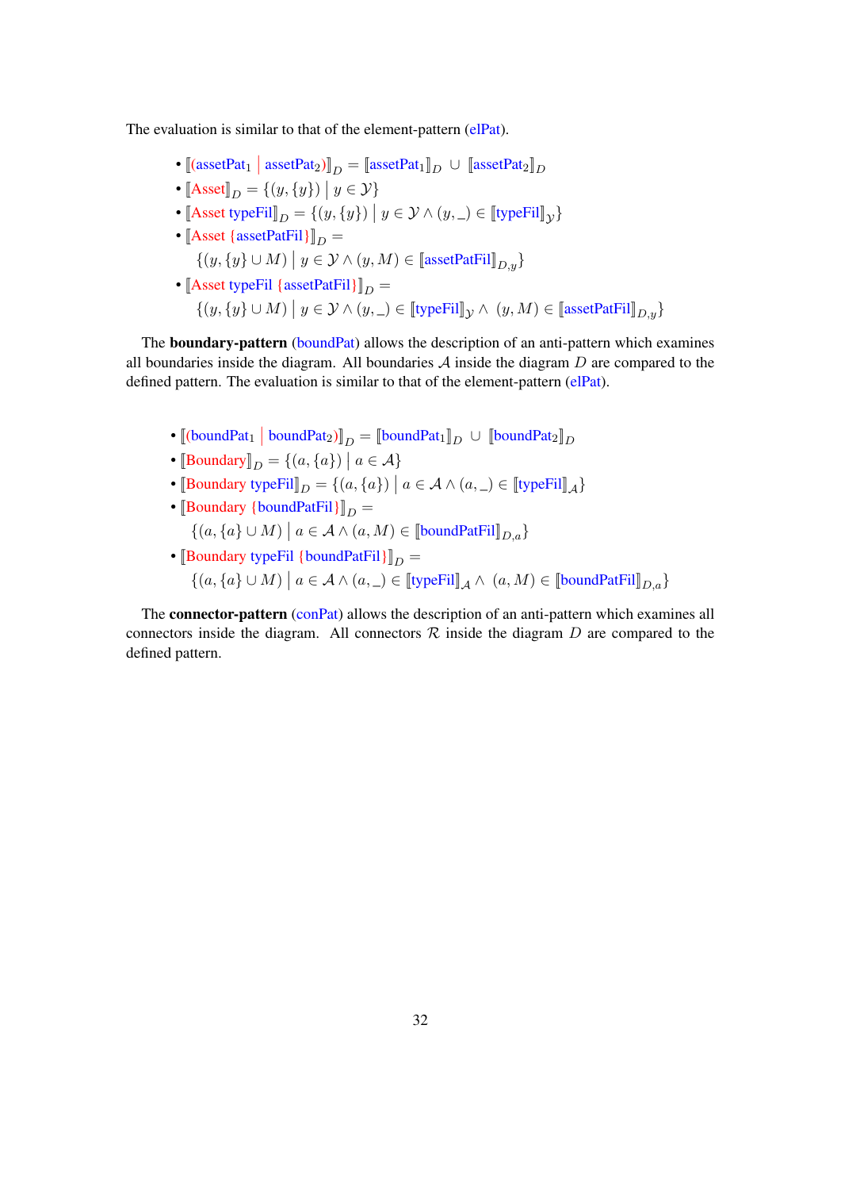The evaluation is similar to that of the element-pattern (elPat).

- $[\![(\text{assetPat}_1 \mid \text{assetPat}_2)]\!]_D = [\![\text{assetPat}_1]\!]_D \cup [\![\text{assetPat}_2]\!]_D$
- $[\![\text{Asset}]\!]_D = \{(y, \{y\}) \mid y \in \mathcal{Y}\}$
- $[\![\text{Asset typeFil}]\!]_D = \{(y, \{y\}) \mid y \in \mathcal{Y} \land (y, \_) \in [\![\text{typeFil}]\!]_{\mathcal{Y}}\}$
- $[\![\text{Asset } \{\text{assetPatFil}\}]\!]_D =$
  $\{(y, \{y\} \cup M) \mid y \in \mathcal{Y} \land (y, M) \in [\![\text{assetPatFil}]\!]_{D,y}\}$
- $[\![\text{Asset typeFil } \{\text{assetPatFil}\}]\!]_D =$
  $\{(y, \{y\} \cup M) \mid y \in \mathcal{Y} \land (y, \_) \in [\![\text{typeFil}]\!]_{\mathcal{Y}} \land \ (y, M) \in [\![\text{assetPatFil}]\!]_{D,y}\}$

The **boundary-pattern** (boundPat) allows the description of an anti-pattern which examines all boundaries inside the diagram. All boundaries $\mathcal{A}$ inside the diagram $D$ are compared to the defined pattern. The evaluation is similar to that of the element-pattern (elPat).

- $[\![(\text{boundPat}_1 \mid \text{boundPat}_2)]\!]_D = [\![\text{boundPat}_1]\!]_D \cup [\![\text{boundPat}_2]\!]_D$
- $[\![\text{Boundary}]\!]_D = \{(a, \{a\}) \mid a \in \mathcal{A}\}$
- $[\![\text{Boundary typeFil}]\!]_D = \{(a, \{a\}) \mid a \in \mathcal{A} \land (a, \_) \in [\![\text{typeFil}]\!]_{\mathcal{A}}\}$
- $[\![\text{Boundary } \{\text{boundPatFil}\}]\!]_D =$
  $\{(a, \{a\} \cup M) \mid a \in \mathcal{A} \land (a, M) \in [\![\text{boundPatFil}]\!]_{D,a}\}$
- $[\![\text{Boundary typeFil } \{\text{boundPatFil}\}]\!]_D =$
  $\{(a, \{a\} \cup M) \mid a \in \mathcal{A} \land (a, \_) \in [\![\text{typeFil}]\!]_{\mathcal{A}} \land \ (a, M) \in [\![\text{boundPatFil}]\!]_{D,a}\}$

The **connector-pattern** (conPat) allows the description of an anti-pattern which examines all connectors inside the diagram. All connectors $\mathcal{R}$ inside the diagram $D$ are compared to the defined pattern.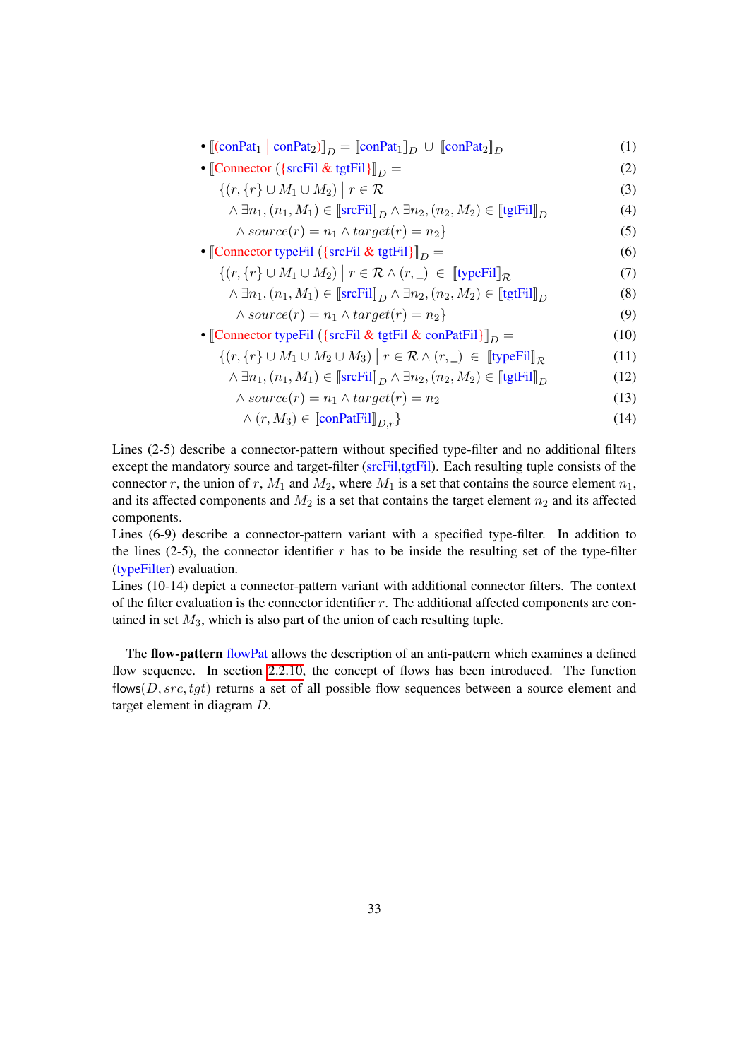- $[\![(\text{conPat}_1 \mid \text{conPat}_2)]\!]_D = [\![\text{conPat}_1]\!]_D \cup [\![\text{conPat}_2]\!]_D$ (1)
- $[\![\text{Connector } (\{\text{srcFil} \; \& \; \text{tgtFil}\})]\!]_D =$ (2)

$$\{(r, \{r\} \cup M_1 \cup M_2) \mid r \in \mathcal{R} \tag{3}$$
$$\wedge \exists n_1, (n_1, M_1) \in [\![\text{srcFil}]\!]_D \wedge \exists n_2, (n_2, M_2) \in [\![\text{tgtFil}]\!]_D \tag{4}$$
$$\wedge \, source(r) = n_1 \wedge target(r) = n_2\} \tag{5}$$

- $[\![\text{Connector typeFil } (\{\text{srcFil} \; \& \; \text{tgtFil}\})]\!]_D =$ (6)

$$\{(r, \{r\} \cup M_1 \cup M_2) \mid r \in \mathcal{R} \wedge (r, \_) \in [\![\text{typeFil}]\!]_{\mathcal{R}} \tag{7}$$
$$\wedge \exists n_1, (n_1, M_1) \in [\![\text{srcFil}]\!]_D \wedge \exists n_2, (n_2, M_2) \in [\![\text{tgtFil}]\!]_D \tag{8}$$
$$\wedge \, source(r) = n_1 \wedge target(r) = n_2\} \tag{9}$$

- $[\![\text{Connector typeFil } (\{\text{srcFil} \; \& \; \text{tgtFil} \; \& \; \text{conPatFil}\})]\!]_D =$ (10)

$$\{(r, \{r\} \cup M_1 \cup M_2 \cup M_3) \mid r \in \mathcal{R} \wedge (r, \_) \in [\![\text{typeFil}]\!]_{\mathcal{R}} \tag{11}$$
$$\wedge \exists n_1, (n_1, M_1) \in [\![\text{srcFil}]\!]_D \wedge \exists n_2, (n_2, M_2) \in [\![\text{tgtFil}]\!]_D \tag{12}$$
$$\wedge \, source(r) = n_1 \wedge target(r) = n_2 \tag{13}$$
$$\wedge \, (r, M_3) \in [\![\text{conPatFil}]\!]_{D,r}\} \tag{14}$$

Lines (2-5) describe a connector-pattern without specified type-filter and no additional filters except the mandatory source and target-filter (srcFil,tgtFil). Each resulting tuple consists of the connector $r$, the union of $r$, $M_1$ and $M_2$, where $M_1$ is a set that contains the source element $n_1$, and its affected components and $M_2$ is a set that contains the target element $n_2$ and its affected components.
Lines (6-9) describe a connector-pattern variant with a specified type-filter. In addition to the lines (2-5), the connector identifier $r$ has to be inside the resulting set of the type-filter (typeFilter) evaluation.
Lines (10-14) depict a connector-pattern variant with additional connector filters. The context of the filter evaluation is the connector identifier $r$. The additional affected components are contained in set $M_3$, which is also part of the union of each resulting tuple.

The **flow-pattern** flowPat allows the description of an anti-pattern which examines a defined flow sequence. In section 2.2.10 the concept of flows has been introduced. The function flows$(D, src, tgt)$ returns a set of all possible flow sequences between a source element and target element in diagram $D$.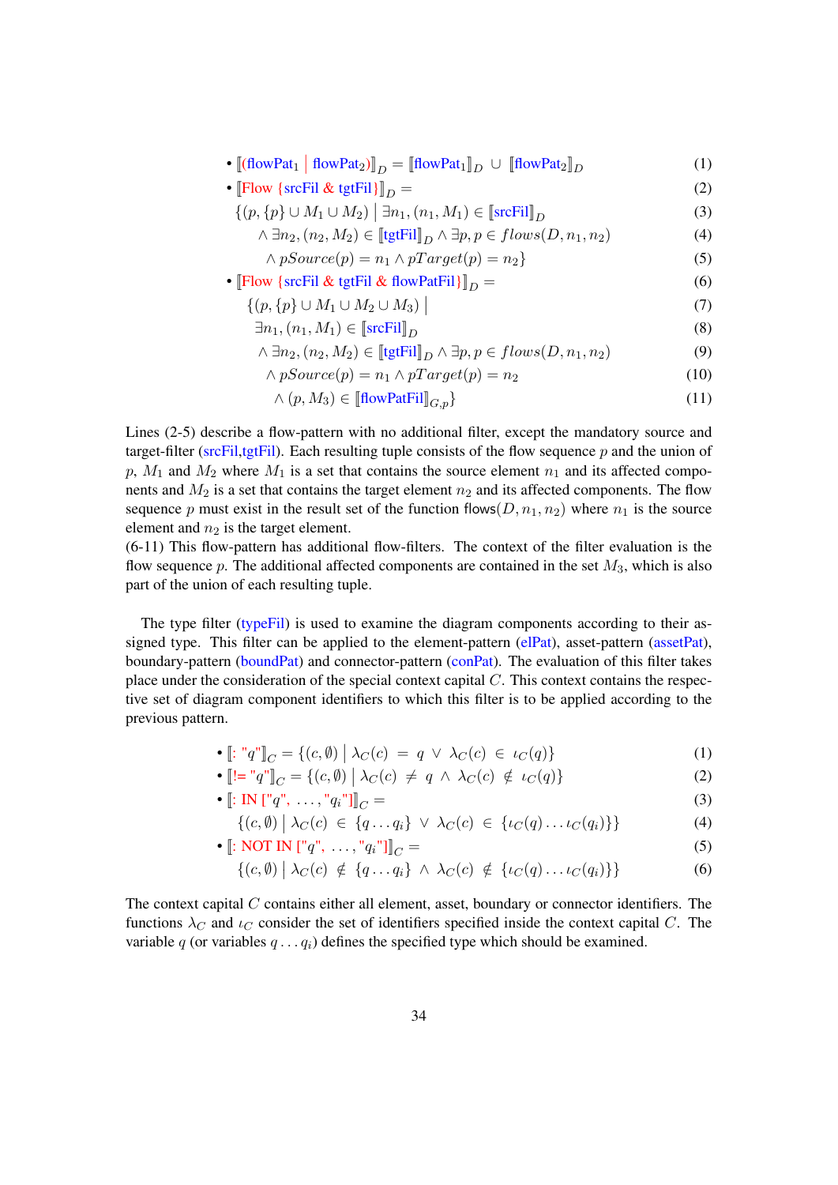- $[\![(\text{flowPat}_1 \mid \text{flowPat}_2)]\!]_D = [\![\text{flowPat}_1]\!]_D \cup [\![\text{flowPat}_2]\!]_D$ (1)
- $[\![\text{Flow } \{\text{srcFil \& tgtFil}\}]\!]_D =$ (2)

$$\{(p, \{p\} \cup M_1 \cup M_2) \mid \exists n_1, (n_1, M_1) \in [\![\text{srcFil}]\!]_D \quad (3)$$

$$\wedge \exists n_2, (n_2, M_2) \in [\![\text{tgtFil}]\!]_D \wedge \exists p, p \in flows(D, n_1, n_2) \quad (4)$$

$$\wedge pSource(p) = n_1 \wedge pTarget(p) = n_2\} \quad (5)$$

- $[\![\text{Flow } \{\text{srcFil \& tgtFil \& flowPatFil}\}]\!]_D =$ (6)

$$\{(p, \{p\} \cup M_1 \cup M_2 \cup M_3) \mid \quad (7)$$

$$\exists n_1, (n_1, M_1) \in [\![\text{srcFil}]\!]_D \quad (8)$$

$$\wedge \exists n_2, (n_2, M_2) \in [\![\text{tgtFil}]\!]_D \wedge \exists p, p \in flows(D, n_1, n_2) \quad (9)$$

$$\wedge pSource(p) = n_1 \wedge pTarget(p) = n_2 \quad (10)$$

$$\wedge (p, M_3) \in [\![\text{flowPatFil}]\!]_{G,p}\} \quad (11)$$

Lines (2-5) describe a flow-pattern with no additional filter, except the mandatory source and target-filter (srcFil,tgtFil). Each resulting tuple consists of the flow sequence $p$ and the union of $p$, $M_1$ and $M_2$ where $M_1$ is a set that contains the source element $n_1$ and its affected components and $M_2$ is a set that contains the target element $n_2$ and its affected components. The flow sequence $p$ must exist in the result set of the function $\text{flows}(D, n_1, n_2)$ where $n_1$ is the source element and $n_2$ is the target element.
(6-11) This flow-pattern has additional flow-filters. The context of the filter evaluation is the flow sequence $p$. The additional affected components are contained in the set $M_3$, which is also part of the union of each resulting tuple.

The type filter (typeFil) is used to examine the diagram components according to their assigned type. This filter can be applied to the element-pattern (elPat), asset-pattern (assetPat), boundary-pattern (boundPat) and connector-pattern (conPat). The evaluation of this filter takes place under the consideration of the special context capital $C$. This context contains the respective set of diagram component identifiers to which this filter is to be applied according to the previous pattern.

- $[\![: \text{"}q\text{"}]\!]_C = \{(c, \emptyset) \mid \lambda_C(c) = q \vee \lambda_C(c) \in \iota_C(q)\}$ (1)
- $[\![!= \text{"}q\text{"}]\!]_C = \{(c, \emptyset) \mid \lambda_C(c) \neq q \wedge \lambda_C(c) \notin \iota_C(q)\}$ (2)
- $[\![: \text{IN } [\text{"}q\text{"}, \ldots, \text{"}q_i\text{"}]]\!]_C =$ (3)

$$\{(c, \emptyset) \mid \lambda_C(c) \in \{q \ldots q_i\} \vee \lambda_C(c) \in \{\iota_C(q) \ldots \iota_C(q_i)\}\} \quad (4)$$

- $[\![: \text{NOT IN } [\text{"}q\text{"}, \ldots, \text{"}q_i\text{"}]]\!]_C =$ (5)

$$\{(c, \emptyset) \mid \lambda_C(c) \notin \{q \ldots q_i\} \wedge \lambda_C(c) \notin \{\iota_C(q) \ldots \iota_C(q_i)\}\} \quad (6)$$

The context capital $C$ contains either all element, asset, boundary or connector identifiers. The functions $\lambda_C$ and $\iota_C$ consider the set of identifiers specified inside the context capital $C$. The variable $q$ (or variables $q \ldots q_i$) defines the specified type which should be examined.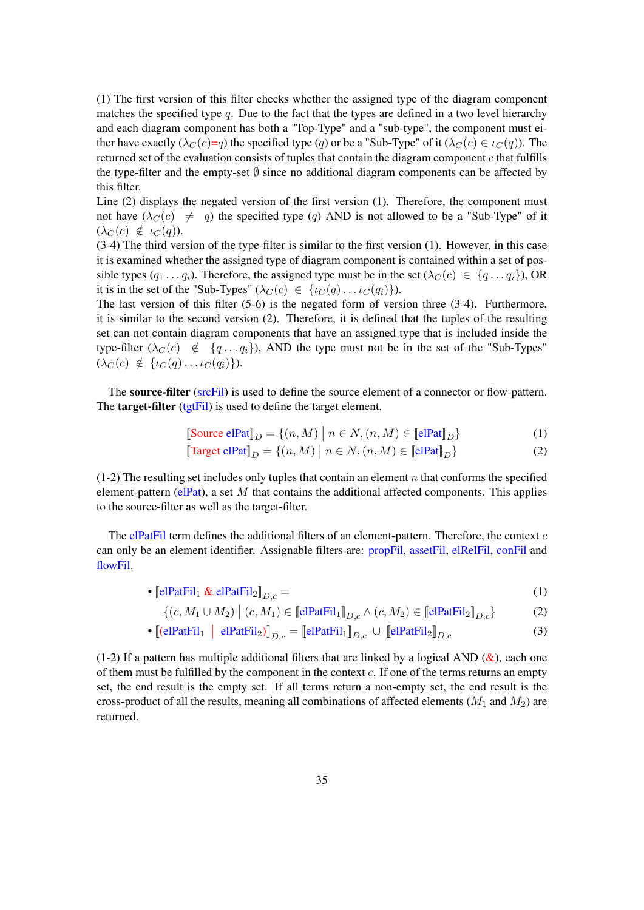(1) The first version of this filter checks whether the assigned type of the diagram component matches the specified type $q$. Due to the fact that the types are defined in a two level hierarchy and each diagram component has both a "Top-Type" and a "sub-type", the component must either have exactly ($\lambda_C(c){=}q$) the specified type ($q$) or be a "Sub-Type" of it ($\lambda_C(c) \in \iota_C(q)$). The returned set of the evaluation consists of tuples that contain the diagram component $c$ that fulfills the type-filter and the empty-set $\emptyset$ since no additional diagram components can be affected by this filter.
Line (2) displays the negated version of the first version (1). Therefore, the component must not have ($\lambda_C(c) \neq q$) the specified type ($q$) AND is not allowed to be a "Sub-Type" of it ($\lambda_C(c) \notin \iota_C(q)$).
(3-4) The third version of the type-filter is similar to the first version (1). However, in this case it is examined whether the assigned type of diagram component is contained within a set of possible types ($q_1 \ldots q_i$). Therefore, the assigned type must be in the set ($\lambda_C(c) \in \{q \ldots q_i\}$), OR it is in the set of the "Sub-Types" ($\lambda_C(c) \in \{\iota_C(q) \ldots \iota_C(q_i)\}$).
The last version of this filter (5-6) is the negated form of version three (3-4). Furthermore, it is similar to the second version (2). Therefore, it is defined that the tuples of the resulting set can not contain diagram components that have an assigned type that is included inside the type-filter ($\lambda_C(c) \notin \{q \ldots q_i\}$), AND the type must not be in the set of the "Sub-Types" ($\lambda_C(c) \notin \{\iota_C(q) \ldots \iota_C(q_i)\}$).

The **source-filter** (srcFil) is used to define the source element of a connector or flow-pattern. The **target-filter** (tgtFil) is used to define the target element.

$$[\![\text{Source elPat}]\!]_D = \{(n, M) \mid n \in N, (n, M) \in [\![\text{elPat}]\!]_D\} \tag{1}$$

$$[\![\text{Target elPat}]\!]_D = \{(n, M) \mid n \in N, (n, M) \in [\![\text{elPat}]\!]_D\} \tag{2}$$

(1-2) The resulting set includes only tuples that contain an element $n$ that conforms the specified element-pattern (elPat), a set $M$ that contains the additional affected components. This applies to the source-filter as well as the target-filter.

The elPatFil term defines the additional filters of an element-pattern. Therefore, the context $c$ can only be an element identifier. Assignable filters are: propFil, assetFil, elRelFil, conFil and flowFil.

- $[\![\text{elPatFil}_1 \ \& \ \text{elPatFil}_2]\!]_{D,c} = \tag{1}$

  $\{(c, M_1 \cup M_2) \mid (c, M_1) \in [\![\text{elPatFil}_1]\!]_{D,c} \wedge (c, M_2) \in [\![\text{elPatFil}_2]\!]_{D,c}\} \tag{2}$

- $[\![(\text{elPatFil}_1 \mid \text{elPatFil}_2)]\!]_{D,c} = [\![\text{elPatFil}_1]\!]_{D,c} \cup [\![\text{elPatFil}_2]\!]_{D,c} \tag{3}$

(1-2) If a pattern has multiple additional filters that are linked by a logical AND (&), each one of them must be fulfilled by the component in the context $c$. If one of the terms returns an empty set, the end result is the empty set. If all terms return a non-empty set, the end result is the cross-product of all the results, meaning all combinations of affected elements ($M_1$ and $M_2$) are returned.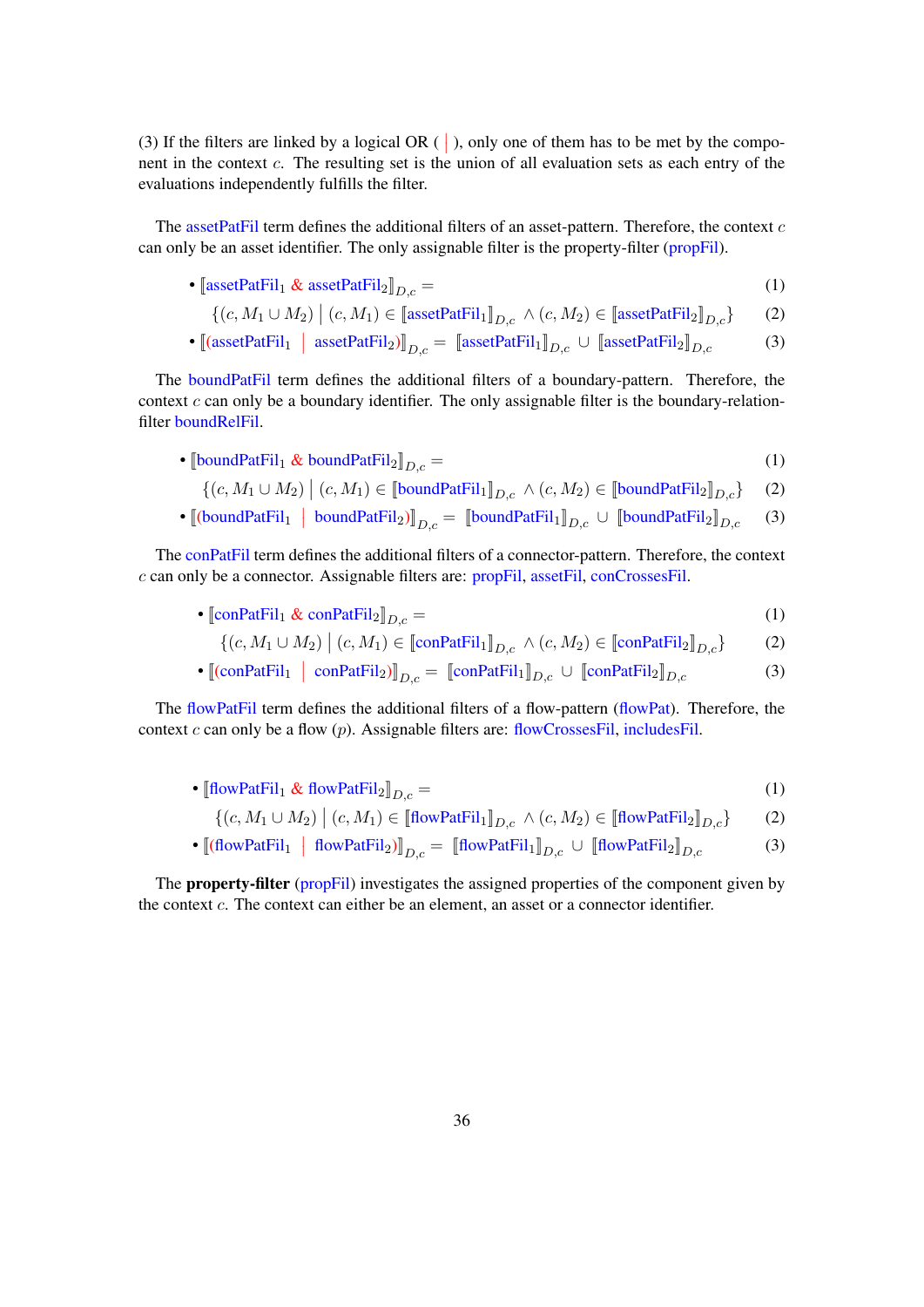(3) If the filters are linked by a logical OR ( | ), only one of them has to be met by the component in the context $c$. The resulting set is the union of all evaluation sets as each entry of the evaluations independently fulfills the filter.

The assetPatFil term defines the additional filters of an asset-pattern. Therefore, the context $c$ can only be an asset identifier. The only assignable filter is the property-filter (propFil).

- $[\![\text{assetPatFil}_1 \ \& \ \text{assetPatFil}_2]\!]_{D,c} =$ (1)

  $\{(c, M_1 \cup M_2) \mid (c, M_1) \in [\![\text{assetPatFil}_1]\!]_{D,c} \wedge (c, M_2) \in [\![\text{assetPatFil}_2]\!]_{D,c}\}$ (2)

- $[\![(\text{assetPatFil}_1 \ | \ \text{assetPatFil}_2)]\!]_{D,c} = [\![\text{assetPatFil}_1]\!]_{D,c} \cup [\![\text{assetPatFil}_2]\!]_{D,c}$ (3)

The boundPatFil term defines the additional filters of a boundary-pattern. Therefore, the context $c$ can only be a boundary identifier. The only assignable filter is the boundary-relation-filter boundRelFil.

- $[\![\text{boundPatFil}_1 \ \& \ \text{boundPatFil}_2]\!]_{D,c} =$ (1)

  $\{(c, M_1 \cup M_2) \mid (c, M_1) \in [\![\text{boundPatFil}_1]\!]_{D,c} \wedge (c, M_2) \in [\![\text{boundPatFil}_2]\!]_{D,c}\}$ (2)

- $[\![(\text{boundPatFil}_1 \ | \ \text{boundPatFil}_2)]\!]_{D,c} = [\![\text{boundPatFil}_1]\!]_{D,c} \cup [\![\text{boundPatFil}_2]\!]_{D,c}$ (3)

The conPatFil term defines the additional filters of a connector-pattern. Therefore, the context $c$ can only be a connector. Assignable filters are: propFil, assetFil, conCrossesFil.

- $[\![\text{conPatFil}_1 \ \& \ \text{conPatFil}_2]\!]_{D,c} =$ (1)

  $\{(c, M_1 \cup M_2) \mid (c, M_1) \in [\![\text{conPatFil}_1]\!]_{D,c} \wedge (c, M_2) \in [\![\text{conPatFil}_2]\!]_{D,c}\}$ (2)

- $[\![(\text{conPatFil}_1 \ | \ \text{conPatFil}_2)]\!]_{D,c} = [\![\text{conPatFil}_1]\!]_{D,c} \cup [\![\text{conPatFil}_2]\!]_{D,c}$ (3)

The flowPatFil term defines the additional filters of a flow-pattern (flowPat). Therefore, the context $c$ can only be a flow ($p$). Assignable filters are: flowCrossesFil, includesFil.

- $[\![\text{flowPatFil}_1 \ \& \ \text{flowPatFil}_2]\!]_{D,c} =$ (1)

  $\{(c, M_1 \cup M_2) \mid (c, M_1) \in [\![\text{flowPatFil}_1]\!]_{D,c} \wedge (c, M_2) \in [\![\text{flowPatFil}_2]\!]_{D,c}\}$ (2)

- $[\![(\text{flowPatFil}_1 \ | \ \text{flowPatFil}_2)]\!]_{D,c} = [\![\text{flowPatFil}_1]\!]_{D,c} \cup [\![\text{flowPatFil}_2]\!]_{D,c}$ (3)

The **property-filter** (propFil) investigates the assigned properties of the component given by the context $c$. The context can either be an element, an asset or a connector identifier.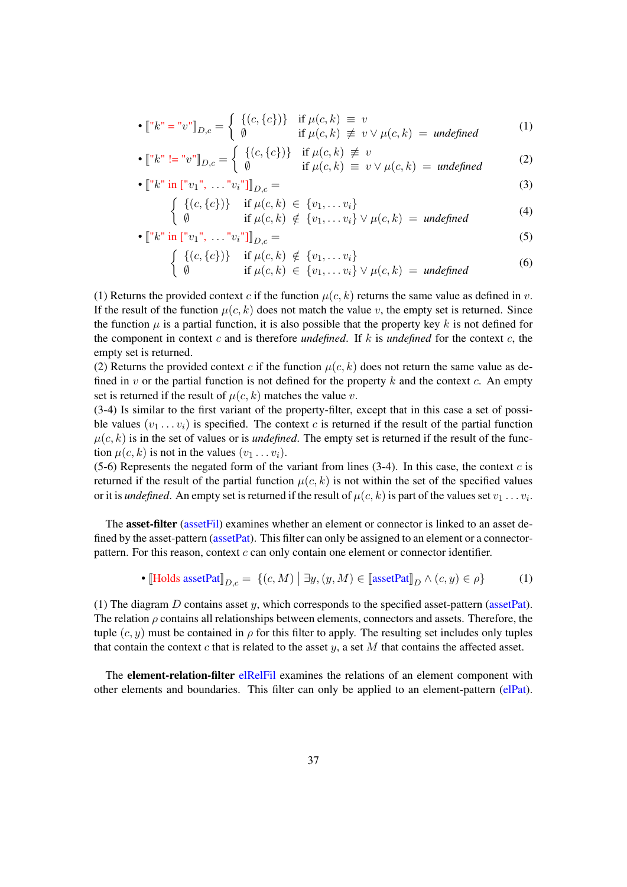- $[\![\text{"}k\text{" = "}v\text{"}]\!]_{D,c} = \begin{cases} \{(c, \{c\})\} & \text{if } \mu(c,k) \ \equiv \ v \\ \emptyset & \text{if } \mu(c,k) \ \not\equiv \ v \vee \mu(c,k) \ = \ \textit{undefined} \end{cases}$ (1)
- $[\![\text{"}k\text{" != "}v\text{"}]\!]_{D,c} = \begin{cases} \{(c, \{c\})\} & \text{if } \mu(c,k) \ \not\equiv \ v \\ \emptyset & \text{if } \mu(c,k) \ \equiv \ v \vee \mu(c,k) \ = \ \textit{undefined} \end{cases}$ (2)
- $[\![\text{"}k\text{" in ["}v_1\text{", } \ldots \text{"}v_i\text{"]}]\!]_{D,c} =$ (3)

$$\begin{cases} \{(c, \{c\})\} & \text{if } \mu(c,k) \ \in \ \{v_1, \ldots v_i\} \\ \emptyset & \text{if } \mu(c,k) \ \notin \ \{v_1, \ldots v_i\} \vee \mu(c,k) \ = \ \textit{undefined} \end{cases} \quad (4)$$

- $[\![\text{"}k\text{" in ["}v_1\text{", } \ldots \text{"}v_i\text{"]}]\!]_{D,c} =$ (5)

$$\begin{cases} \{(c, \{c\})\} & \text{if } \mu(c,k) \ \notin \ \{v_1, \ldots v_i\} \\ \emptyset & \text{if } \mu(c,k) \ \in \ \{v_1, \ldots v_i\} \vee \mu(c,k) \ = \ \textit{undefined} \end{cases} \quad (6)$$

(1) Returns the provided context $c$ if the function $\mu(c, k)$ returns the same value as defined in $v$. If the result of the function $\mu(c, k)$ does not match the value $v$, the empty set is returned. Since the function $\mu$ is a partial function, it is also possible that the property key $k$ is not defined for the component in context $c$ and is therefore *undefined*. If $k$ is *undefined* for the context $c$, the empty set is returned.
(2) Returns the provided context $c$ if the function $\mu(c, k)$ does not return the same value as defined in $v$ or the partial function is not defined for the property $k$ and the context $c$. An empty set is returned if the result of $\mu(c, k)$ matches the value $v$.
(3-4) Is similar to the first variant of the property-filter, except that in this case a set of possible values $(v_1 \ldots v_i)$ is specified. The context $c$ is returned if the result of the partial function $\mu(c, k)$ is in the set of values or is *undefined*. The empty set is returned if the result of the function $\mu(c, k)$ is not in the values $(v_1 \ldots v_i)$.
(5-6) Represents the negated form of the variant from lines (3-4). In this case, the context $c$ is returned if the result of the partial function $\mu(c, k)$ is not within the set of the specified values or it is *undefined*. An empty set is returned if the result of $\mu(c, k)$ is part of the values set $v_1 \ldots v_i$.

The **asset-filter** (assetFil) examines whether an element or connector is linked to an asset defined by the asset-pattern (assetPat). This filter can only be assigned to an element or a connector-pattern. For this reason, context $c$ can only contain one element or connector identifier.

- $[\![\text{Holds assetPat}]\!]_{D,c} = \ \{(c, M) \mid \exists y, (y, M) \in [\![\text{assetPat}]\!]_D \wedge (c, y) \in \rho\}$ (1)

(1) The diagram $D$ contains asset $y$, which corresponds to the specified asset-pattern (assetPat). The relation $\rho$ contains all relationships between elements, connectors and assets. Therefore, the tuple $(c, y)$ must be contained in $\rho$ for this filter to apply. The resulting set includes only tuples that contain the context $c$ that is related to the asset $y$, a set $M$ that contains the affected asset.

The **element-relation-filter** elRelFil examines the relations of an element component with other elements and boundaries. This filter can only be applied to an element-pattern (elPat).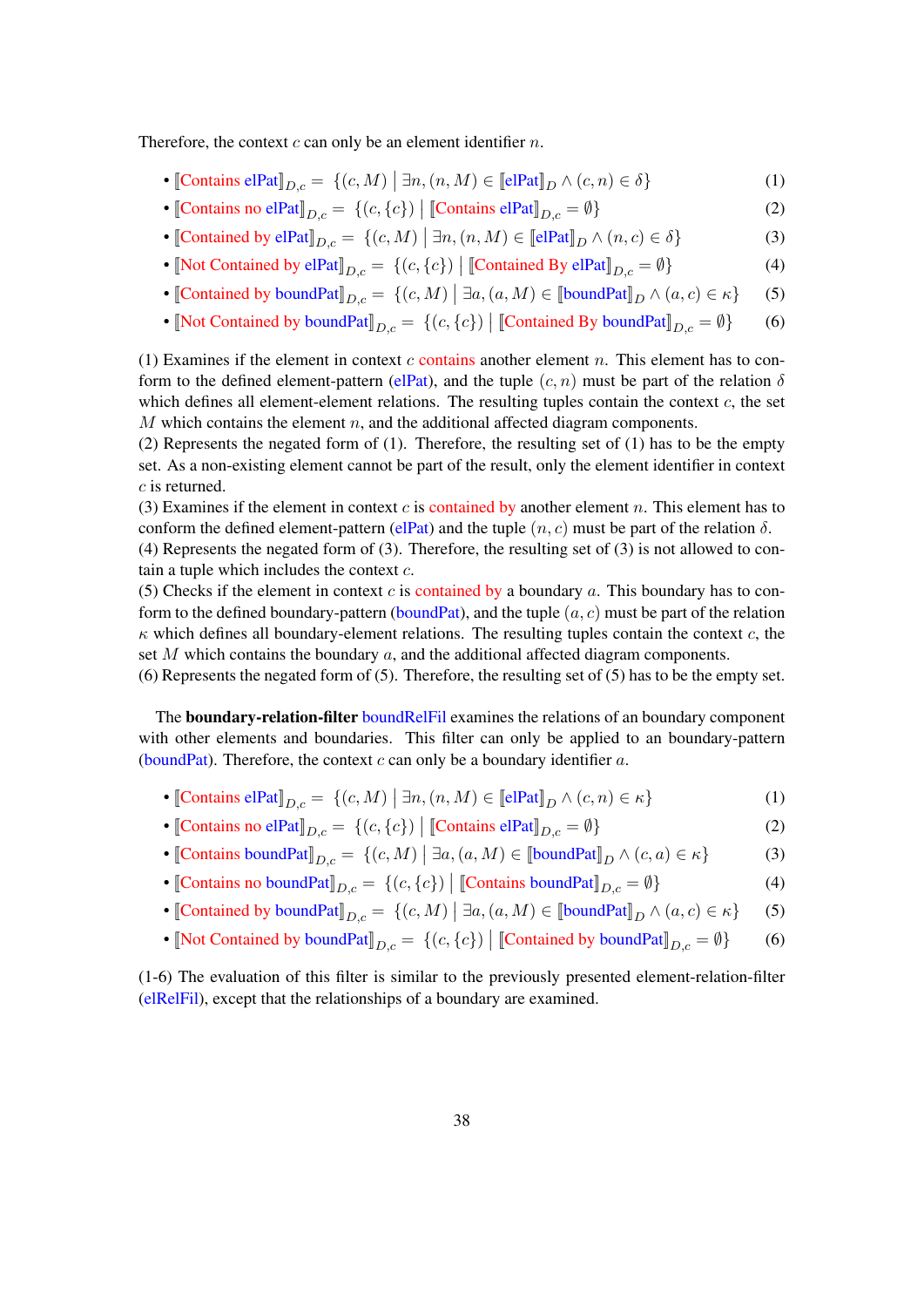Therefore, the context $c$ can only be an element identifier $n$.

- $[\![\text{Contains elPat}]\!]_{D,c} = \{(c, M) \mid \exists n, (n, M) \in [\![\text{elPat}]\!]_D \wedge (c, n) \in \delta\}$ (1)
- $[\![\text{Contains no elPat}]\!]_{D,c} = \{(c, \{c\}) \mid [\![\text{Contains elPat}]\!]_{D,c} = \emptyset\}$ (2)
- $[\![\text{Contained by elPat}]\!]_{D,c} = \{(c, M) \mid \exists n, (n, M) \in [\![\text{elPat}]\!]_D \wedge (n, c) \in \delta\}$ (3)
- $[\![\text{Not Contained by elPat}]\!]_{D,c} = \{(c, \{c\}) \mid [\![\text{Contained By elPat}]\!]_{D,c} = \emptyset\}$ (4)
- $[\![\text{Contained by boundPat}]\!]_{D,c} = \{(c, M) \mid \exists a, (a, M) \in [\![\text{boundPat}]\!]_D \wedge (a, c) \in \kappa\}$ (5)
- $[\![\text{Not Contained by boundPat}]\!]_{D,c} = \{(c, \{c\}) \mid [\![\text{Contained By boundPat}]\!]_{D,c} = \emptyset\}$ (6)

(1) Examines if the element in context $c$ contains another element $n$. This element has to conform to the defined element-pattern (elPat), and the tuple $(c, n)$ must be part of the relation $\delta$ which defines all element-element relations. The resulting tuples contain the context $c$, the set $M$ which contains the element $n$, and the additional affected diagram components.
(2) Represents the negated form of (1). Therefore, the resulting set of (1) has to be the empty set. As a non-existing element cannot be part of the result, only the element identifier in context $c$ is returned.
(3) Examines if the element in context $c$ is contained by another element $n$. This element has to conform the defined element-pattern (elPat) and the tuple $(n, c)$ must be part of the relation $\delta$.
(4) Represents the negated form of (3). Therefore, the resulting set of (3) is not allowed to contain a tuple which includes the context $c$.
(5) Checks if the element in context $c$ is contained by a boundary $a$. This boundary has to conform to the defined boundary-pattern (boundPat), and the tuple $(a, c)$ must be part of the relation $\kappa$ which defines all boundary-element relations. The resulting tuples contain the context $c$, the set $M$ which contains the boundary $a$, and the additional affected diagram components.
(6) Represents the negated form of (5). Therefore, the resulting set of (5) has to be the empty set.

The **boundary-relation-filter** boundRelFil examines the relations of an boundary component with other elements and boundaries. This filter can only be applied to an boundary-pattern (boundPat). Therefore, the context $c$ can only be a boundary identifier $a$.

- $[\![\text{Contains elPat}]\!]_{D,c} = \{(c, M) \mid \exists n, (n, M) \in [\![\text{elPat}]\!]_D \wedge (c, n) \in \kappa\}$ (1)
- $[\![\text{Contains no elPat}]\!]_{D,c} = \{(c, \{c\}) \mid [\![\text{Contains elPat}]\!]_{D,c} = \emptyset\}$ (2)
- $[\![\text{Contains boundPat}]\!]_{D,c} = \{(c, M) \mid \exists a, (a, M) \in [\![\text{boundPat}]\!]_D \wedge (c, a) \in \kappa\}$ (3)
- $[\![\text{Contains no boundPat}]\!]_{D,c} = \{(c, \{c\}) \mid [\![\text{Contains boundPat}]\!]_{D,c} = \emptyset\}$ (4)
- $[\![\text{Contained by boundPat}]\!]_{D,c} = \{(c, M) \mid \exists a, (a, M) \in [\![\text{boundPat}]\!]_D \wedge (a, c) \in \kappa\}$ (5)
- $[\![\text{Not Contained by boundPat}]\!]_{D,c} = \{(c, \{c\}) \mid [\![\text{Contained by boundPat}]\!]_{D,c} = \emptyset\}$ (6)

(1-6) The evaluation of this filter is similar to the previously presented element-relation-filter (elRelFil), except that the relationships of a boundary are examined.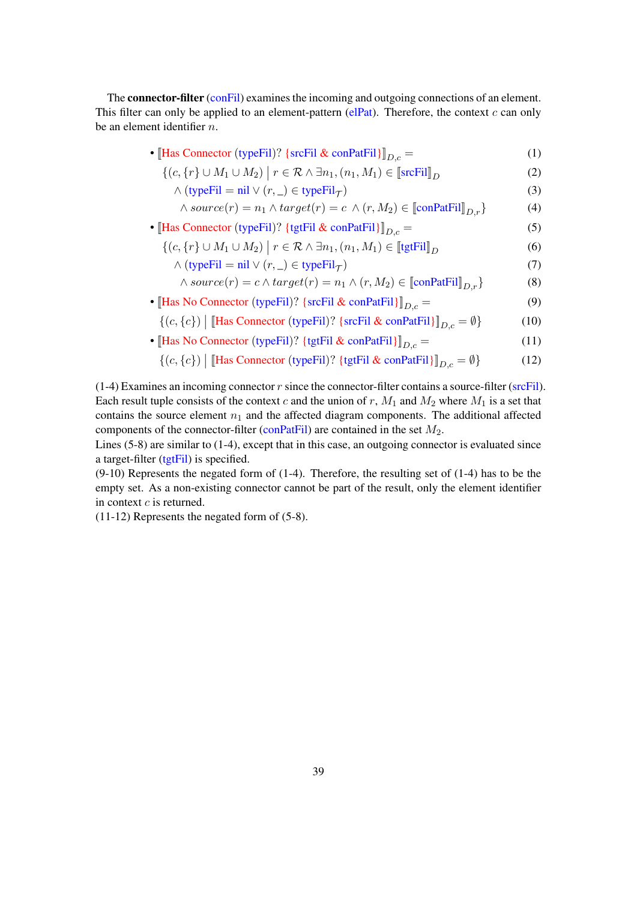The **connector-filter** (conFil) examines the incoming and outgoing connections of an element. This filter can only be applied to an element-pattern (elPat). Therefore, the context $c$ can only be an element identifier $n$.

- $$[\![\text{Has Connector (typeFil)? \{srcFil \& conPatFil\}}]\!]_{D,c} = \quad (1)$$
  $$\{(c, \{r\} \cup M_1 \cup M_2) \mid r \in \mathcal{R} \wedge \exists n_1, (n_1, M_1) \in [\![\text{srcFil}]\!]_D \quad (2)$$
  $$\wedge\ (\text{typeFil} = \text{nil} \vee (r, \_) \in \text{typeFil}_{\mathcal{T}}) \quad (3)$$
  $$\wedge\ source(r) = n_1 \wedge target(r) = c\ \wedge (r, M_2) \in [\![\text{conPatFil}]\!]_{D,r}\} \quad (4)$$
- $$[\![\text{Has Connector (typeFil)? \{tgtFil \& conPatFil\}}]\!]_{D,c} = \quad (5)$$
  $$\{(c, \{r\} \cup M_1 \cup M_2) \mid r \in \mathcal{R} \wedge \exists n_1, (n_1, M_1) \in [\![\text{tgtFil}]\!]_D \quad (6)$$
  $$\wedge\ (\text{typeFil} = \text{nil} \vee (r, \_) \in \text{typeFil}_{\mathcal{T}}) \quad (7)$$
  $$\wedge\ source(r) = c \wedge target(r) = n_1 \wedge (r, M_2) \in [\![\text{conPatFil}]\!]_{D,r}\} \quad (8)$$
- $$[\![\text{Has No Connector (typeFil)? \{srcFil \& conPatFil\}}]\!]_{D,c} = \quad (9)$$
  $$\{(c, \{c\}) \mid [\![\text{Has Connector (typeFil)? \{srcFil \& conPatFil\}}]\!]_{D,c} = \emptyset\} \quad (10)$$
- $$[\![\text{Has No Connector (typeFil)? \{tgtFil \& conPatFil\}}]\!]_{D,c} = \quad (11)$$
  $$\{(c, \{c\}) \mid [\![\text{Has Connector (typeFil)? \{tgtFil \& conPatFil\}}]\!]_{D,c} = \emptyset\} \quad (12)$$

(1-4) Examines an incoming connector $r$ since the connector-filter contains a source-filter (srcFil). Each result tuple consists of the context $c$ and the union of $r$, $M_1$ and $M_2$ where $M_1$ is a set that contains the source element $n_1$ and the affected diagram components. The additional affected components of the connector-filter (conPatFil) are contained in the set $M_2$.
Lines (5-8) are similar to (1-4), except that in this case, an outgoing connector is evaluated since a target-filter (tgtFil) is specified.
(9-10) Represents the negated form of (1-4). Therefore, the resulting set of (1-4) has to be the empty set. As a non-existing connector cannot be part of the result, only the element identifier in context $c$ is returned.
(11-12) Represents the negated form of (5-8).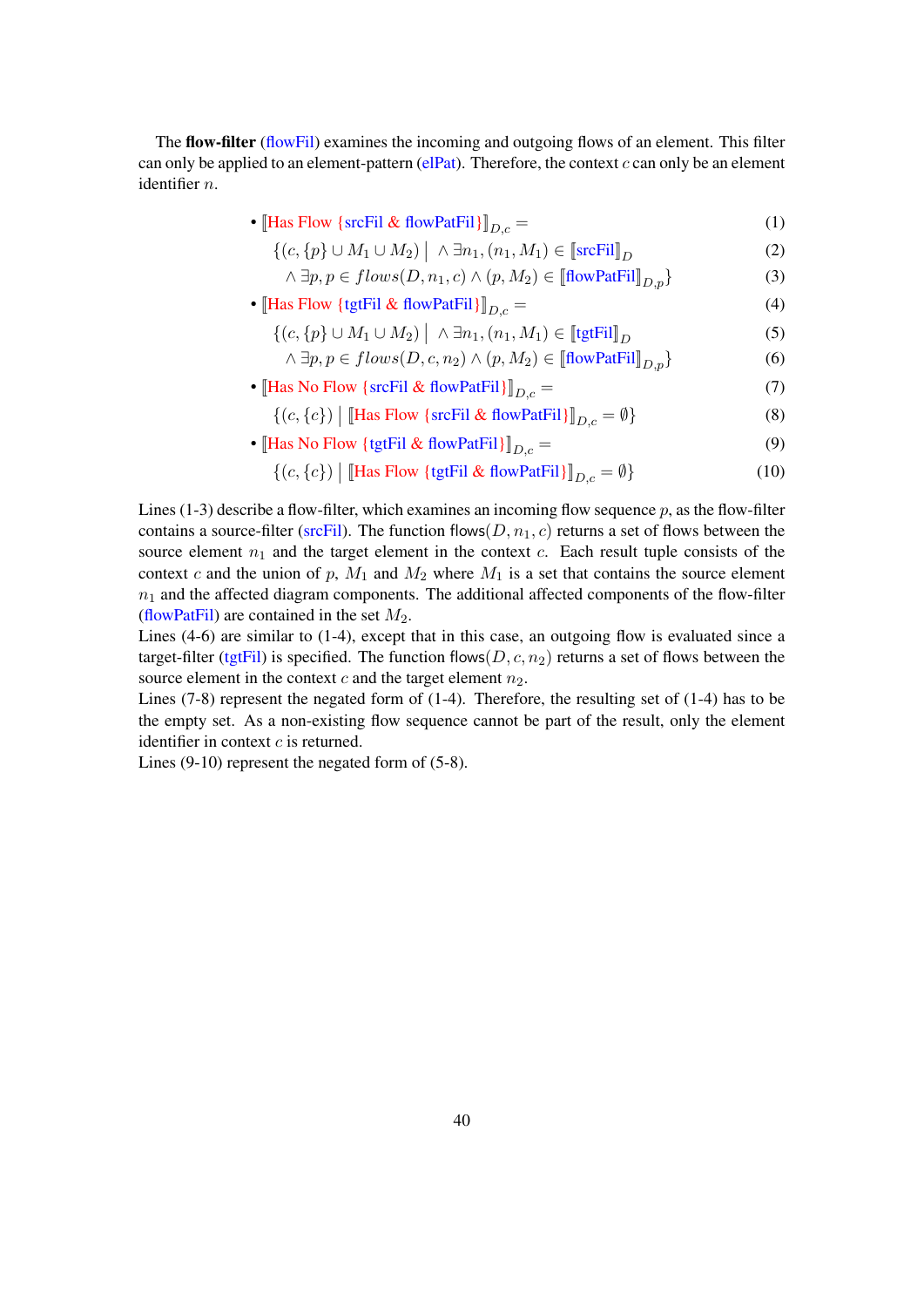The **flow-filter** (flowFil) examines the incoming and outgoing flows of an element. This filter can only be applied to an element-pattern (elPat). Therefore, the context $c$ can only be an element identifier $n$.

- $$[\![\text{Has Flow } \{\text{srcFil \& flowPatFil}\}]\!]_{D,c} = \tag{1}$$

  $$\{(c, \{p\} \cup M_1 \cup M_2) \mid \wedge \exists n_1, (n_1, M_1) \in [\![\text{srcFil}]\!]_D \tag{2}$$

  $$\wedge \exists p, p \in flows(D, n_1, c) \wedge (p, M_2) \in [\![\text{flowPatFil}]\!]_{D,p}\} \tag{3}$$

- $$[\![\text{Has Flow } \{\text{tgtFil \& flowPatFil}\}]\!]_{D,c} = \tag{4}$$

  $$\{(c, \{p\} \cup M_1 \cup M_2) \mid \wedge \exists n_1, (n_1, M_1) \in [\![\text{tgtFil}]\!]_D \tag{5}$$

  $$\wedge \exists p, p \in flows(D, c, n_2) \wedge (p, M_2) \in [\![\text{flowPatFil}]\!]_{D,p}\} \tag{6}$$

- $$[\![\text{Has No Flow } \{\text{srcFil \& flowPatFil}\}]\!]_{D,c} = \tag{7}$$

  $$\{(c, \{c\}) \mid [\![\text{Has Flow } \{\text{srcFil \& flowPatFil}\}]\!]_{D,c} = \emptyset\} \tag{8}$$

- $$[\![\text{Has No Flow } \{\text{tgtFil \& flowPatFil}\}]\!]_{D,c} = \tag{9}$$

  $$\{(c, \{c\}) \mid [\![\text{Has Flow } \{\text{tgtFil \& flowPatFil}\}]\!]_{D,c} = \emptyset\} \tag{10}$$

Lines (1-3) describe a flow-filter, which examines an incoming flow sequence $p$, as the flow-filter contains a source-filter (srcFil). The function $\mathsf{flows}(D, n_1, c)$ returns a set of flows between the source element $n_1$ and the target element in the context $c$. Each result tuple consists of the context $c$ and the union of $p$, $M_1$ and $M_2$ where $M_1$ is a set that contains the source element $n_1$ and the affected diagram components. The additional affected components of the flow-filter (flowPatFil) are contained in the set $M_2$.
Lines (4-6) are similar to (1-4), except that in this case, an outgoing flow is evaluated since a target-filter (tgtFil) is specified. The function $\mathsf{flows}(D, c, n_2)$ returns a set of flows between the source element in the context $c$ and the target element $n_2$.
Lines (7-8) represent the negated form of (1-4). Therefore, the resulting set of (1-4) has to be the empty set. As a non-existing flow sequence cannot be part of the result, only the element identifier in context $c$ is returned.
Lines (9-10) represent the negated form of (5-8).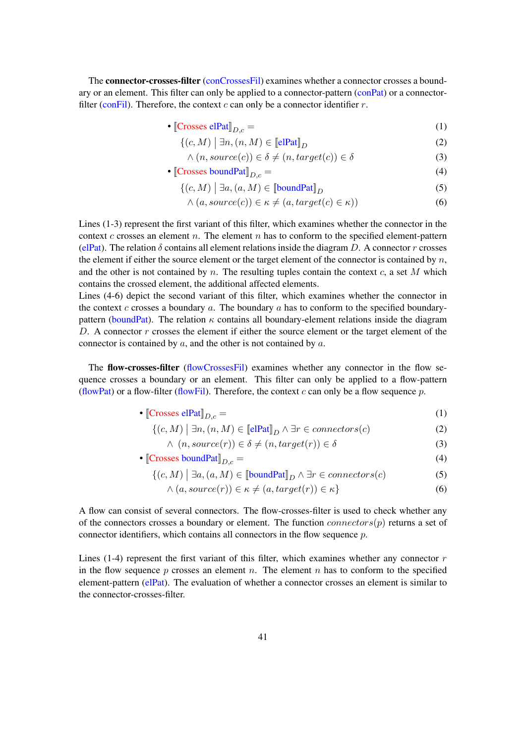The **connector-crosses-filter** (conCrossesFil) examines whether a connector crosses a boundary or an element. This filter can only be applied to a connector-pattern (conPat) or a connector-filter (conFil). Therefore, the context $c$ can only be a connector identifier $r$.

$$
\begin{aligned}
\bullet\ & [\![\text{Crosses elPat}]\!]_{D,c} = && (1)\\
& \{(c, M) \mid \exists n, (n, M) \in [\![\text{elPat}]\!]_D && (2)\\
& \quad \wedge (n, source(c)) \in \delta \neq (n, target(c)) \in \delta && (3)\\
\bullet\ & [\![\text{Crosses boundPat}]\!]_{D,c} = && (4)\\
& \{(c, M) \mid \exists a, (a, M) \in [\![\text{boundPat}]\!]_D && (5)\\
& \quad \wedge (a, source(c)) \in \kappa \neq (a, target(c) \in \kappa)) && (6)
\end{aligned}
$$

Lines (1-3) represent the first variant of this filter, which examines whether the connector in the context $c$ crosses an element $n$. The element $n$ has to conform to the specified element-pattern (elPat). The relation $\delta$ contains all element relations inside the diagram $D$. A connector $r$ crosses the element if either the source element or the target element of the connector is contained by $n$, and the other is not contained by $n$. The resulting tuples contain the context $c$, a set $M$ which contains the crossed element, the additional affected elements.
Lines (4-6) depict the second variant of this filter, which examines whether the connector in the context $c$ crosses a boundary $a$. The boundary $a$ has to conform to the specified boundary-pattern (boundPat). The relation $\kappa$ contains all boundary-element relations inside the diagram $D$. A connector $r$ crosses the element if either the source element or the target element of the connector is contained by $a$, and the other is not contained by $a$.

The **flow-crosses-filter** (flowCrossesFil) examines whether any connector in the flow sequence crosses a boundary or an element. This filter can only be applied to a flow-pattern (flowPat) or a flow-filter (flowFil). Therefore, the context $c$ can only be a flow sequence $p$.

$$
\begin{aligned}
\bullet\ & [\![\text{Crosses elPat}]\!]_{D,c} = && (1)\\
& \{(c, M) \mid \exists n, (n, M) \in [\![\text{elPat}]\!]_D \wedge \exists r \in connectors(c) && (2)\\
& \quad \wedge\ (n, source(r)) \in \delta \neq (n, target(r)) \in \delta && (3)\\
\bullet\ & [\![\text{Crosses boundPat}]\!]_{D,c} = && (4)\\
& \{(c, M) \mid \exists a, (a, M) \in [\![\text{boundPat}]\!]_D \wedge \exists r \in connectors(c) && (5)\\
& \quad \wedge (a, source(r)) \in \kappa \neq (a, target(r)) \in \kappa\} && (6)
\end{aligned}
$$

A flow can consist of several connectors. The flow-crosses-filter is used to check whether any of the connectors crosses a boundary or element. The function $connectors(p)$ returns a set of connector identifiers, which contains all connectors in the flow sequence $p$.

Lines (1-4) represent the first variant of this filter, which examines whether any connector $r$ in the flow sequence $p$ crosses an element $n$. The element $n$ has to conform to the specified element-pattern (elPat). The evaluation of whether a connector crosses an element is similar to the connector-crosses-filter.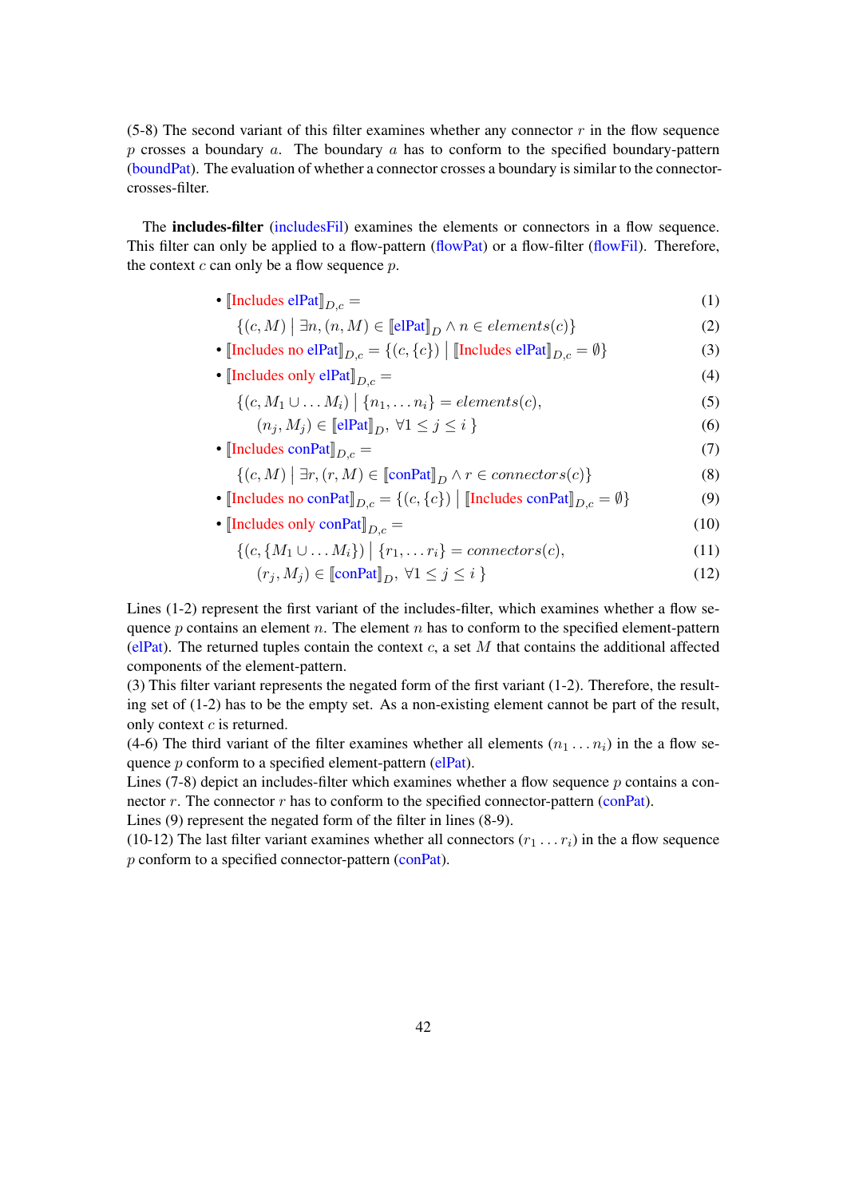(5-8) The second variant of this filter examines whether any connector $r$ in the flow sequence $p$ crosses a boundary $a$. The boundary $a$ has to conform to the specified boundary-pattern (boundPat). The evaluation of whether a connector crosses a boundary is similar to the connector-crosses-filter.

The **includes-filter** (includesFil) examines the elements or connectors in a flow sequence. This filter can only be applied to a flow-pattern (flowPat) or a flow-filter (flowFil). Therefore, the context $c$ can only be a flow sequence $p$.

- $[\![\text{Includes elPat}]\!]_{D,c} =$ (1)

  $\{(c, M) \mid \exists n, (n, M) \in [\![\text{elPat}]\!]_D \land n \in elements(c)\}$ (2)

- $[\![\text{Includes no elPat}]\!]_{D,c} = \{(c, \{c\}) \mid [\![\text{Includes elPat}]\!]_{D,c} = \emptyset\}$ (3)

- $[\![\text{Includes only elPat}]\!]_{D,c} =$ (4)

  $\{(c, M_1 \cup \ldots M_i) \mid \{n_1, \ldots n_i\} = elements(c),$ (5)

  $(n_j, M_j) \in [\![\text{elPat}]\!]_D, \ \forall 1 \leq j \leq i\ \}$ (6)

- $[\![\text{Includes conPat}]\!]_{D,c} =$ (7)

  $\{(c, M) \mid \exists r, (r, M) \in [\![\text{conPat}]\!]_D \land r \in connectors(c)\}$ (8)

- $[\![\text{Includes no conPat}]\!]_{D,c} = \{(c, \{c\}) \mid [\![\text{Includes conPat}]\!]_{D,c} = \emptyset\}$ (9)

- $[\![\text{Includes only conPat}]\!]_{D,c} =$ (10)

  $\{(c, \{M_1 \cup \ldots M_i\}) \mid \{r_1, \ldots r_i\} = connectors(c),$ (11)

  $(r_j, M_j) \in [\![\text{conPat}]\!]_D, \ \forall 1 \leq j \leq i\ \}$ (12)

Lines (1-2) represent the first variant of the includes-filter, which examines whether a flow sequence $p$ contains an element $n$. The element $n$ has to conform to the specified element-pattern (elPat). The returned tuples contain the context $c$, a set $M$ that contains the additional affected components of the element-pattern.
(3) This filter variant represents the negated form of the first variant (1-2). Therefore, the resulting set of (1-2) has to be the empty set. As a non-existing element cannot be part of the result, only context $c$ is returned.
(4-6) The third variant of the filter examines whether all elements $(n_1 \ldots n_i)$ in the a flow sequence $p$ conform to a specified element-pattern (elPat).
Lines (7-8) depict an includes-filter which examines whether a flow sequence $p$ contains a connector $r$. The connector $r$ has to conform to the specified connector-pattern (conPat).
Lines (9) represent the negated form of the filter in lines (8-9).
(10-12) The last filter variant examines whether all connectors $(r_1 \ldots r_i)$ in the a flow sequence $p$ conform to a specified connector-pattern (conPat).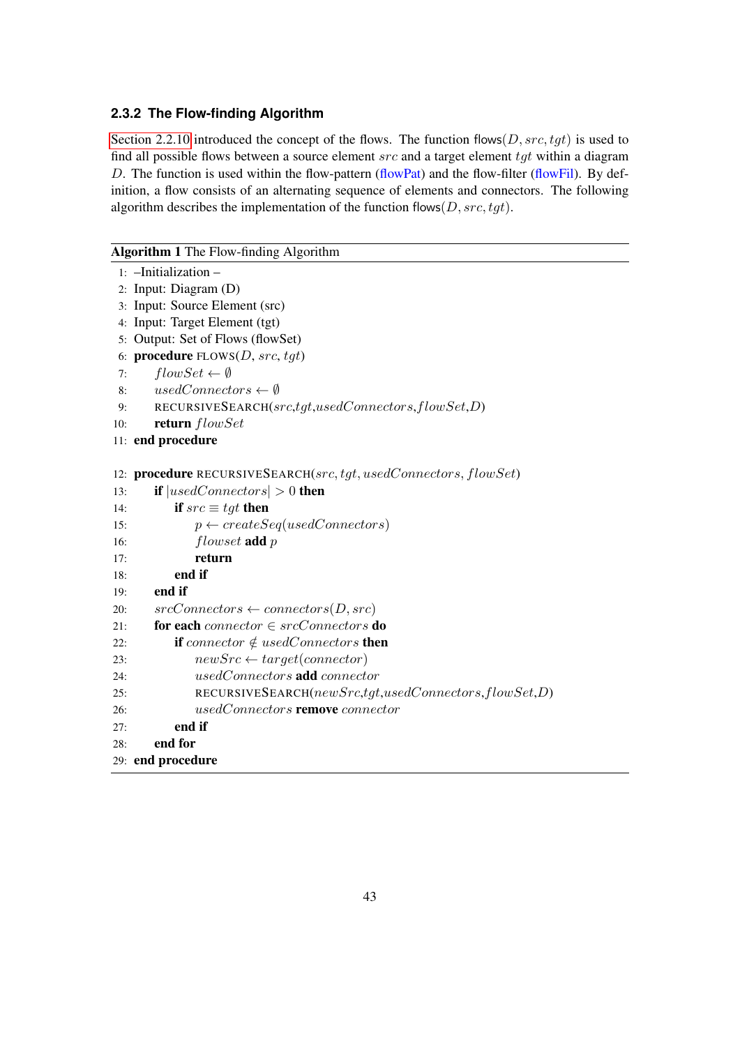### 2.3.2 The Flow-finding Algorithm

Section 2.2.10 introduced the concept of the flows. The function flows$(D, src, tgt)$ is used to find all possible flows between a source element $src$ and a target element $tgt$ within a diagram $D$. The function is used within the flow-pattern (flowPat) and the flow-filter (flowFil). By definition, a flow consists of an alternating sequence of elements and connectors. The following algorithm describes the implementation of the function flows$(D, src, tgt)$.

**Algorithm 1** The Flow-finding Algorithm

```
 1: –Initialization –
 2: Input: Diagram (D)
 3: Input: Source Element (src)
 4: Input: Target Element (tgt)
 5: Output: Set of Flows (flowSet)
 6: procedure FLOWS(D, src, tgt)
 7:     flowSet ← ∅
 8:     usedConnectors ← ∅
 9:     RECURSIVESEARCH(src,tgt,usedConnectors,flowSet,D)
10:     return flowSet
11: end procedure

12: procedure RECURSIVESEARCH(src, tgt, usedConnectors, flowSet)
13:     if |usedConnectors| > 0 then
14:         if src ≡ tgt then
15:             p ← createSeq(usedConnectors)
16:             flowset add p
17:             return
18:         end if
19:     end if
20:     srcConnectors ← connectors(D, src)
21:     for each connector ∈ srcConnectors do
22:         if connector ∉ usedConnectors then
23:             newSrc ← target(connector)
24:             usedConnectors add connector
25:             RECURSIVESEARCH(newSrc,tgt,usedConnectors,flowSet,D)
26:             usedConnectors remove connector
27:         end if
28:     end for
29: end procedure
```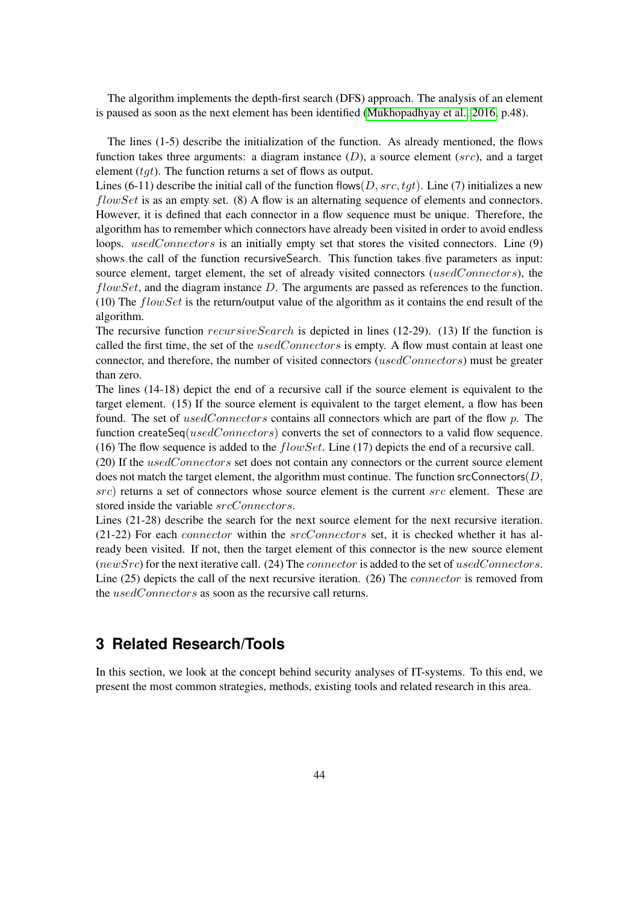The algorithm implements the depth-first search (DFS) approach. The analysis of an element is paused as soon as the next element has been identified (Mukhopadhyay et al., 2016, p.48).

The lines (1-5) describe the initialization of the function. As already mentioned, the flows function takes three arguments: a diagram instance ($D$), a source element ($src$), and a target element ($tgt$). The function returns a set of flows as output.
Lines (6-11) describe the initial call of the function flows($D, src, tgt$). Line (7) initializes a new $flowSet$ is as an empty set. (8) A flow is an alternating sequence of elements and connectors. However, it is defined that each connector in a flow sequence must be unique. Therefore, the algorithm has to remember which connectors have already been visited in order to avoid endless loops. $usedConnectors$ is an initially empty set that stores the visited connectors. Line (9) shows the call of the function recursiveSearch. This function takes five parameters as input: source element, target element, the set of already visited connectors ($usedConnectors$), the $flowSet$, and the diagram instance $D$. The arguments are passed as references to the function. (10) The $flowSet$ is the return/output value of the algorithm as it contains the end result of the algorithm.
The recursive function $recursiveSearch$ is depicted in lines (12-29). (13) If the function is called the first time, the set of the $usedConnectors$ is empty. A flow must contain at least one connector, and therefore, the number of visited connectors ($usedConnectors$) must be greater than zero.
The lines (14-18) depict the end of a recursive call if the source element is equivalent to the target element. (15) If the source element is equivalent to the target element, a flow has been found. The set of $usedConnectors$ contains all connectors which are part of the flow $p$. The function createSeq($usedConnectors$) converts the set of connectors to a valid flow sequence. (16) The flow sequence is added to the $flowSet$. Line (17) depicts the end of a recursive call.
(20) If the $usedConnectors$ set does not contain any connectors or the current source element does not match the target element, the algorithm must continue. The function srcConnectors($D$, $src$) returns a set of connectors whose source element is the current $src$ element. These are stored inside the variable $srcConnectors$.
Lines (21-28) describe the search for the next source element for the next recursive iteration. (21-22) For each $connector$ within the $srcConnectors$ set, it is checked whether it has already been visited. If not, then the target element of this connector is the new source element ($newSrc$) for the next iterative call. (24) The $connector$ is added to the set of $usedConnectors$. Line (25) depicts the call of the next recursive iteration. (26) The $connector$ is removed from the $usedConnectors$ as soon as the recursive call returns.

# 3 Related Research/Tools

In this section, we look at the concept behind security analyses of IT-systems. To this end, we present the most common strategies, methods, existing tools and related research in this area.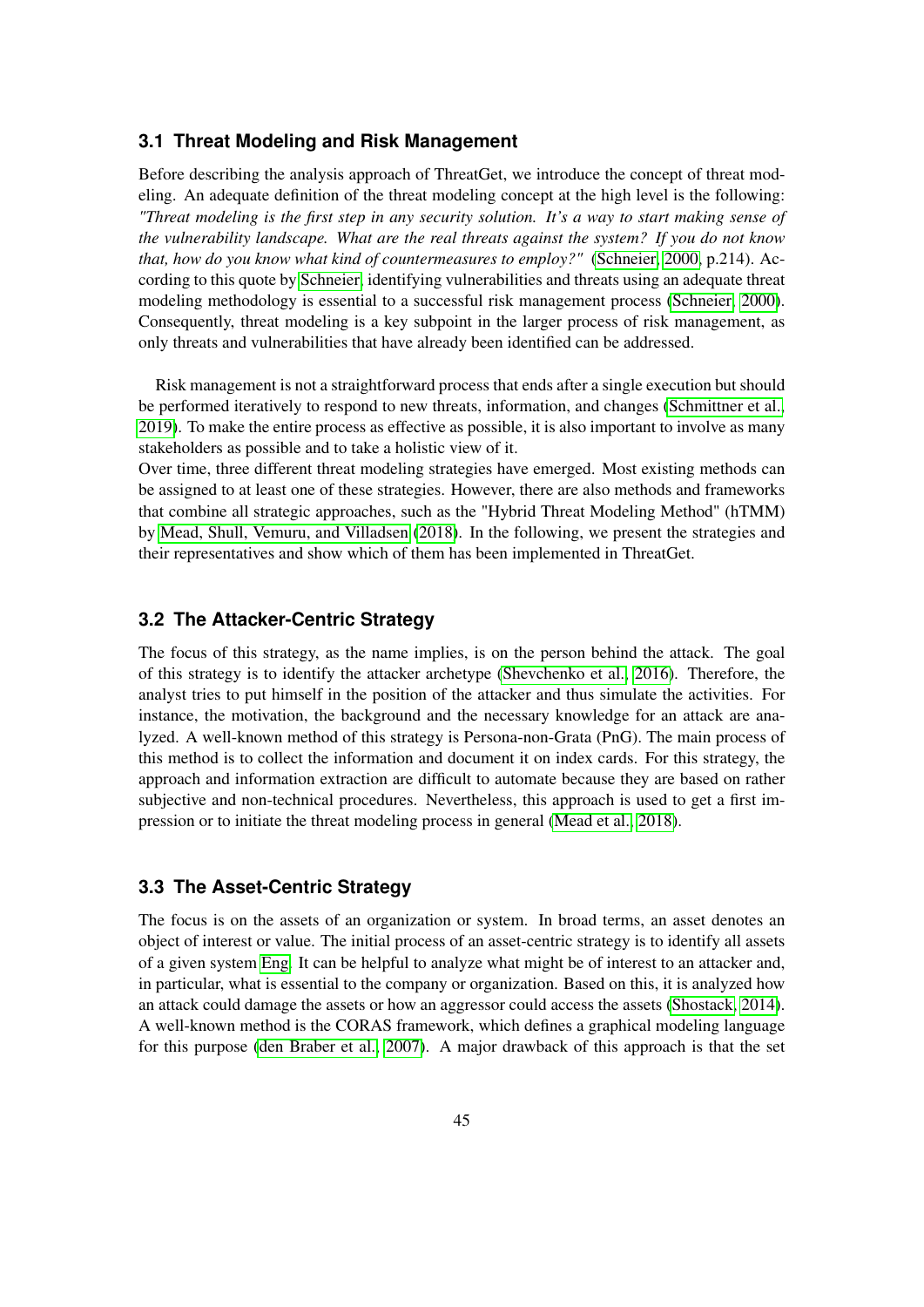### 3.1 Threat Modeling and Risk Management

Before describing the analysis approach of ThreatGet, we introduce the concept of threat modeling. An adequate definition of the threat modeling concept at the high level is the following: *"Threat modeling is the first step in any security solution. It's a way to start making sense of the vulnerability landscape. What are the real threats against the system? If you do not know that, how do you know what kind of countermeasures to employ?"* (Schneier, 2000, p.214). According to this quote by Schneier, identifying vulnerabilities and threats using an adequate threat modeling methodology is essential to a successful risk management process (Schneier, 2000). Consequently, threat modeling is a key subpoint in the larger process of risk management, as only threats and vulnerabilities that have already been identified can be addressed.

Risk management is not a straightforward process that ends after a single execution but should be performed iteratively to respond to new threats, information, and changes (Schmittner et al., 2019). To make the entire process as effective as possible, it is also important to involve as many stakeholders as possible and to take a holistic view of it.
Over time, three different threat modeling strategies have emerged. Most existing methods can be assigned to at least one of these strategies. However, there are also methods and frameworks that combine all strategic approaches, such as the "Hybrid Threat Modeling Method" (hTMM) by Mead, Shull, Vemuru, and Villadsen (2018). In the following, we present the strategies and their representatives and show which of them has been implemented in ThreatGet.

### 3.2 The Attacker-Centric Strategy

The focus of this strategy, as the name implies, is on the person behind the attack. The goal of this strategy is to identify the attacker archetype (Shevchenko et al., 2016). Therefore, the analyst tries to put himself in the position of the attacker and thus simulate the activities. For instance, the motivation, the background and the necessary knowledge for an attack are analyzed. A well-known method of this strategy is Persona-non-Grata (PnG). The main process of this method is to collect the information and document it on index cards. For this strategy, the approach and information extraction are difficult to automate because they are based on rather subjective and non-technical procedures. Nevertheless, this approach is used to get a first impression or to initiate the threat modeling process in general (Mead et al., 2018).

### 3.3 The Asset-Centric Strategy

The focus is on the assets of an organization or system. In broad terms, an asset denotes an object of interest or value. The initial process of an asset-centric strategy is to identify all assets of a given system Eng. It can be helpful to analyze what might be of interest to an attacker and, in particular, what is essential to the company or organization. Based on this, it is analyzed how an attack could damage the assets or how an aggressor could access the assets (Shostack, 2014). A well-known method is the CORAS framework, which defines a graphical modeling language for this purpose (den Braber et al., 2007). A major drawback of this approach is that the set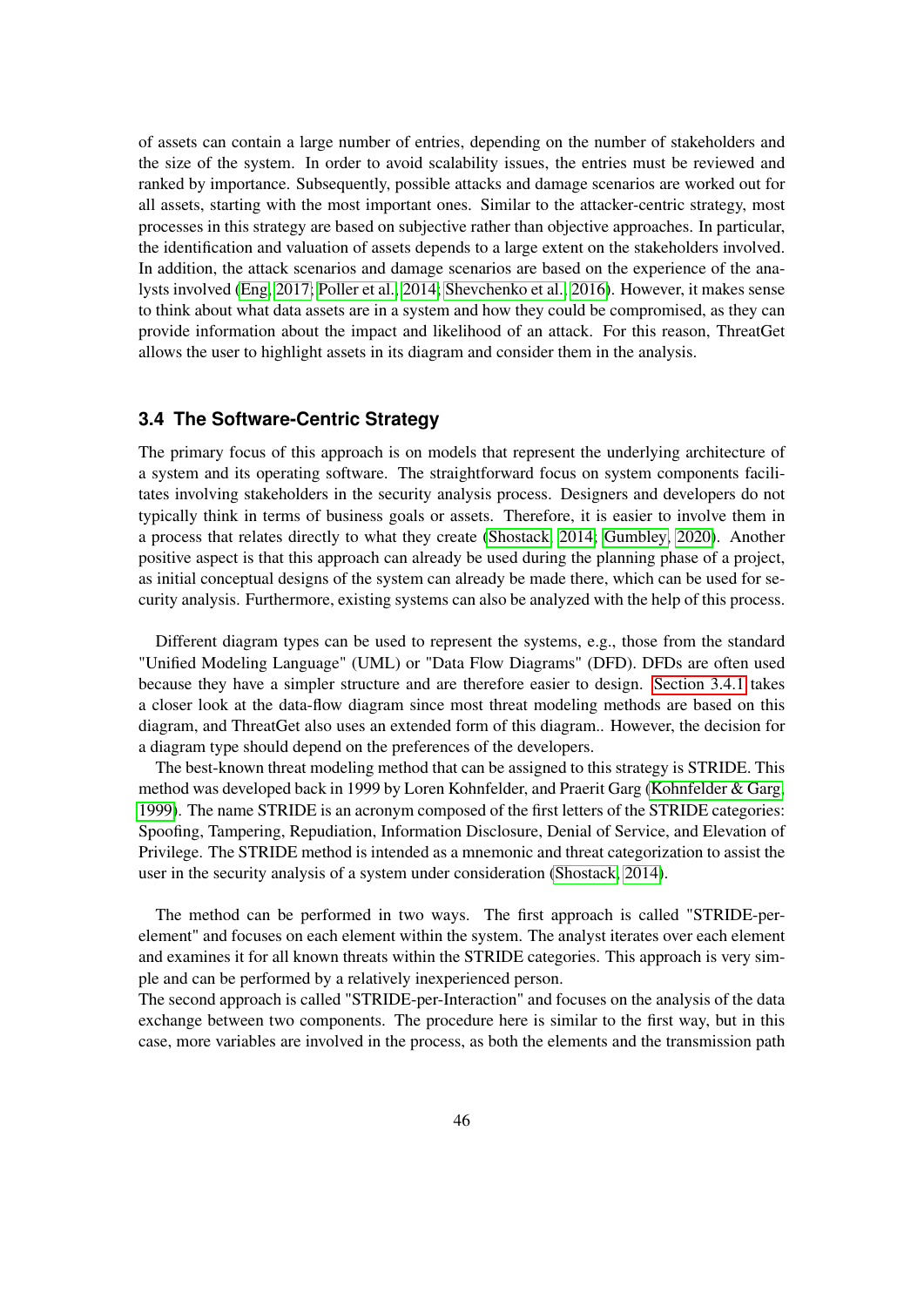of assets can contain a large number of entries, depending on the number of stakeholders and the size of the system. In order to avoid scalability issues, the entries must be reviewed and ranked by importance. Subsequently, possible attacks and damage scenarios are worked out for all assets, starting with the most important ones. Similar to the attacker-centric strategy, most processes in this strategy are based on subjective rather than objective approaches. In particular, the identification and valuation of assets depends to a large extent on the stakeholders involved. In addition, the attack scenarios and damage scenarios are based on the experience of the analysts involved (Eng, 2017; Poller et al., 2014; Shevchenko et al., 2016). However, it makes sense to think about what data assets are in a system and how they could be compromised, as they can provide information about the impact and likelihood of an attack. For this reason, ThreatGet allows the user to highlight assets in its diagram and consider them in the analysis.

### 3.4 The Software-Centric Strategy

The primary focus of this approach is on models that represent the underlying architecture of a system and its operating software. The straightforward focus on system components facilitates involving stakeholders in the security analysis process. Designers and developers do not typically think in terms of business goals or assets. Therefore, it is easier to involve them in a process that relates directly to what they create (Shostack, 2014; Gumbley, 2020). Another positive aspect is that this approach can already be used during the planning phase of a project, as initial conceptual designs of the system can already be made there, which can be used for security analysis. Furthermore, existing systems can also be analyzed with the help of this process.

Different diagram types can be used to represent the systems, e.g., those from the standard "Unified Modeling Language" (UML) or "Data Flow Diagrams" (DFD). DFDs are often used because they have a simpler structure and are therefore easier to design. Section 3.4.1 takes a closer look at the data-flow diagram since most threat modeling methods are based on this diagram, and ThreatGet also uses an extended form of this diagram.. However, the decision for a diagram type should depend on the preferences of the developers.

The best-known threat modeling method that can be assigned to this strategy is STRIDE. This method was developed back in 1999 by Loren Kohnfelder, and Praerit Garg (Kohnfelder & Garg, 1999). The name STRIDE is an acronym composed of the first letters of the STRIDE categories: Spoofing, Tampering, Repudiation, Information Disclosure, Denial of Service, and Elevation of Privilege. The STRIDE method is intended as a mnemonic and threat categorization to assist the user in the security analysis of a system under consideration (Shostack, 2014).

The method can be performed in two ways. The first approach is called "STRIDE-per-element" and focuses on each element within the system. The analyst iterates over each element and examines it for all known threats within the STRIDE categories. This approach is very simple and can be performed by a relatively inexperienced person.

The second approach is called "STRIDE-per-Interaction" and focuses on the analysis of the data exchange between two components. The procedure here is similar to the first way, but in this case, more variables are involved in the process, as both the elements and the transmission path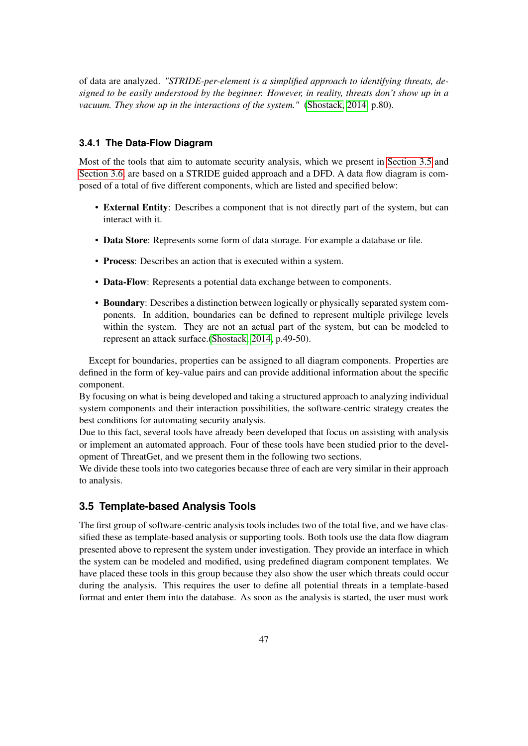of data are analyzed. *"STRIDE-per-element is a simplified approach to identifying threats, designed to be easily understood by the beginner. However, in reality, threats don't show up in a vacuum. They show up in the interactions of the system."* (Shostack, 2014, p.80).

### 3.4.1 The Data-Flow Diagram

Most of the tools that aim to automate security analysis, which we present in Section 3.5 and Section 3.6, are based on a STRIDE guided approach and a DFD. A data flow diagram is composed of a total of five different components, which are listed and specified below:

- **External Entity**: Describes a component that is not directly part of the system, but can interact with it.
- **Data Store**: Represents some form of data storage. For example a database or file.
- **Process**: Describes an action that is executed within a system.
- **Data-Flow**: Represents a potential data exchange between to components.
- **Boundary**: Describes a distinction between logically or physically separated system components. In addition, boundaries can be defined to represent multiple privilege levels within the system. They are not an actual part of the system, but can be modeled to represent an attack surface.(Shostack, 2014, p.49-50).

Except for boundaries, properties can be assigned to all diagram components. Properties are defined in the form of key-value pairs and can provide additional information about the specific component.
By focusing on what is being developed and taking a structured approach to analyzing individual system components and their interaction possibilities, the software-centric strategy creates the best conditions for automating security analysis.
Due to this fact, several tools have already been developed that focus on assisting with analysis or implement an automated approach. Four of these tools have been studied prior to the development of ThreatGet, and we present them in the following two sections.
We divide these tools into two categories because three of each are very similar in their approach to analysis.

## 3.5 Template-based Analysis Tools

The first group of software-centric analysis tools includes two of the total five, and we have classified these as template-based analysis or supporting tools. Both tools use the data flow diagram presented above to represent the system under investigation. They provide an interface in which the system can be modeled and modified, using predefined diagram component templates. We have placed these tools in this group because they also show the user which threats could occur during the analysis. This requires the user to define all potential threats in a template-based format and enter them into the database. As soon as the analysis is started, the user must work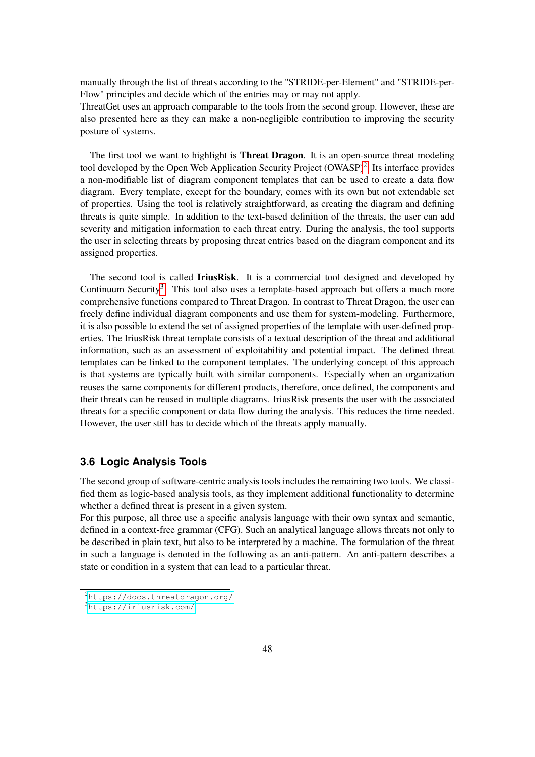manually through the list of threats according to the "STRIDE-per-Element" and "STRIDE-per-Flow" principles and decide which of the entries may or may not apply.
ThreatGet uses an approach comparable to the tools from the second group. However, these are also presented here as they can make a non-negligible contribution to improving the security posture of systems.

The first tool we want to highlight is **Threat Dragon**. It is an open-source threat modeling tool developed by the Open Web Application Security Project (OWASP)[2]. Its interface provides a non-modifiable list of diagram component templates that can be used to create a data flow diagram. Every template, except for the boundary, comes with its own but not extendable set of properties. Using the tool is relatively straightforward, as creating the diagram and defining threats is quite simple. In addition to the text-based definition of the threats, the user can add severity and mitigation information to each threat entry. During the analysis, the tool supports the user in selecting threats by proposing threat entries based on the diagram component and its assigned properties.

The second tool is called **IriusRisk**. It is a commercial tool designed and developed by Continuum Security[3]. This tool also uses a template-based approach but offers a much more comprehensive functions compared to Threat Dragon. In contrast to Threat Dragon, the user can freely define individual diagram components and use them for system-modeling. Furthermore, it is also possible to extend the set of assigned properties of the template with user-defined properties. The IriusRisk threat template consists of a textual description of the threat and additional information, such as an assessment of exploitability and potential impact. The defined threat templates can be linked to the component templates. The underlying concept of this approach is that systems are typically built with similar components. Especially when an organization reuses the same components for different products, therefore, once defined, the components and their threats can be reused in multiple diagrams. IriusRisk presents the user with the associated threats for a specific component or data flow during the analysis. This reduces the time needed. However, the user still has to decide which of the threats apply manually.

### 3.6 Logic Analysis Tools

The second group of software-centric analysis tools includes the remaining two tools. We classified them as logic-based analysis tools, as they implement additional functionality to determine whether a defined threat is present in a given system.
For this purpose, all three use a specific analysis language with their own syntax and semantic, defined in a context-free grammar (CFG). Such an analytical language allows threats not only to be described in plain text, but also to be interpreted by a machine. The formulation of the threat in such a language is denoted in the following as an anti-pattern. An anti-pattern describes a state or condition in a system that can lead to a particular threat.

[2] https://docs.threatdragon.org/
[3] https://iriusrisk.com/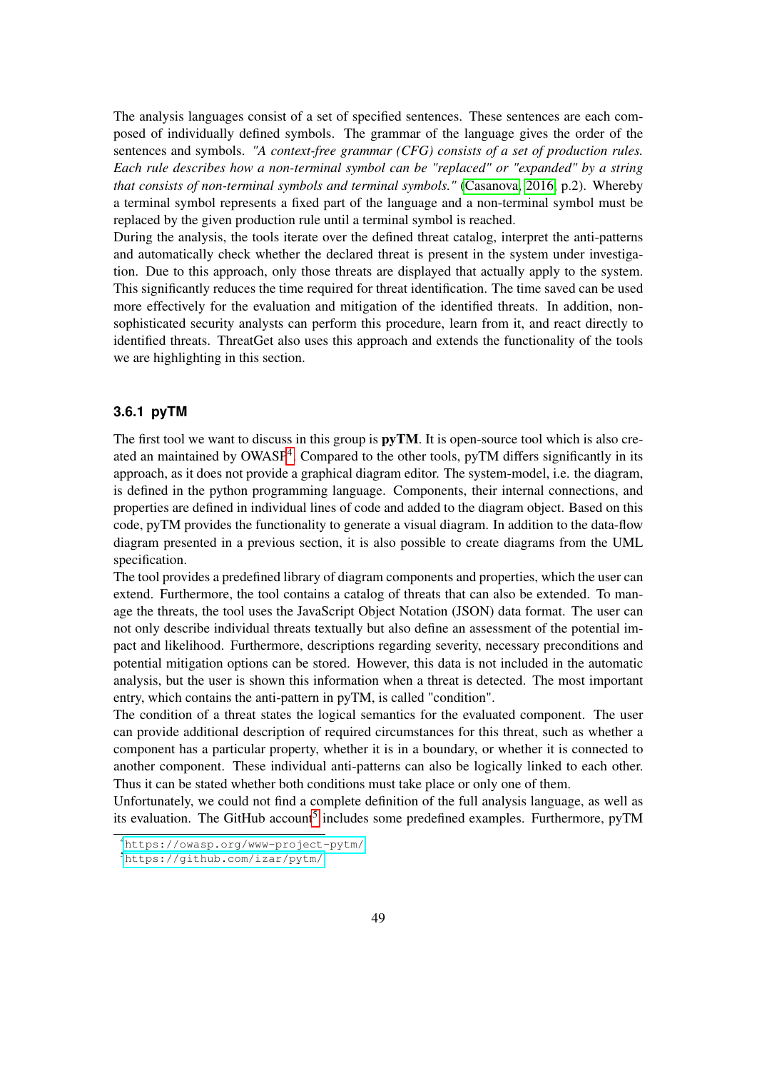The analysis languages consist of a set of specified sentences. These sentences are each composed of individually defined symbols. The grammar of the language gives the order of the sentences and symbols. *"A context-free grammar (CFG) consists of a set of production rules. Each rule describes how a non-terminal symbol can be "replaced" or "expanded" by a string that consists of non-terminal symbols and terminal symbols."* (Casanova, 2016, p.2). Whereby a terminal symbol represents a fixed part of the language and a non-terminal symbol must be replaced by the given production rule until a terminal symbol is reached.

During the analysis, the tools iterate over the defined threat catalog, interpret the anti-patterns and automatically check whether the declared threat is present in the system under investigation. Due to this approach, only those threats are displayed that actually apply to the system. This significantly reduces the time required for threat identification. The time saved can be used more effectively for the evaluation and mitigation of the identified threats. In addition, non-sophisticated security analysts can perform this procedure, learn from it, and react directly to identified threats. ThreatGet also uses this approach and extends the functionality of the tools we are highlighting in this section.

### 3.6.1 pyTM

The first tool we want to discuss in this group is **pyTM**. It is open-source tool which is also created an maintained by OWASP[4]. Compared to the other tools, pyTM differs significantly in its approach, as it does not provide a graphical diagram editor. The system-model, i.e. the diagram, is defined in the python programming language. Components, their internal connections, and properties are defined in individual lines of code and added to the diagram object. Based on this code, pyTM provides the functionality to generate a visual diagram. In addition to the data-flow diagram presented in a previous section, it is also possible to create diagrams from the UML specification.

The tool provides a predefined library of diagram components and properties, which the user can extend. Furthermore, the tool contains a catalog of threats that can also be extended. To manage the threats, the tool uses the JavaScript Object Notation (JSON) data format. The user can not only describe individual threats textually but also define an assessment of the potential impact and likelihood. Furthermore, descriptions regarding severity, necessary preconditions and potential mitigation options can be stored. However, this data is not included in the automatic analysis, but the user is shown this information when a threat is detected. The most important entry, which contains the anti-pattern in pyTM, is called "condition".

The condition of a threat states the logical semantics for the evaluated component. The user can provide additional description of required circumstances for this threat, such as whether a component has a particular property, whether it is in a boundary, or whether it is connected to another component. These individual anti-patterns can also be logically linked to each other. Thus it can be stated whether both conditions must take place or only one of them.

Unfortunately, we could not find a complete definition of the full analysis language, as well as its evaluation. The GitHub account[5] includes some predefined examples. Furthermore, pyTM

[4] https://owasp.org/www-project-pytm/

[5] https://github.com/izar/pytm/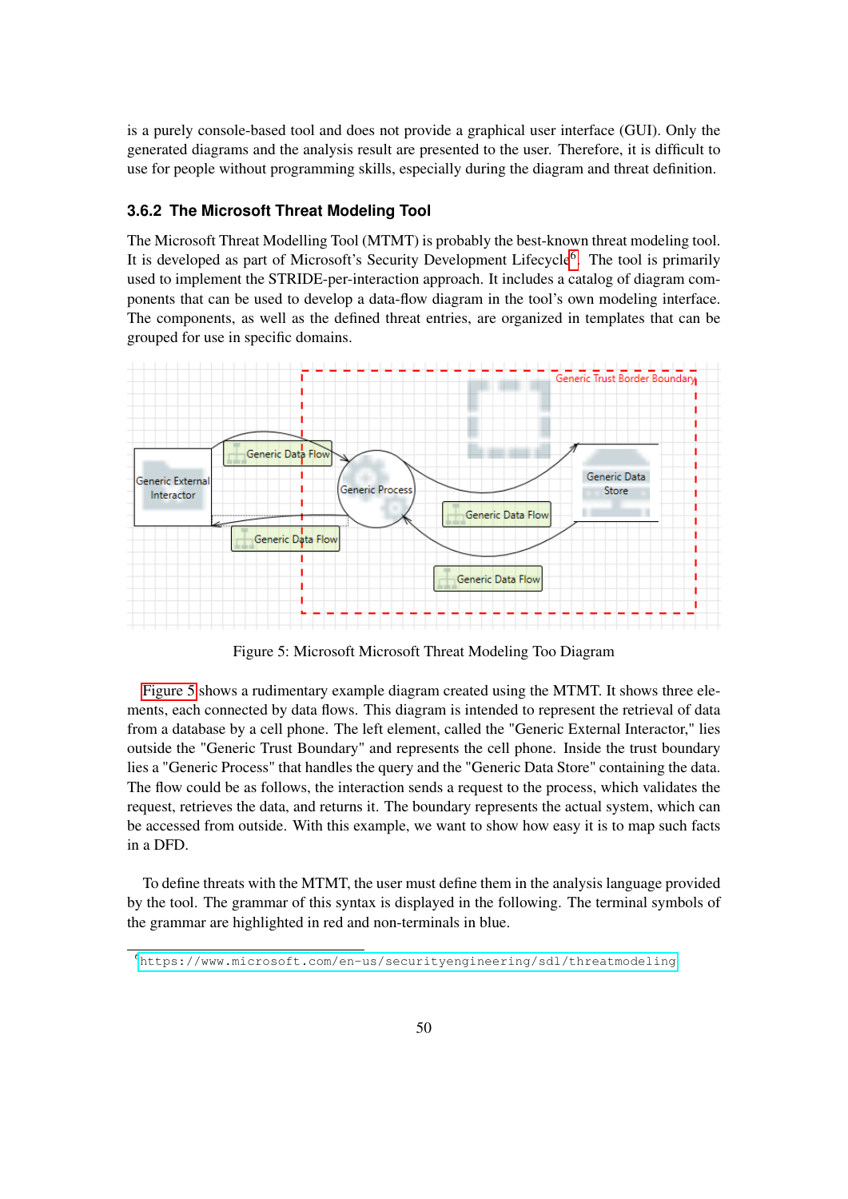is a purely console-based tool and does not provide a graphical user interface (GUI). Only the generated diagrams and the analysis result are presented to the user. Therefore, it is difficult to use for people without programming skills, especially during the diagram and threat definition.

### 3.6.2 The Microsoft Threat Modeling Tool

The Microsoft Threat Modelling Tool (MTMT) is probably the best-known threat modeling tool. It is developed as part of Microsoft's Security Development Lifecycle[6]. The tool is primarily used to implement the STRIDE-per-interaction approach. It includes a catalog of diagram components that can be used to develop a data-flow diagram in the tool's own modeling interface. The components, as well as the defined threat entries, are organized in templates that can be grouped for use in specific domains.

Figure 5: Microsoft Microsoft Threat Modeling Too Diagram

Figure 5 shows a rudimentary example diagram created using the MTMT. It shows three elements, each connected by data flows. This diagram is intended to represent the retrieval of data from a database by a cell phone. The left element, called the "Generic External Interactor," lies outside the "Generic Trust Boundary" and represents the cell phone. Inside the trust boundary lies a "Generic Process" that handles the query and the "Generic Data Store" containing the data. The flow could be as follows, the interaction sends a request to the process, which validates the request, retrieves the data, and returns it. The boundary represents the actual system, which can be accessed from outside. With this example, we want to show how easy it is to map such facts in a DFD.

To define threats with the MTMT, the user must define them in the analysis language provided by the tool. The grammar of this syntax is displayed in the following. The terminal symbols of the grammar are highlighted in red and non-terminals in blue.

[6] https://www.microsoft.com/en-us/securityengineering/sdl/threatmodeling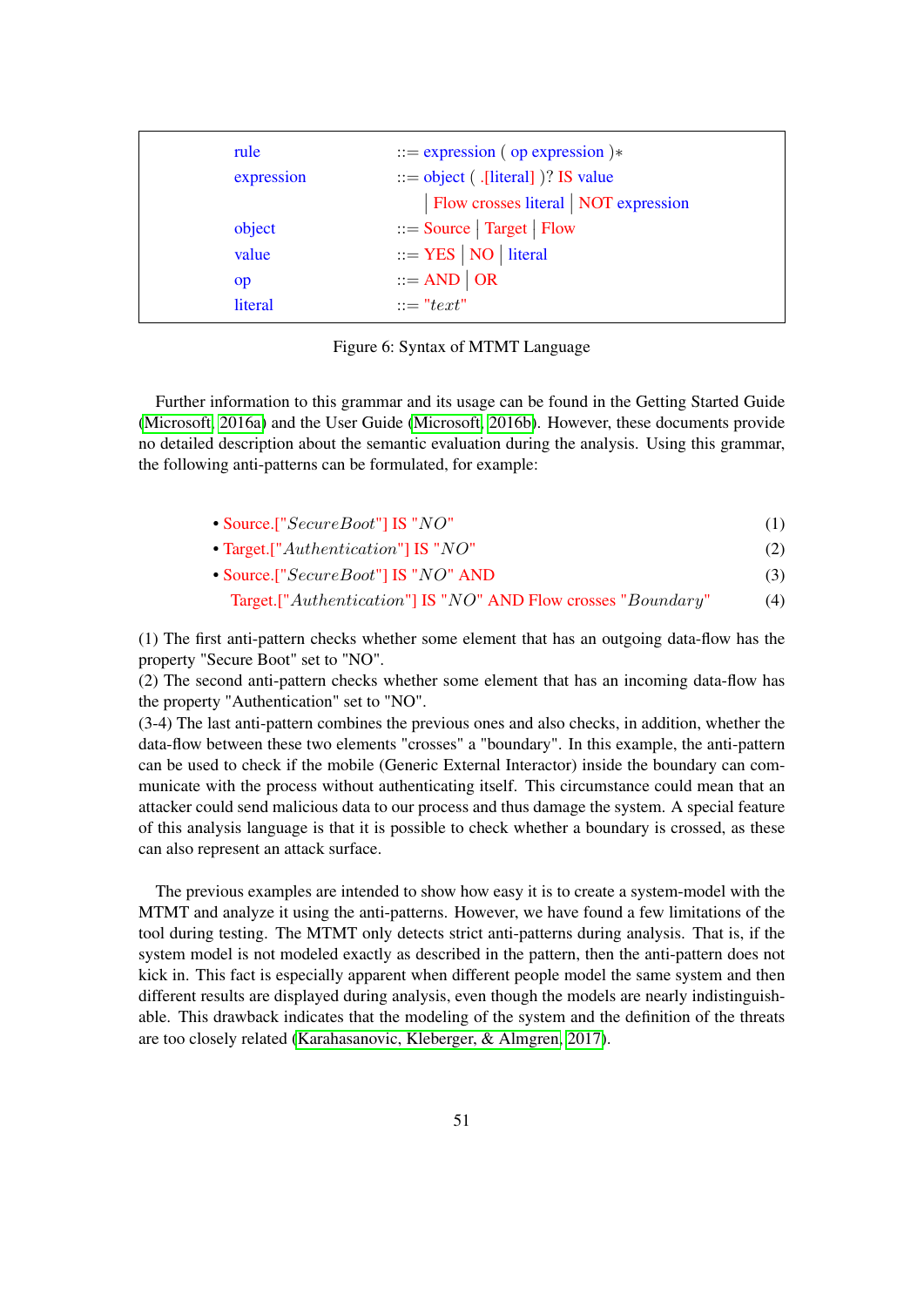```
rule          ::= expression ( op expression )*
expression    ::= object ( .[literal] )? IS value
                | Flow crosses literal | NOT expression
object        ::= Source | Target | Flow
value         ::= YES | NO | literal
op            ::= AND | OR
literal       ::= "text"
```

Figure 6: Syntax of MTMT Language

Further information to this grammar and its usage can be found in the Getting Started Guide (Microsoft, 2016a) and the User Guide (Microsoft, 2016b). However, these documents provide no detailed description about the semantic evaluation during the analysis. Using this grammar, the following anti-patterns can be formulated, for example:

- Source.["*SecureBoot*"] IS "*NO*" (1)
- Target.["*Authentication*"] IS "*NO*" (2)
- Source.["*SecureBoot*"] IS "*NO*" AND (3)
  Target.["*Authentication*"] IS "*NO*" AND Flow crosses "*Boundary*" (4)

(1) The first anti-pattern checks whether some element that has an outgoing data-flow has the property "Secure Boot" set to "NO".
(2) The second anti-pattern checks whether some element that has an incoming data-flow has the property "Authentication" set to "NO".
(3-4) The last anti-pattern combines the previous ones and also checks, in addition, whether the data-flow between these two elements "crosses" a "boundary". In this example, the anti-pattern can be used to check if the mobile (Generic External Interactor) inside the boundary can communicate with the process without authenticating itself. This circumstance could mean that an attacker could send malicious data to our process and thus damage the system. A special feature of this analysis language is that it is possible to check whether a boundary is crossed, as these can also represent an attack surface.

The previous examples are intended to show how easy it is to create a system-model with the MTMT and analyze it using the anti-patterns. However, we have found a few limitations of the tool during testing. The MTMT only detects strict anti-patterns during analysis. That is, if the system model is not modeled exactly as described in the pattern, then the anti-pattern does not kick in. This fact is especially apparent when different people model the same system and then different results are displayed during analysis, even though the models are nearly indistinguishable. This drawback indicates that the modeling of the system and the definition of the threats are too closely related (Karahasanovic, Kleberger, & Almgren, 2017).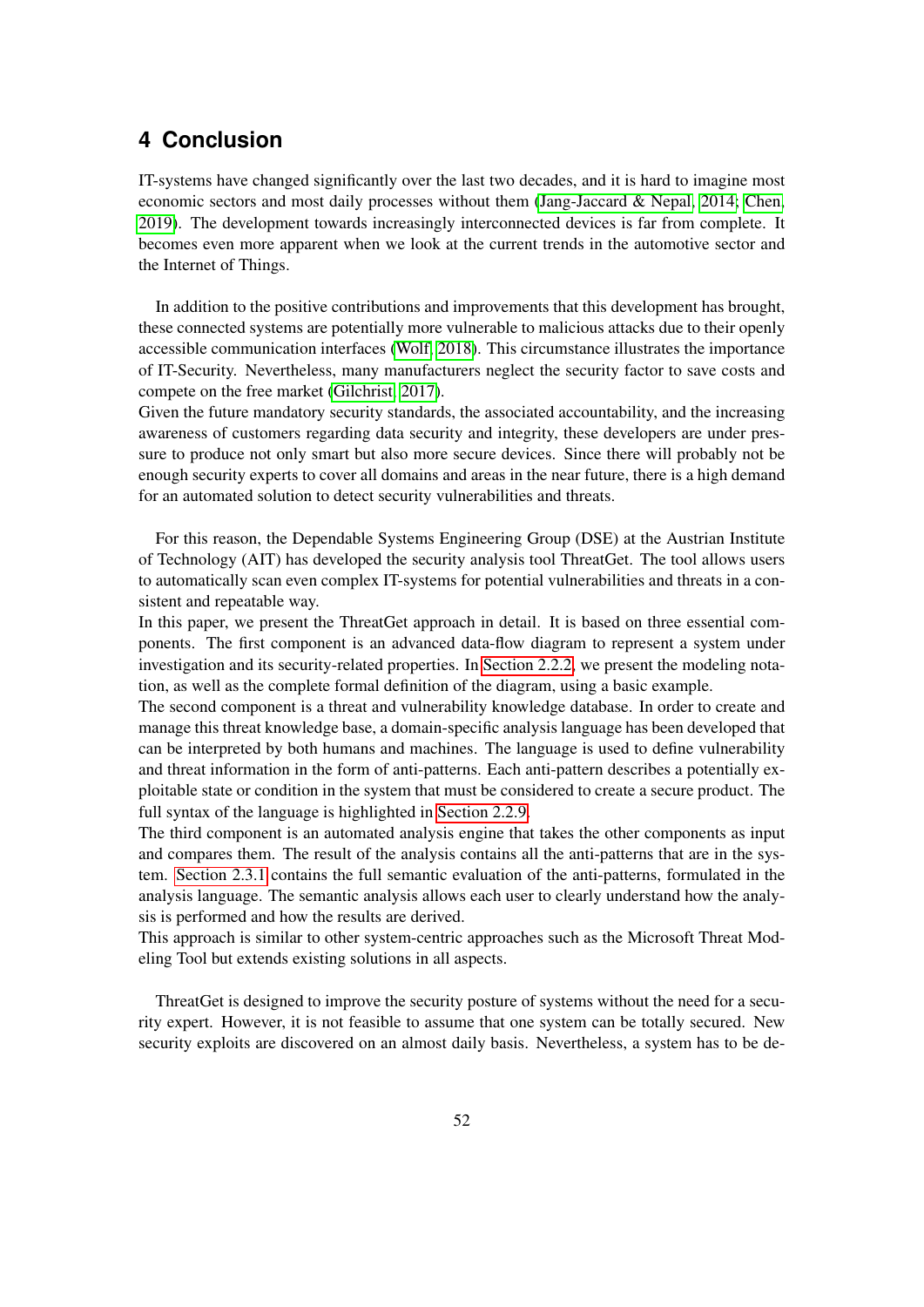# 4 Conclusion

IT-systems have changed significantly over the last two decades, and it is hard to imagine most economic sectors and most daily processes without them (Jang-Jaccard & Nepal, 2014; Chen, 2019). The development towards increasingly interconnected devices is far from complete. It becomes even more apparent when we look at the current trends in the automotive sector and the Internet of Things.

In addition to the positive contributions and improvements that this development has brought, these connected systems are potentially more vulnerable to malicious attacks due to their openly accessible communication interfaces (Wolf, 2018). This circumstance illustrates the importance of IT-Security. Nevertheless, many manufacturers neglect the security factor to save costs and compete on the free market (Gilchrist, 2017).
Given the future mandatory security standards, the associated accountability, and the increasing awareness of customers regarding data security and integrity, these developers are under pressure to produce not only smart but also more secure devices. Since there will probably not be enough security experts to cover all domains and areas in the near future, there is a high demand for an automated solution to detect security vulnerabilities and threats.

For this reason, the Dependable Systems Engineering Group (DSE) at the Austrian Institute of Technology (AIT) has developed the security analysis tool ThreatGet. The tool allows users to automatically scan even complex IT-systems for potential vulnerabilities and threats in a consistent and repeatable way.
In this paper, we present the ThreatGet approach in detail. It is based on three essential components. The first component is an advanced data-flow diagram to represent a system under investigation and its security-related properties. In Section 2.2.2, we present the modeling notation, as well as the complete formal definition of the diagram, using a basic example.
The second component is a threat and vulnerability knowledge database. In order to create and manage this threat knowledge base, a domain-specific analysis language has been developed that can be interpreted by both humans and machines. The language is used to define vulnerability and threat information in the form of anti-patterns. Each anti-pattern describes a potentially exploitable state or condition in the system that must be considered to create a secure product. The full syntax of the language is highlighted in Section 2.2.9.
The third component is an automated analysis engine that takes the other components as input and compares them. The result of the analysis contains all the anti-patterns that are in the system. Section 2.3.1 contains the full semantic evaluation of the anti-patterns, formulated in the analysis language. The semantic analysis allows each user to clearly understand how the analysis is performed and how the results are derived.
This approach is similar to other system-centric approaches such as the Microsoft Threat Modeling Tool but extends existing solutions in all aspects.

ThreatGet is designed to improve the security posture of systems without the need for a security expert. However, it is not feasible to assume that one system can be totally secured. New security exploits are discovered on an almost daily basis. Nevertheless, a system has to be de-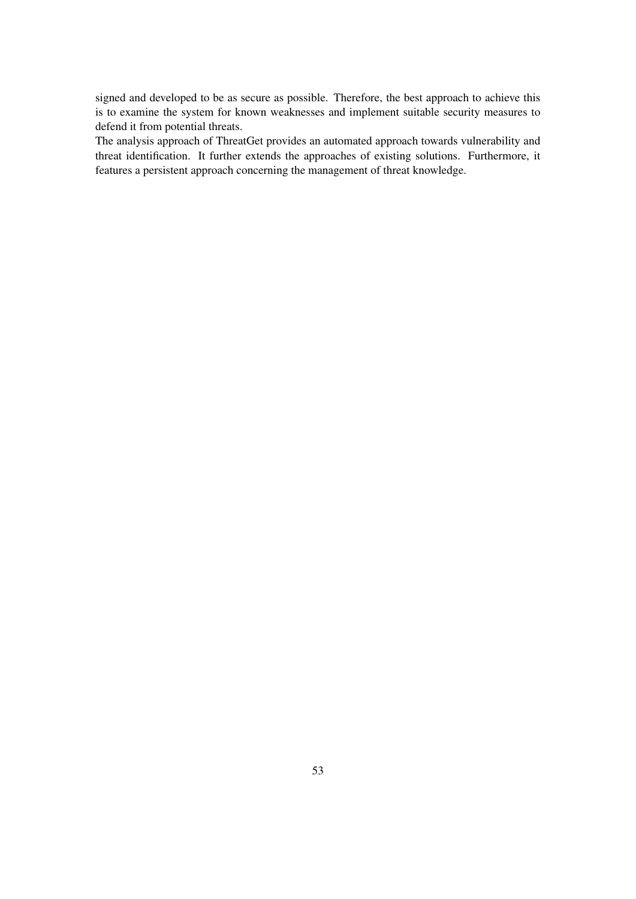signed and developed to be as secure as possible. Therefore, the best approach to achieve this is to examine the system for known weaknesses and implement suitable security measures to defend it from potential threats.

The analysis approach of ThreatGet provides an automated approach towards vulnerability and threat identification. It further extends the approaches of existing solutions. Furthermore, it features a persistent approach concerning the management of threat knowledge.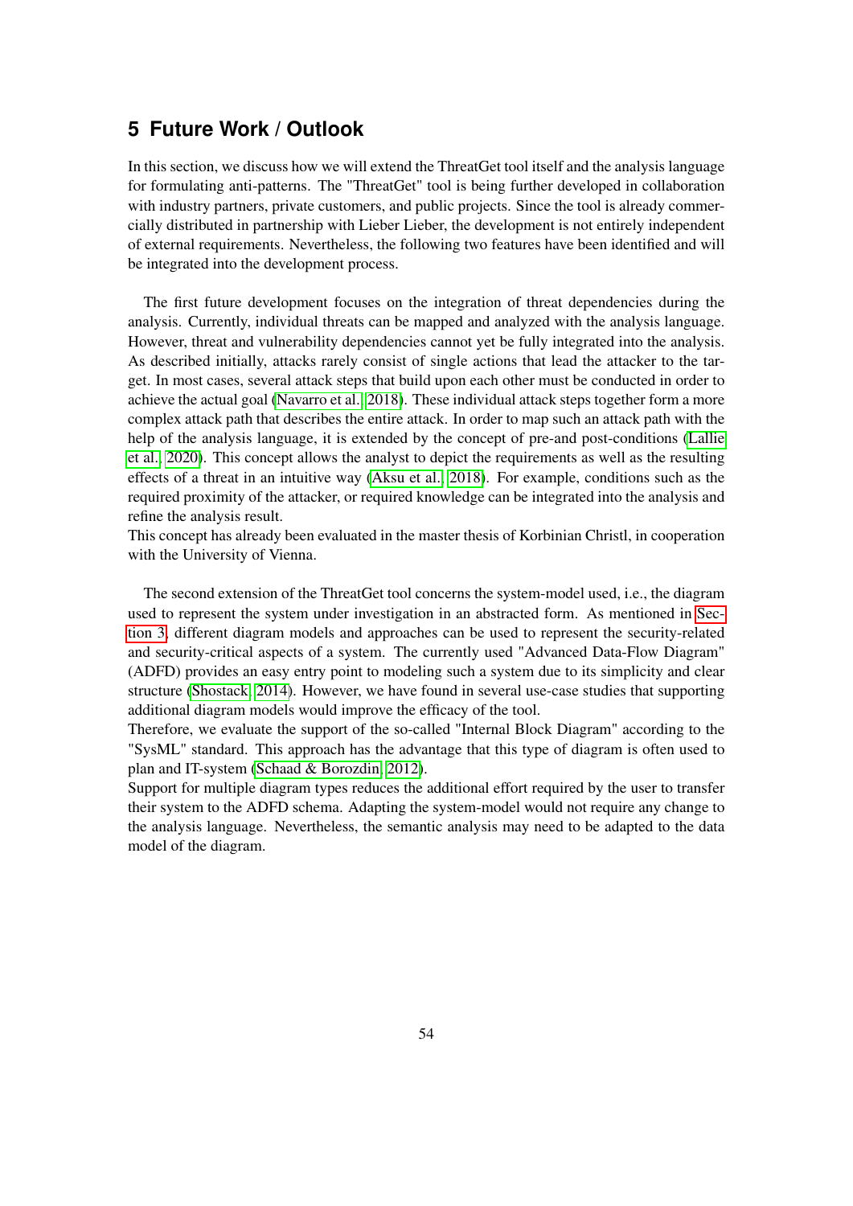## 5 Future Work / Outlook

In this section, we discuss how we will extend the ThreatGet tool itself and the analysis language for formulating anti-patterns. The "ThreatGet" tool is being further developed in collaboration with industry partners, private customers, and public projects. Since the tool is already commercially distributed in partnership with Lieber Lieber, the development is not entirely independent of external requirements. Nevertheless, the following two features have been identified and will be integrated into the development process.

The first future development focuses on the integration of threat dependencies during the analysis. Currently, individual threats can be mapped and analyzed with the analysis language. However, threat and vulnerability dependencies cannot yet be fully integrated into the analysis. As described initially, attacks rarely consist of single actions that lead the attacker to the target. In most cases, several attack steps that build upon each other must be conducted in order to achieve the actual goal (Navarro et al., 2018). These individual attack steps together form a more complex attack path that describes the entire attack. In order to map such an attack path with the help of the analysis language, it is extended by the concept of pre-and post-conditions (Lallie et al., 2020). This concept allows the analyst to depict the requirements as well as the resulting effects of a threat in an intuitive way (Aksu et al., 2018). For example, conditions such as the required proximity of the attacker, or required knowledge can be integrated into the analysis and refine the analysis result.
This concept has already been evaluated in the master thesis of Korbinian Christl, in cooperation with the University of Vienna.

The second extension of the ThreatGet tool concerns the system-model used, i.e., the diagram used to represent the system under investigation in an abstracted form. As mentioned in Section 3, different diagram models and approaches can be used to represent the security-related and security-critical aspects of a system. The currently used "Advanced Data-Flow Diagram" (ADFD) provides an easy entry point to modeling such a system due to its simplicity and clear structure (Shostack, 2014). However, we have found in several use-case studies that supporting additional diagram models would improve the efficacy of the tool.
Therefore, we evaluate the support of the so-called "Internal Block Diagram" according to the "SysML" standard. This approach has the advantage that this type of diagram is often used to plan and IT-system (Schaad & Borozdin, 2012).
Support for multiple diagram types reduces the additional effort required by the user to transfer their system to the ADFD schema. Adapting the system-model would not require any change to the analysis language. Nevertheless, the semantic analysis may need to be adapted to the data model of the diagram.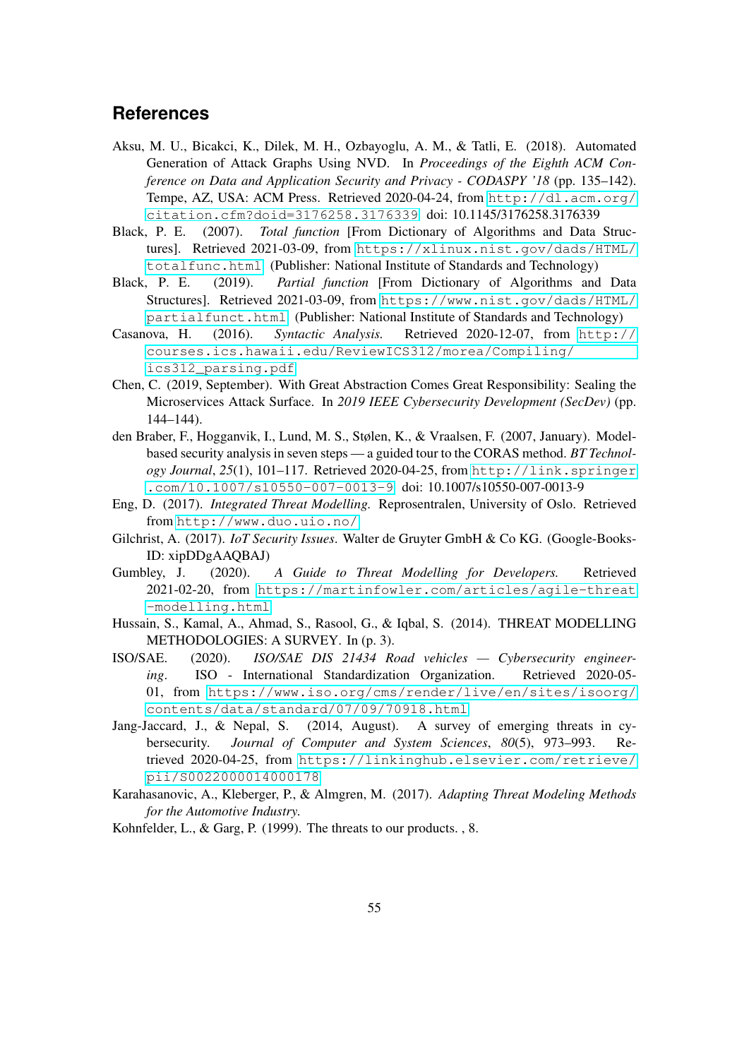# References

Aksu, M. U., Bicakci, K., Dilek, M. H., Ozbayoglu, A. M., & Tatli, E. (2018). Automated Generation of Attack Graphs Using NVD. In *Proceedings of the Eighth ACM Conference on Data and Application Security and Privacy - CODASPY '18* (pp. 135–142). Tempe, AZ, USA: ACM Press. Retrieved 2020-04-24, from http://dl.acm.org/citation.cfm?doid=3176258.3176339 doi: 10.1145/3176258.3176339

Black, P. E. (2007). *Total function* [From Dictionary of Algorithms and Data Structures]. Retrieved 2021-03-09, from https://xlinux.nist.gov/dads/HTML/totalfunc.html (Publisher: National Institute of Standards and Technology)

Black, P. E. (2019). *Partial function* [From Dictionary of Algorithms and Data Structures]. Retrieved 2021-03-09, from https://www.nist.gov/dads/HTML/partialfunct.html (Publisher: National Institute of Standards and Technology)

Casanova, H. (2016). *Syntactic Analysis.* Retrieved 2020-12-07, from http://courses.ics.hawaii.edu/ReviewICS312/morea/Compiling/ics312_parsing.pdf

Chen, C. (2019, September). With Great Abstraction Comes Great Responsibility: Sealing the Microservices Attack Surface. In *2019 IEEE Cybersecurity Development (SecDev)* (pp. 144–144).

den Braber, F., Hogganvik, I., Lund, M. S., Stølen, K., & Vraalsen, F. (2007, January). Model-based security analysis in seven steps — a guided tour to the CORAS method. *BT Technology Journal*, *25*(1), 101–117. Retrieved 2020-04-25, from http://link.springer.com/10.1007/s10550-007-0013-9 doi: 10.1007/s10550-007-0013-9

Eng, D. (2017). *Integrated Threat Modelling.* Reprosentralen, University of Oslo. Retrieved from http://www.duo.uio.no/

Gilchrist, A. (2017). *IoT Security Issues.* Walter de Gruyter GmbH & Co KG. (Google-Books-ID: xipDDgAAQBAJ)

Gumbley, J. (2020). *A Guide to Threat Modelling for Developers.* Retrieved 2021-02-20, from https://martinfowler.com/articles/agile-threat-modelling.html

Hussain, S., Kamal, A., Ahmad, S., Rasool, G., & Iqbal, S. (2014). THREAT MODELLING METHODOLOGIES: A SURVEY. In (p. 3).

ISO/SAE. (2020). *ISO/SAE DIS 21434 Road vehicles — Cybersecurity engineering.* ISO - International Standardization Organization. Retrieved 2020-05-01, from https://www.iso.org/cms/render/live/en/sites/isoorg/contents/data/standard/07/09/70918.html

Jang-Jaccard, J., & Nepal, S. (2014, August). A survey of emerging threats in cybersecurity. *Journal of Computer and System Sciences*, *80*(5), 973–993. Retrieved 2020-04-25, from https://linkinghub.elsevier.com/retrieve/pii/S0022000014000178

Karahasanovic, A., Kleberger, P., & Almgren, M. (2017). *Adapting Threat Modeling Methods for the Automotive Industry.*

Kohnfelder, L., & Garg, P. (1999). The threats to our products. , 8.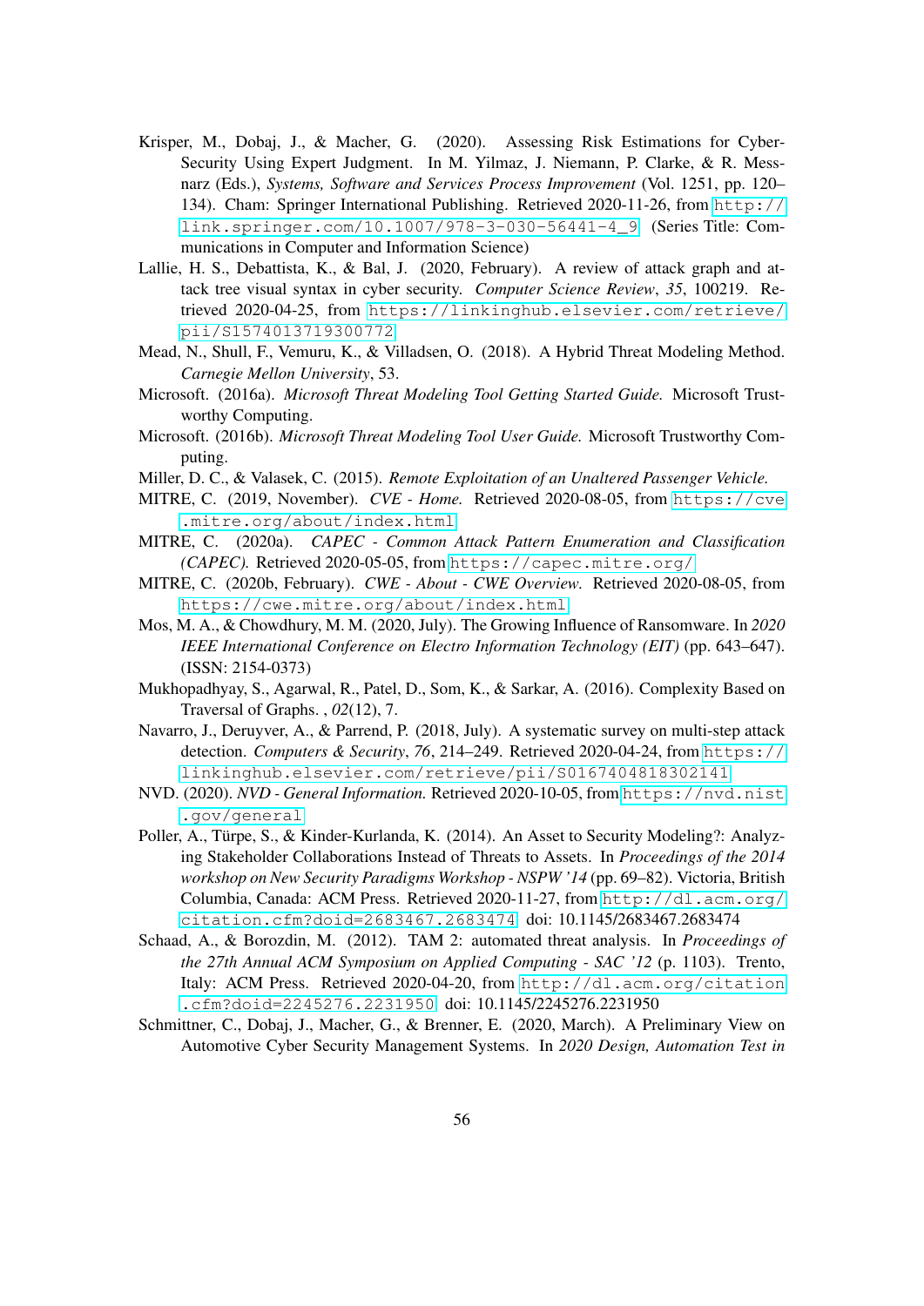Krisper, M., Dobaj, J., & Macher, G. (2020). Assessing Risk Estimations for Cyber-Security Using Expert Judgment. In M. Yilmaz, J. Niemann, P. Clarke, & R. Messnarz (Eds.), *Systems, Software and Services Process Improvement* (Vol. 1251, pp. 120–134). Cham: Springer International Publishing. Retrieved 2020-11-26, from http://link.springer.com/10.1007/978-3-030-56441-4_9 (Series Title: Communications in Computer and Information Science)

Lallie, H. S., Debattista, K., & Bal, J. (2020, February). A review of attack graph and attack tree visual syntax in cyber security. *Computer Science Review*, *35*, 100219. Retrieved 2020-04-25, from https://linkinghub.elsevier.com/retrieve/pii/S1574013719300772

Mead, N., Shull, F., Vemuru, K., & Villadsen, O. (2018). A Hybrid Threat Modeling Method. *Carnegie Mellon University*, 53.

Microsoft. (2016a). *Microsoft Threat Modeling Tool Getting Started Guide.* Microsoft Trustworthy Computing.

Microsoft. (2016b). *Microsoft Threat Modeling Tool User Guide.* Microsoft Trustworthy Computing.

Miller, D. C., & Valasek, C. (2015). *Remote Exploitation of an Unaltered Passenger Vehicle.*

MITRE, C. (2019, November). *CVE - Home.* Retrieved 2020-08-05, from https://cve.mitre.org/about/index.html

MITRE, C. (2020a). *CAPEC - Common Attack Pattern Enumeration and Classification (CAPEC).* Retrieved 2020-05-05, from https://capec.mitre.org/

MITRE, C. (2020b, February). *CWE - About - CWE Overview.* Retrieved 2020-08-05, from https://cwe.mitre.org/about/index.html

Mos, M. A., & Chowdhury, M. M. (2020, July). The Growing Influence of Ransomware. In *2020 IEEE International Conference on Electro Information Technology (EIT)* (pp. 643–647). (ISSN: 2154-0373)

Mukhopadhyay, S., Agarwal, R., Patel, D., Som, K., & Sarkar, A. (2016). Complexity Based on Traversal of Graphs. , *02*(12), 7.

Navarro, J., Deruyver, A., & Parrend, P. (2018, July). A systematic survey on multi-step attack detection. *Computers & Security*, *76*, 214–249. Retrieved 2020-04-24, from https://linkinghub.elsevier.com/retrieve/pii/S0167404818302141

NVD. (2020). *NVD - General Information.* Retrieved 2020-10-05, from https://nvd.nist.gov/general

Poller, A., Türpe, S., & Kinder-Kurlanda, K. (2014). An Asset to Security Modeling?: Analyzing Stakeholder Collaborations Instead of Threats to Assets. In *Proceedings of the 2014 workshop on New Security Paradigms Workshop - NSPW '14* (pp. 69–82). Victoria, British Columbia, Canada: ACM Press. Retrieved 2020-11-27, from http://dl.acm.org/citation.cfm?doid=2683467.2683474 doi: 10.1145/2683467.2683474

Schaad, A., & Borozdin, M. (2012). TAM 2: automated threat analysis. In *Proceedings of the 27th Annual ACM Symposium on Applied Computing - SAC '12* (p. 1103). Trento, Italy: ACM Press. Retrieved 2020-04-20, from http://dl.acm.org/citation.cfm?doid=2245276.2231950 doi: 10.1145/2245276.2231950

Schmittner, C., Dobaj, J., Macher, G., & Brenner, E. (2020, March). A Preliminary View on Automotive Cyber Security Management Systems. In *2020 Design, Automation Test in*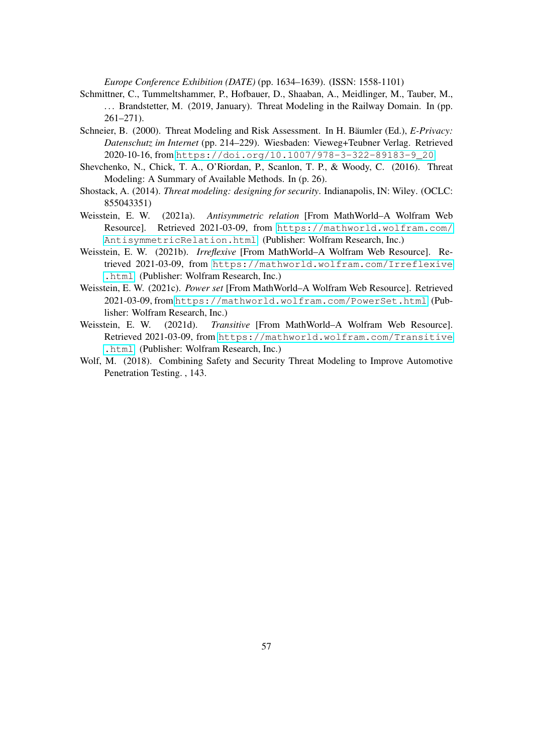*Europe Conference Exhibition (DATE)* (pp. 1634–1639). (ISSN: 1558-1101)

Schmittner, C., Tummeltshammer, P., Hofbauer, D., Shaaban, A., Meidlinger, M., Tauber, M., ... Brandstetter, M. (2019, January). Threat Modeling in the Railway Domain. In (pp. 261–271).

Schneier, B. (2000). Threat Modeling and Risk Assessment. In H. Bäumler (Ed.), *E-Privacy: Datenschutz im Internet* (pp. 214–229). Wiesbaden: Vieweg+Teubner Verlag. Retrieved 2020-10-16, from https://doi.org/10.1007/978-3-322-89183-9_20

Shevchenko, N., Chick, T. A., O'Riordan, P., Scanlon, T. P., & Woody, C. (2016). Threat Modeling: A Summary of Available Methods. In (p. 26).

Shostack, A. (2014). *Threat modeling: designing for security*. Indianapolis, IN: Wiley. (OCLC: 855043351)

Weisstein, E. W. (2021a). *Antisymmetric relation* [From MathWorld–A Wolfram Web Resource]. Retrieved 2021-03-09, from https://mathworld.wolfram.com/AntisymmetricRelation.html (Publisher: Wolfram Research, Inc.)

Weisstein, E. W. (2021b). *Irreflexive* [From MathWorld–A Wolfram Web Resource]. Retrieved 2021-03-09, from https://mathworld.wolfram.com/Irreflexive.html (Publisher: Wolfram Research, Inc.)

Weisstein, E. W. (2021c). *Power set* [From MathWorld–A Wolfram Web Resource]. Retrieved 2021-03-09, from https://mathworld.wolfram.com/PowerSet.html (Publisher: Wolfram Research, Inc.)

Weisstein, E. W. (2021d). *Transitive* [From MathWorld–A Wolfram Web Resource]. Retrieved 2021-03-09, from https://mathworld.wolfram.com/Transitive.html (Publisher: Wolfram Research, Inc.)

Wolf, M. (2018). Combining Safety and Security Threat Modeling to Improve Automotive Penetration Testing. , 143.